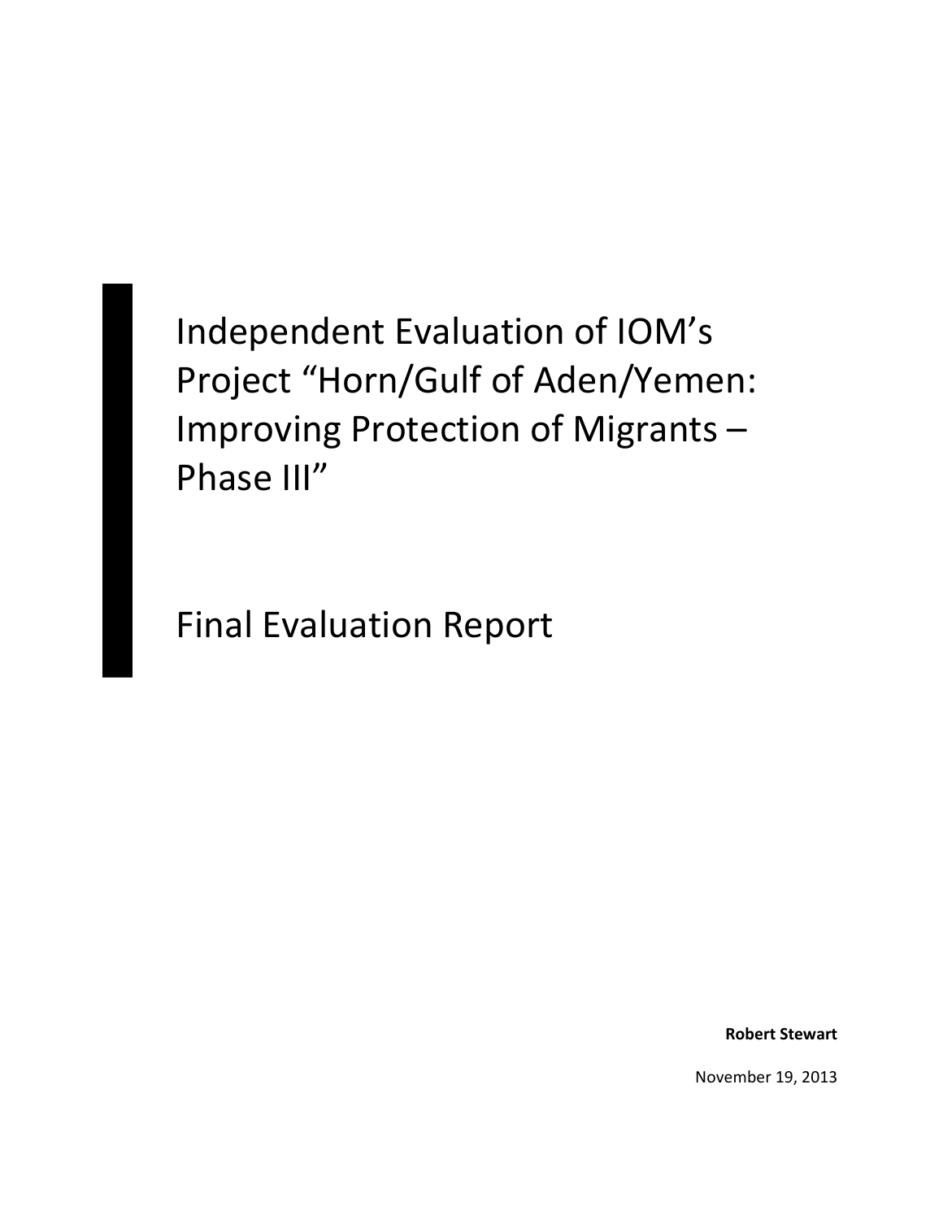# Independent Evaluation of IOM's Project "Horn/Gulf of Aden/Yemen: Improving Protection of Migrants – Phase III"

# Final Evaluation Report

**Robert Stewart**

November 19, 2013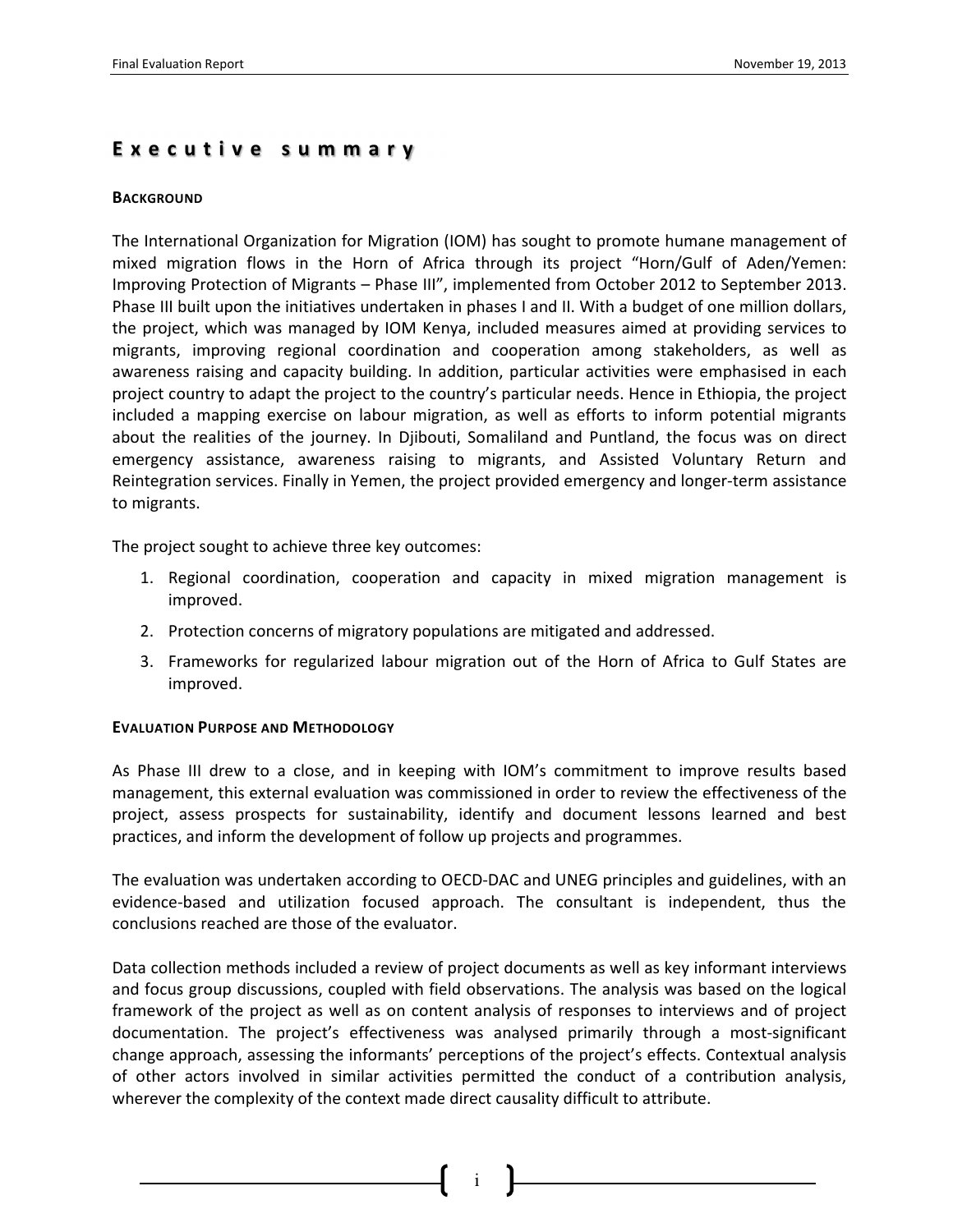# Executive summary

### Background

The International Organization for Migration (IOM) has sought to promote humane management of mixed migration flows in the Horn of Africa through its project "Horn/Gulf of Aden/Yemen: Improving Protection of Migrants – Phase III", implemented from October 2012 to September 2013. Phase III built upon the initiatives undertaken in phases I and II. With a budget of one million dollars, the project, which was managed by IOM Kenya, included measures aimed at providing services to migrants, improving regional coordination and cooperation among stakeholders, as well as awareness raising and capacity building. In addition, particular activities were emphasised in each project country to adapt the project to the country's particular needs. Hence in Ethiopia, the project included a mapping exercise on labour migration, as well as efforts to inform potential migrants about the realities of the journey. In Djibouti, Somaliland and Puntland, the focus was on direct emergency assistance, awareness raising to migrants, and Assisted Voluntary Return and Reintegration services. Finally in Yemen, the project provided emergency and longer-term assistance to migrants.

The project sought to achieve three key outcomes:

1. Regional coordination, cooperation and capacity in mixed migration management is improved.
2. Protection concerns of migratory populations are mitigated and addressed.
3. Frameworks for regularized labour migration out of the Horn of Africa to Gulf States are improved.

### Evaluation Purpose and Methodology

As Phase III drew to a close, and in keeping with IOM's commitment to improve results based management, this external evaluation was commissioned in order to review the effectiveness of the project, assess prospects for sustainability, identify and document lessons learned and best practices, and inform the development of follow up projects and programmes.

The evaluation was undertaken according to OECD-DAC and UNEG principles and guidelines, with an evidence-based and utilization focused approach. The consultant is independent, thus the conclusions reached are those of the evaluator.

Data collection methods included a review of project documents as well as key informant interviews and focus group discussions, coupled with field observations. The analysis was based on the logical framework of the project as well as on content analysis of responses to interviews and of project documentation. The project's effectiveness was analysed primarily through a most-significant change approach, assessing the informants' perceptions of the project's effects. Contextual analysis of other actors involved in similar activities permitted the conduct of a contribution analysis, wherever the complexity of the context made direct causality difficult to attribute.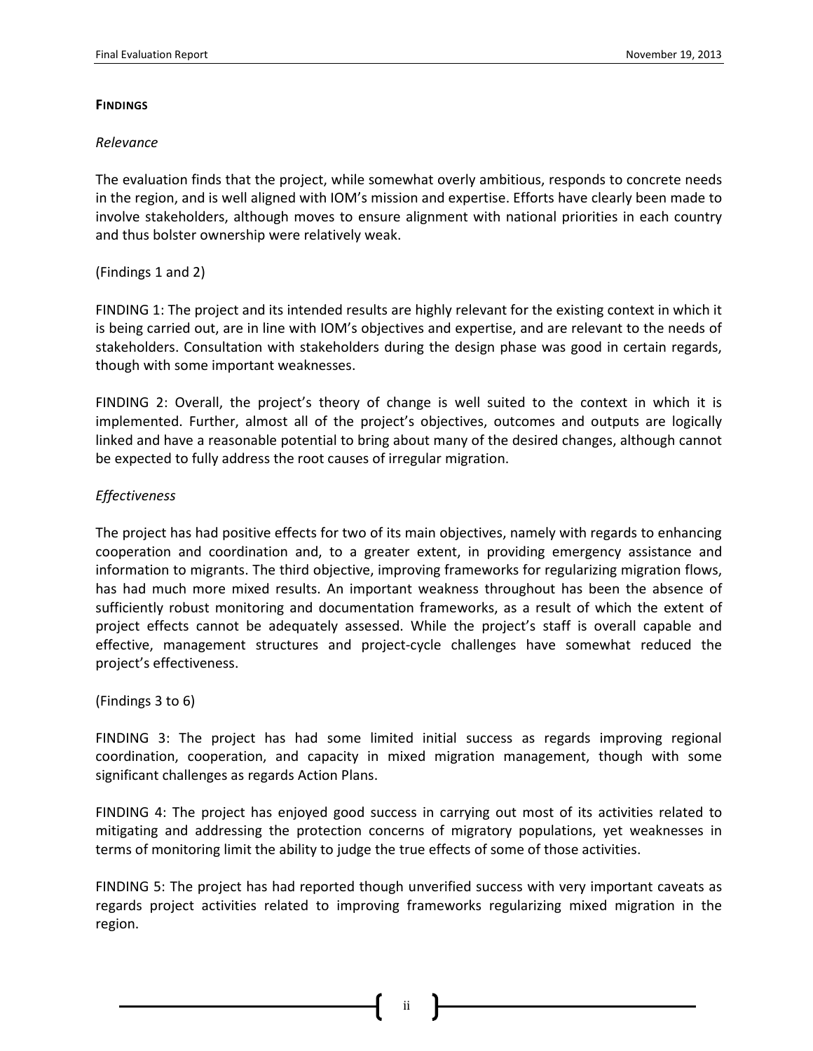### FINDINGS

*Relevance*

The evaluation finds that the project, while somewhat overly ambitious, responds to concrete needs in the region, and is well aligned with IOM's mission and expertise. Efforts have clearly been made to involve stakeholders, although moves to ensure alignment with national priorities in each country and thus bolster ownership were relatively weak.

(Findings 1 and 2)

FINDING 1: The project and its intended results are highly relevant for the existing context in which it is being carried out, are in line with IOM's objectives and expertise, and are relevant to the needs of stakeholders. Consultation with stakeholders during the design phase was good in certain regards, though with some important weaknesses.

FINDING 2: Overall, the project's theory of change is well suited to the context in which it is implemented. Further, almost all of the project's objectives, outcomes and outputs are logically linked and have a reasonable potential to bring about many of the desired changes, although cannot be expected to fully address the root causes of irregular migration.

*Effectiveness*

The project has had positive effects for two of its main objectives, namely with regards to enhancing cooperation and coordination and, to a greater extent, in providing emergency assistance and information to migrants. The third objective, improving frameworks for regularizing migration flows, has had much more mixed results. An important weakness throughout has been the absence of sufficiently robust monitoring and documentation frameworks, as a result of which the extent of project effects cannot be adequately assessed. While the project's staff is overall capable and effective, management structures and project-cycle challenges have somewhat reduced the project's effectiveness.

(Findings 3 to 6)

FINDING 3: The project has had some limited initial success as regards improving regional coordination, cooperation, and capacity in mixed migration management, though with some significant challenges as regards Action Plans.

FINDING 4: The project has enjoyed good success in carrying out most of its activities related to mitigating and addressing the protection concerns of migratory populations, yet weaknesses in terms of monitoring limit the ability to judge the true effects of some of those activities.

FINDING 5: The project has had reported though unverified success with very important caveats as regards project activities related to improving frameworks regularizing mixed migration in the region.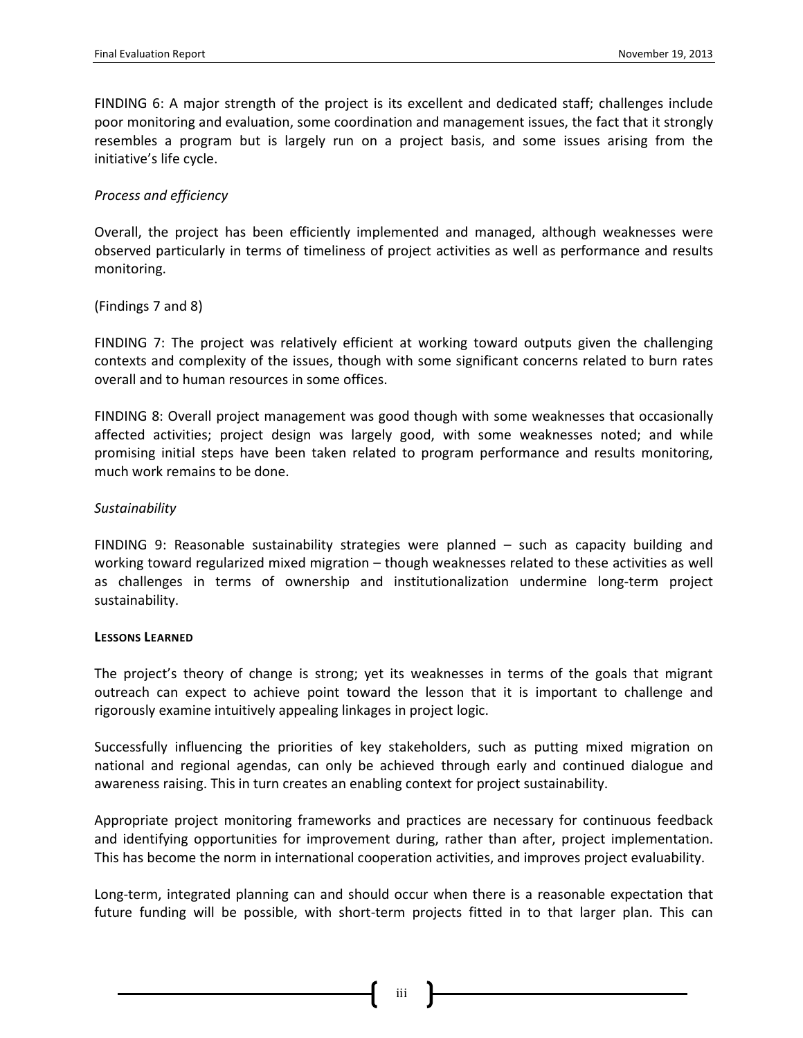FINDING 6: A major strength of the project is its excellent and dedicated staff; challenges include poor monitoring and evaluation, some coordination and management issues, the fact that it strongly resembles a program but is largely run on a project basis, and some issues arising from the initiative's life cycle.

*Process and efficiency*

Overall, the project has been efficiently implemented and managed, although weaknesses were observed particularly in terms of timeliness of project activities as well as performance and results monitoring.

(Findings 7 and 8)

FINDING 7: The project was relatively efficient at working toward outputs given the challenging contexts and complexity of the issues, though with some significant concerns related to burn rates overall and to human resources in some offices.

FINDING 8: Overall project management was good though with some weaknesses that occasionally affected activities; project design was largely good, with some weaknesses noted; and while promising initial steps have been taken related to program performance and results monitoring, much work remains to be done.

*Sustainability*

FINDING 9: Reasonable sustainability strategies were planned – such as capacity building and working toward regularized mixed migration – though weaknesses related to these activities as well as challenges in terms of ownership and institutionalization undermine long-term project sustainability.

**LESSONS LEARNED**

The project's theory of change is strong; yet its weaknesses in terms of the goals that migrant outreach can expect to achieve point toward the lesson that it is important to challenge and rigorously examine intuitively appealing linkages in project logic.

Successfully influencing the priorities of key stakeholders, such as putting mixed migration on national and regional agendas, can only be achieved through early and continued dialogue and awareness raising. This in turn creates an enabling context for project sustainability.

Appropriate project monitoring frameworks and practices are necessary for continuous feedback and identifying opportunities for improvement during, rather than after, project implementation. This has become the norm in international cooperation activities, and improves project evaluability.

Long-term, integrated planning can and should occur when there is a reasonable expectation that future funding will be possible, with short-term projects fitted in to that larger plan. This can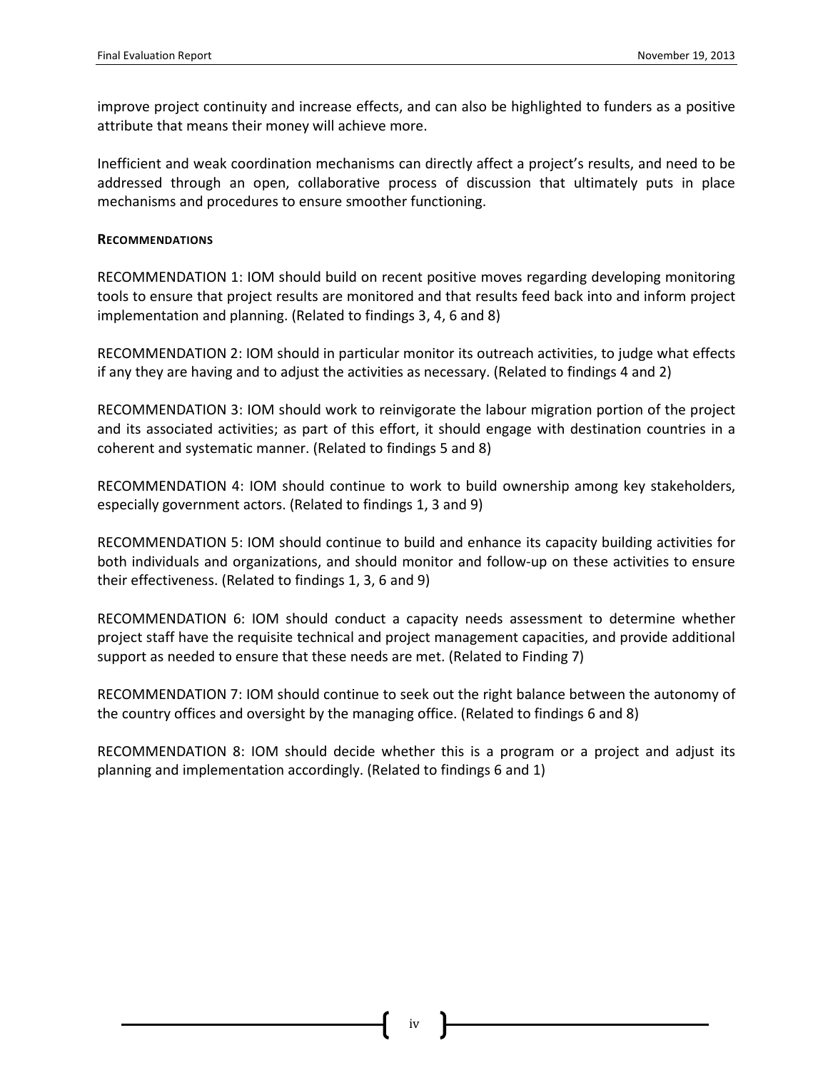improve project continuity and increase effects, and can also be highlighted to funders as a positive attribute that means their money will achieve more.

Inefficient and weak coordination mechanisms can directly affect a project's results, and need to be addressed through an open, collaborative process of discussion that ultimately puts in place mechanisms and procedures to ensure smoother functioning.

**RECOMMENDATIONS**

RECOMMENDATION 1: IOM should build on recent positive moves regarding developing monitoring tools to ensure that project results are monitored and that results feed back into and inform project implementation and planning. (Related to findings 3, 4, 6 and 8)

RECOMMENDATION 2: IOM should in particular monitor its outreach activities, to judge what effects if any they are having and to adjust the activities as necessary. (Related to findings 4 and 2)

RECOMMENDATION 3: IOM should work to reinvigorate the labour migration portion of the project and its associated activities; as part of this effort, it should engage with destination countries in a coherent and systematic manner. (Related to findings 5 and 8)

RECOMMENDATION 4: IOM should continue to work to build ownership among key stakeholders, especially government actors. (Related to findings 1, 3 and 9)

RECOMMENDATION 5: IOM should continue to build and enhance its capacity building activities for both individuals and organizations, and should monitor and follow-up on these activities to ensure their effectiveness. (Related to findings 1, 3, 6 and 9)

RECOMMENDATION 6: IOM should conduct a capacity needs assessment to determine whether project staff have the requisite technical and project management capacities, and provide additional support as needed to ensure that these needs are met. (Related to Finding 7)

RECOMMENDATION 7: IOM should continue to seek out the right balance between the autonomy of the country offices and oversight by the managing office. (Related to findings 6 and 8)

RECOMMENDATION 8: IOM should decide whether this is a program or a project and adjust its planning and implementation accordingly. (Related to findings 6 and 1)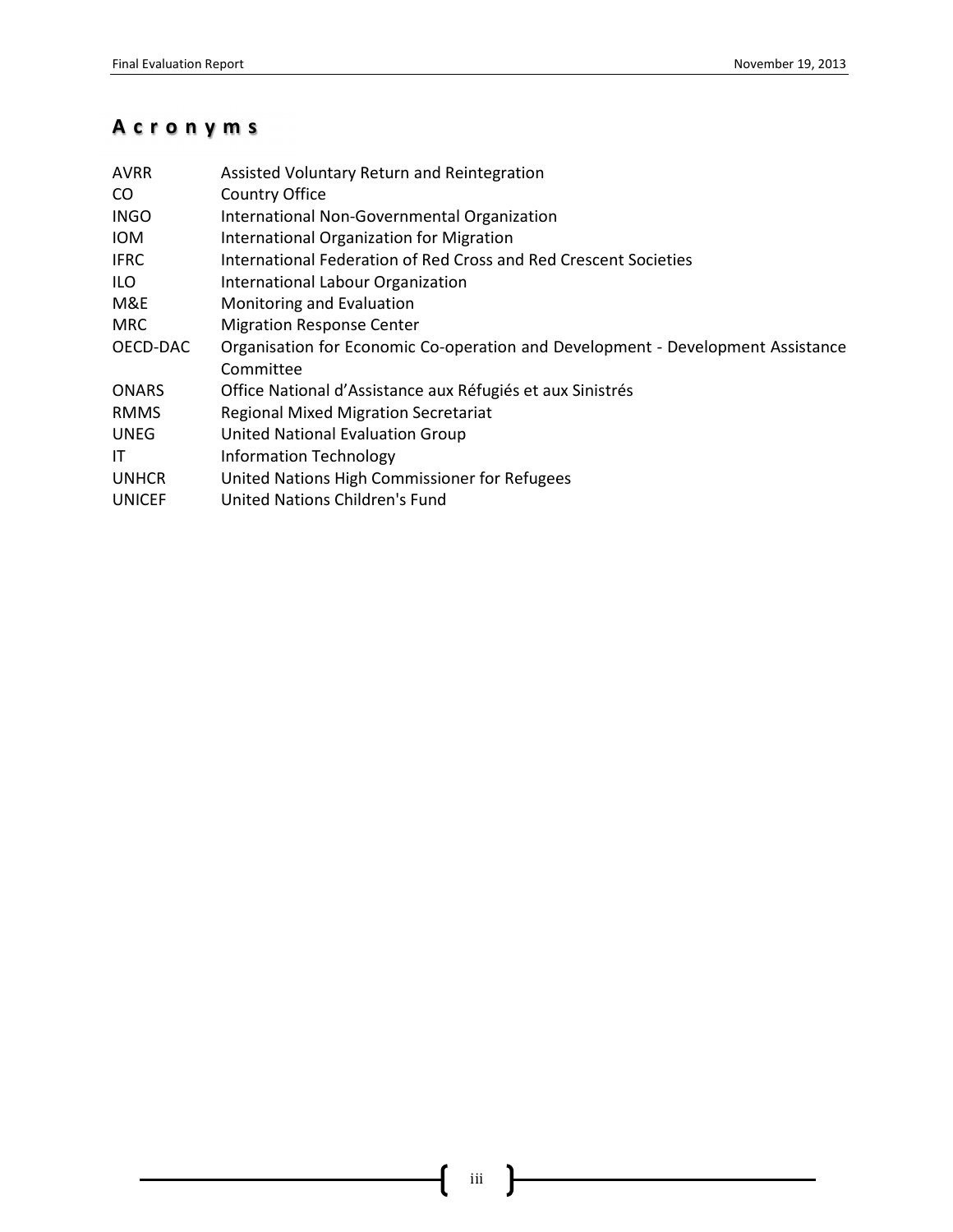# Acronyms

| | |
|---|---|
| AVRR | Assisted Voluntary Return and Reintegration |
| CO | Country Office |
| INGO | International Non-Governmental Organization |
| IOM | International Organization for Migration |
| IFRC | International Federation of Red Cross and Red Crescent Societies |
| ILO | International Labour Organization |
| M&E | Monitoring and Evaluation |
| MRC | Migration Response Center |
| OECD-DAC | Organisation for Economic Co-operation and Development - Development Assistance Committee |
| ONARS | Office National d'Assistance aux Réfugiés et aux Sinistrés |
| RMMS | Regional Mixed Migration Secretariat |
| UNEG | United National Evaluation Group |
| IT | Information Technology |
| UNHCR | United Nations High Commissioner for Refugees |
| UNICEF | United Nations Children's Fund |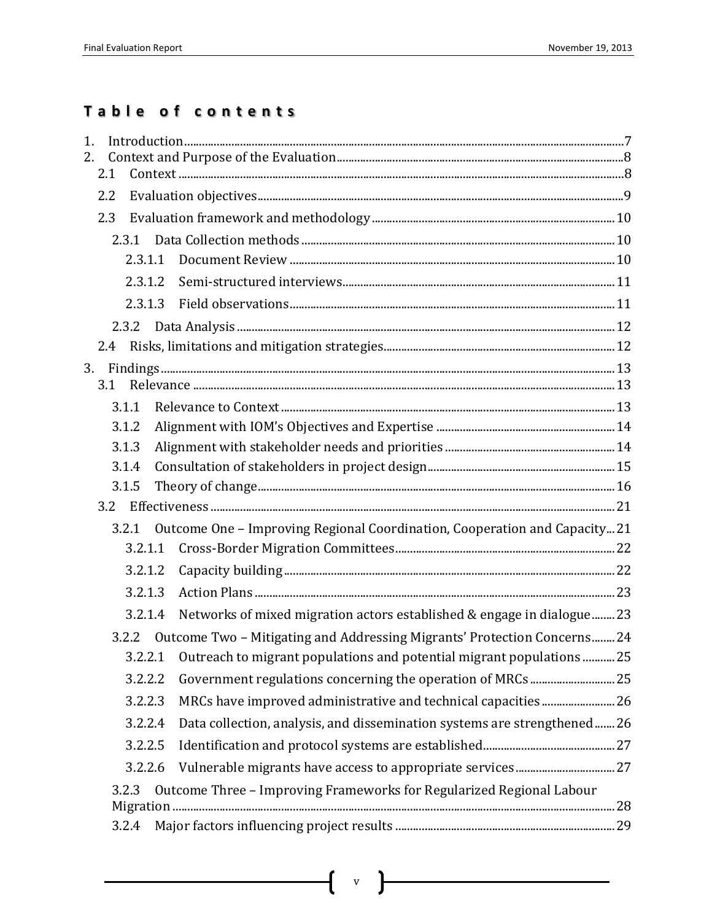# Table of contents

1. Introduction .......... 7
2. Context and Purpose of the Evaluation .......... 8
   - 2.1 Context .......... 8
   - 2.2 Evaluation objectives .......... 9
   - 2.3 Evaluation framework and methodology .......... 10
     - 2.3.1 Data Collection methods .......... 10
       - 2.3.1.1 Document Review .......... 10
       - 2.3.1.2 Semi-structured interviews .......... 11
       - 2.3.1.3 Field observations .......... 11
     - 2.3.2 Data Analysis .......... 12
   - 2.4 Risks, limitations and mitigation strategies .......... 12
3. Findings .......... 13
   - 3.1 Relevance .......... 13
     - 3.1.1 Relevance to Context .......... 13
     - 3.1.2 Alignment with IOM's Objectives and Expertise .......... 14
     - 3.1.3 Alignment with stakeholder needs and priorities .......... 14
     - 3.1.4 Consultation of stakeholders in project design .......... 15
     - 3.1.5 Theory of change .......... 16
   - 3.2 Effectiveness .......... 21
     - 3.2.1 Outcome One – Improving Regional Coordination, Cooperation and Capacity .......... 21
       - 3.2.1.1 Cross-Border Migration Committees .......... 22
       - 3.2.1.2 Capacity building .......... 22
       - 3.2.1.3 Action Plans .......... 23
       - 3.2.1.4 Networks of mixed migration actors established & engage in dialogue .......... 23
     - 3.2.2 Outcome Two – Mitigating and Addressing Migrants' Protection Concerns .......... 24
       - 3.2.2.1 Outreach to migrant populations and potential migrant populations .......... 25
       - 3.2.2.2 Government regulations concerning the operation of MRCs .......... 25
       - 3.2.2.3 MRCs have improved administrative and technical capacities .......... 26
       - 3.2.2.4 Data collection, analysis, and dissemination systems are strengthened .......... 26
       - 3.2.2.5 Identification and protocol systems are established .......... 27
       - 3.2.2.6 Vulnerable migrants have access to appropriate services .......... 27
     - 3.2.3 Outcome Three – Improving Frameworks for Regularized Regional Labour Migration .......... 28
     - 3.2.4 Major factors influencing project results .......... 29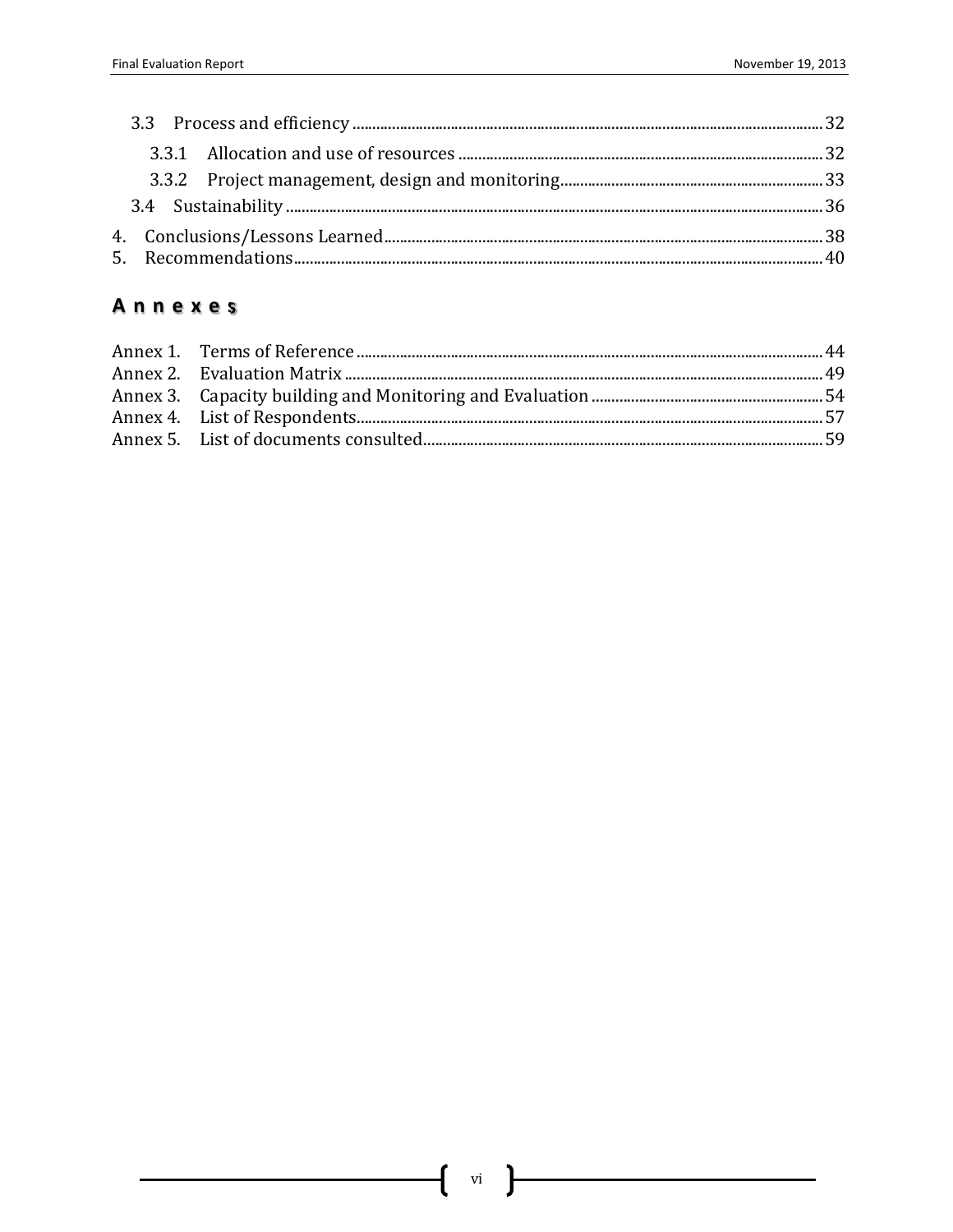3.3 Process and efficiency ..... 32

3.3.1 Allocation and use of resources ..... 32

3.3.2 Project management, design and monitoring ..... 33

3.4 Sustainability ..... 36

4. Conclusions/Lessons Learned ..... 38
5. Recommendations ..... 40

## Annexes

Annex 1. Terms of Reference ..... 44
Annex 2. Evaluation Matrix ..... 49
Annex 3. Capacity building and Monitoring and Evaluation ..... 54
Annex 4. List of Respondents ..... 57
Annex 5. List of documents consulted ..... 59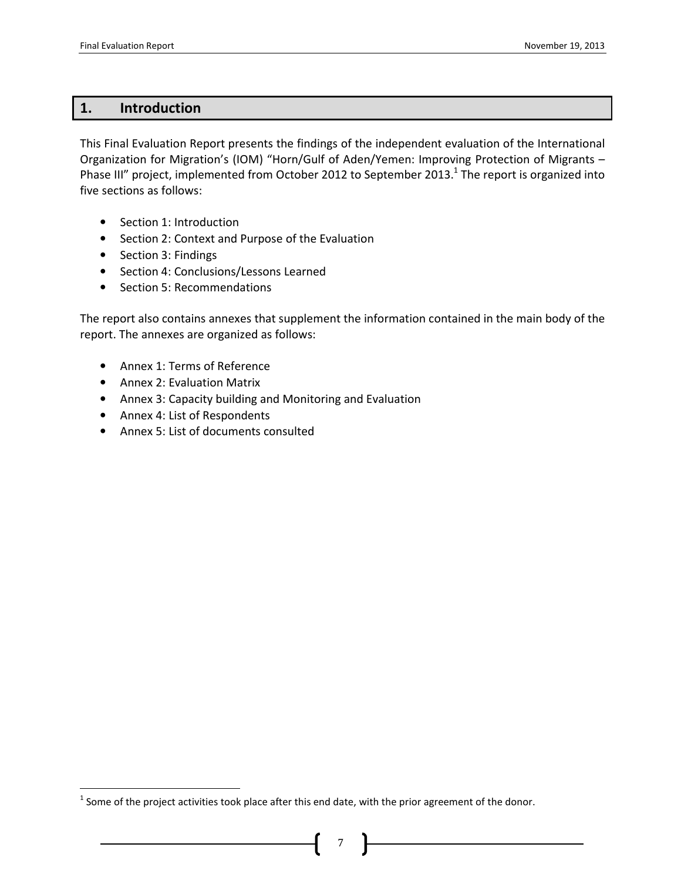# 1. Introduction

This Final Evaluation Report presents the findings of the independent evaluation of the International Organization for Migration's (IOM) "Horn/Gulf of Aden/Yemen: Improving Protection of Migrants – Phase III" project, implemented from October 2012 to September 2013.[1] The report is organized into five sections as follows:

- Section 1: Introduction
- Section 2: Context and Purpose of the Evaluation
- Section 3: Findings
- Section 4: Conclusions/Lessons Learned
- Section 5: Recommendations

The report also contains annexes that supplement the information contained in the main body of the report. The annexes are organized as follows:

- Annex 1: Terms of Reference
- Annex 2: Evaluation Matrix
- Annex 3: Capacity building and Monitoring and Evaluation
- Annex 4: List of Respondents
- Annex 5: List of documents consulted

[1] Some of the project activities took place after this end date, with the prior agreement of the donor.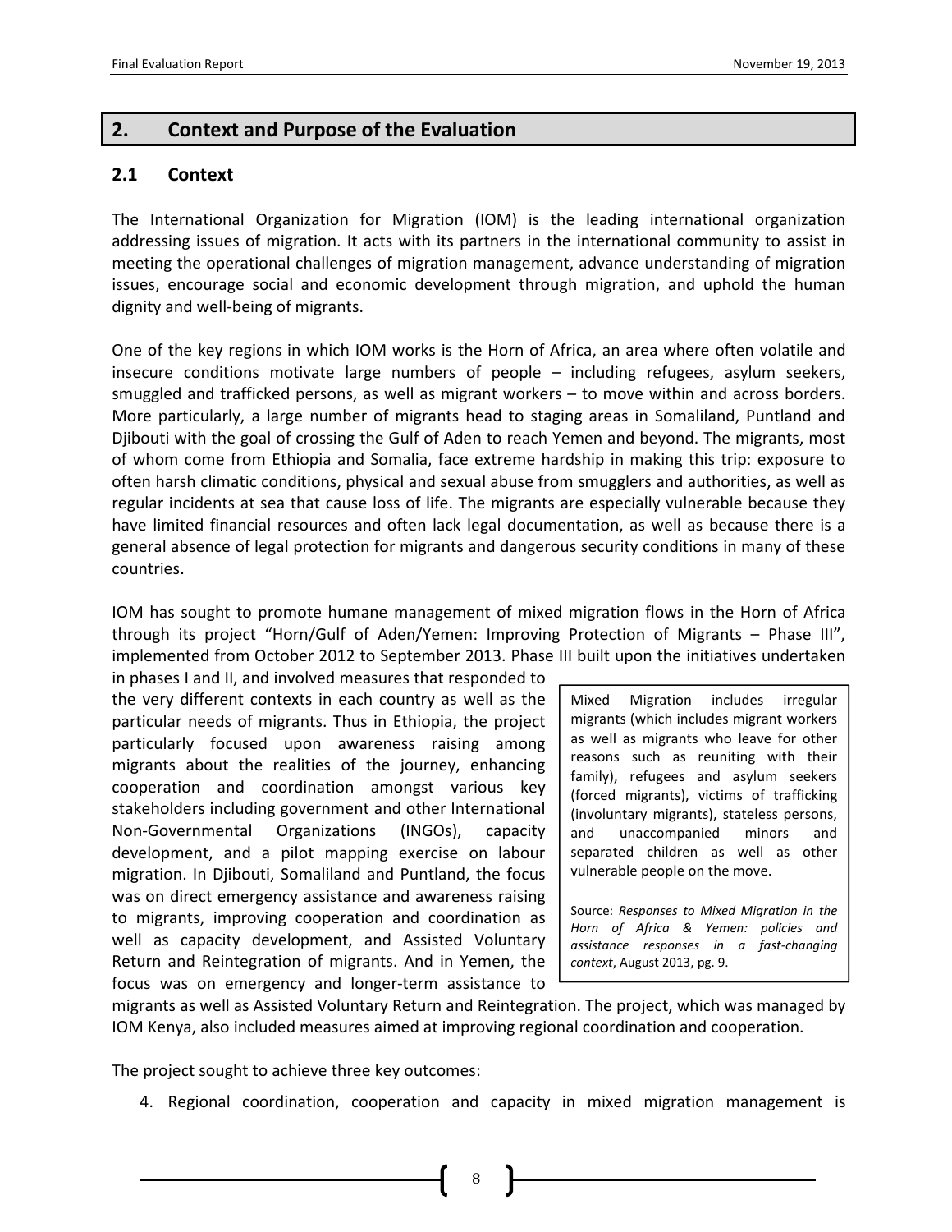## 2. Context and Purpose of the Evaluation

### 2.1 Context

The International Organization for Migration (IOM) is the leading international organization addressing issues of migration. It acts with its partners in the international community to assist in meeting the operational challenges of migration management, advance understanding of migration issues, encourage social and economic development through migration, and uphold the human dignity and well-being of migrants.

One of the key regions in which IOM works is the Horn of Africa, an area where often volatile and insecure conditions motivate large numbers of people – including refugees, asylum seekers, smuggled and trafficked persons, as well as migrant workers – to move within and across borders. More particularly, a large number of migrants head to staging areas in Somaliland, Puntland and Djibouti with the goal of crossing the Gulf of Aden to reach Yemen and beyond. The migrants, most of whom come from Ethiopia and Somalia, face extreme hardship in making this trip: exposure to often harsh climatic conditions, physical and sexual abuse from smugglers and authorities, as well as regular incidents at sea that cause loss of life. The migrants are especially vulnerable because they have limited financial resources and often lack legal documentation, as well as because there is a general absence of legal protection for migrants and dangerous security conditions in many of these countries.

IOM has sought to promote humane management of mixed migration flows in the Horn of Africa through its project "Horn/Gulf of Aden/Yemen: Improving Protection of Migrants – Phase III", implemented from October 2012 to September 2013. Phase III built upon the initiatives undertaken in phases I and II, and involved measures that responded to the very different contexts in each country as well as the particular needs of migrants. Thus in Ethiopia, the project particularly focused upon awareness raising among migrants about the realities of the journey, enhancing cooperation and coordination amongst various key stakeholders including government and other International Non-Governmental Organizations (INGOs), capacity development, and a pilot mapping exercise on labour migration. In Djibouti, Somaliland and Puntland, the focus was on direct emergency assistance and awareness raising to migrants, improving cooperation and coordination as well as capacity development, and Assisted Voluntary Return and Reintegration of migrants. And in Yemen, the focus was on emergency and longer-term assistance to migrants as well as Assisted Voluntary Return and Reintegration. The project, which was managed by IOM Kenya, also included measures aimed at improving regional coordination and cooperation.

> Mixed Migration includes irregular migrants (which includes migrant workers as well as migrants who leave for other reasons such as reuniting with their family), refugees and asylum seekers (forced migrants), victims of trafficking (involuntary migrants), stateless persons, and unaccompanied and separated children as well as other vulnerable people on the move.
>
> Source: *Responses to Mixed Migration in the Horn of Africa & Yemen: policies and assistance responses in a fast-changing context*, August 2013, pg. 9.

The project sought to achieve three key outcomes:

4. Regional coordination, cooperation and capacity in mixed migration management is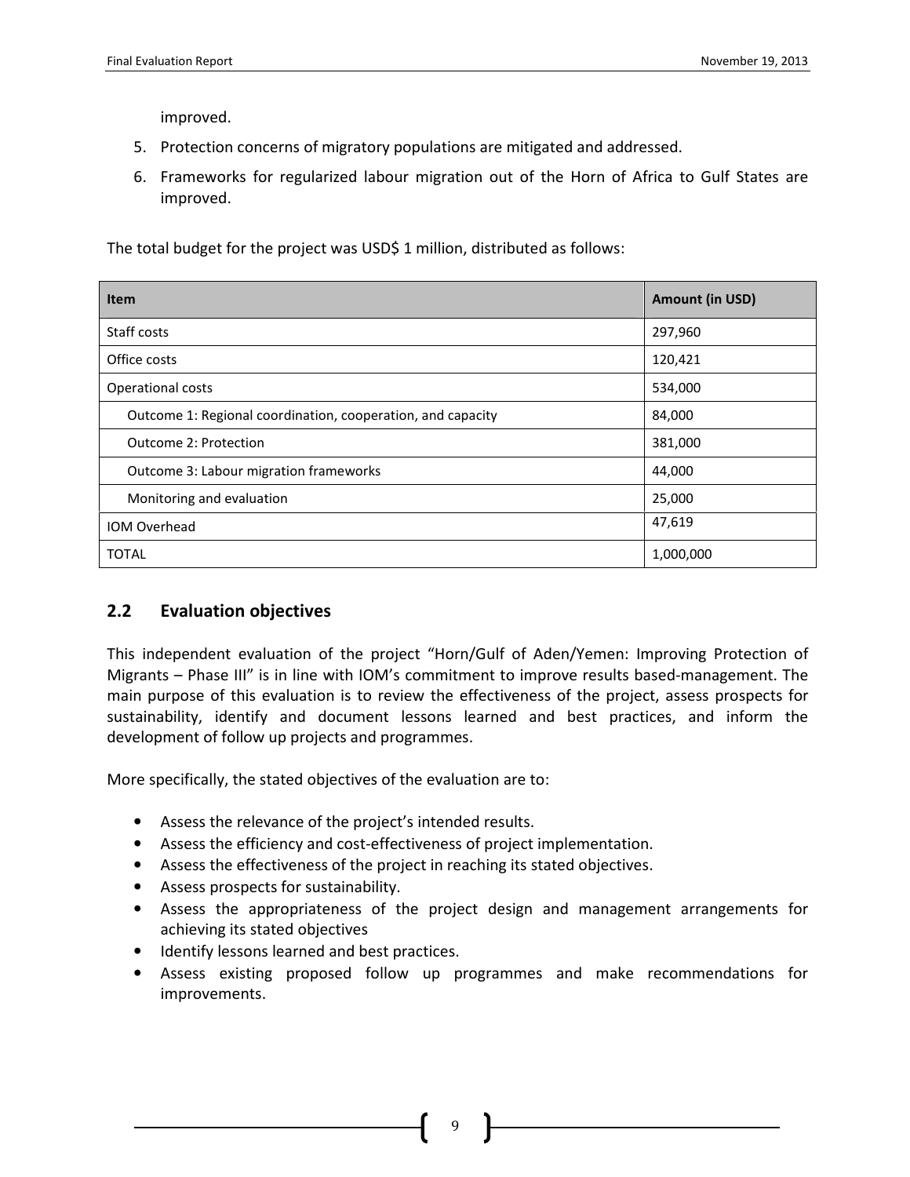improved.

5. Protection concerns of migratory populations are mitigated and addressed.
6. Frameworks for regularized labour migration out of the Horn of Africa to Gulf States are improved.

The total budget for the project was USD$ 1 million, distributed as follows:

| Item | Amount (in USD) |
|---|---|
| Staff costs | 297,960 |
| Office costs | 120,421 |
| Operational costs | 534,000 |
| Outcome 1: Regional coordination, cooperation, and capacity | 84,000 |
| Outcome 2: Protection | 381,000 |
| Outcome 3: Labour migration frameworks | 44,000 |
| Monitoring and evaluation | 25,000 |
| IOM Overhead | 47,619 |
| TOTAL | 1,000,000 |

## 2.2 Evaluation objectives

This independent evaluation of the project "Horn/Gulf of Aden/Yemen: Improving Protection of Migrants – Phase III" is in line with IOM's commitment to improve results based-management. The main purpose of this evaluation is to review the effectiveness of the project, assess prospects for sustainability, identify and document lessons learned and best practices, and inform the development of follow up projects and programmes.

More specifically, the stated objectives of the evaluation are to:

- Assess the relevance of the project's intended results.
- Assess the efficiency and cost-effectiveness of project implementation.
- Assess the effectiveness of the project in reaching its stated objectives.
- Assess prospects for sustainability.
- Assess the appropriateness of the project design and management arrangements for achieving its stated objectives
- Identify lessons learned and best practices.
- Assess existing proposed follow up programmes and make recommendations for improvements.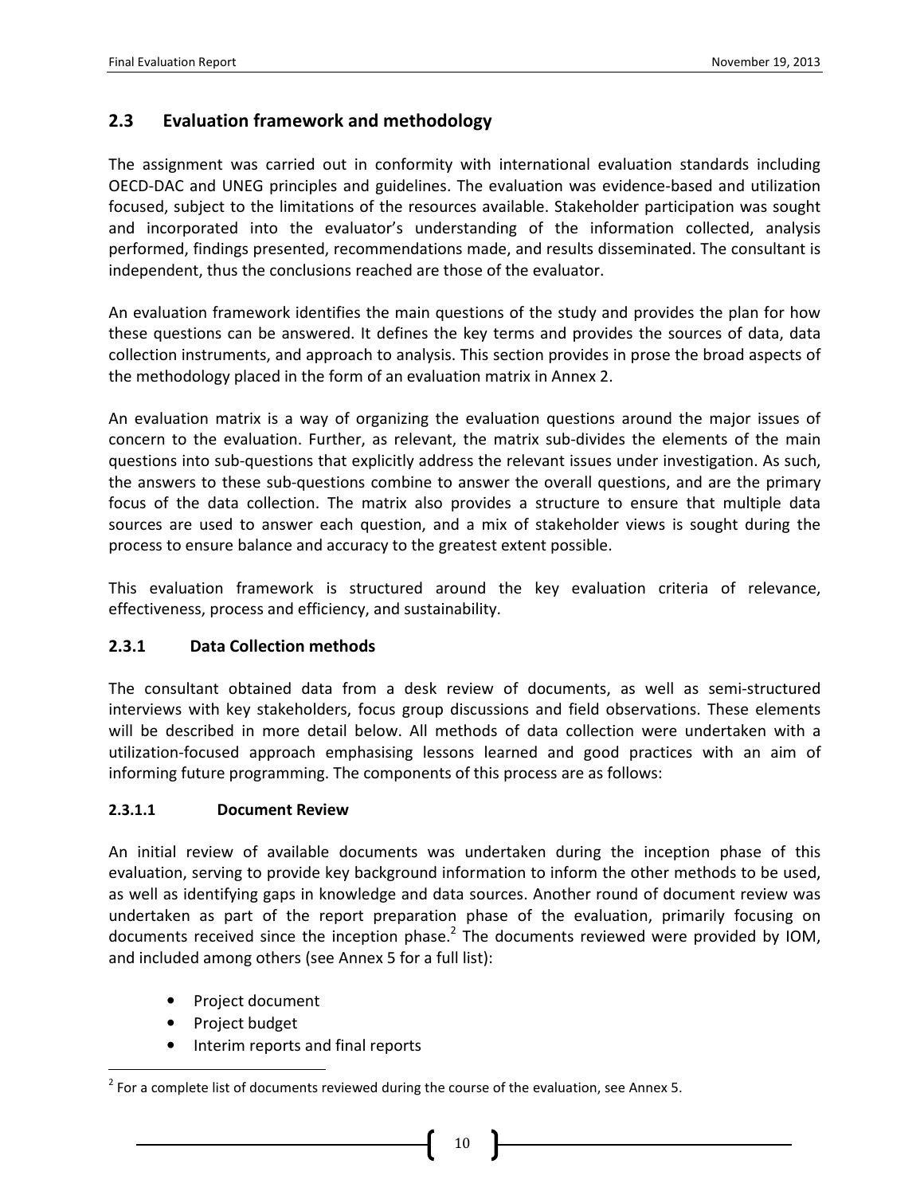## 2.3 Evaluation framework and methodology

The assignment was carried out in conformity with international evaluation standards including OECD-DAC and UNEG principles and guidelines. The evaluation was evidence-based and utilization focused, subject to the limitations of the resources available. Stakeholder participation was sought and incorporated into the evaluator's understanding of the information collected, analysis performed, findings presented, recommendations made, and results disseminated. The consultant is independent, thus the conclusions reached are those of the evaluator.

An evaluation framework identifies the main questions of the study and provides the plan for how these questions can be answered. It defines the key terms and provides the sources of data, data collection instruments, and approach to analysis. This section provides in prose the broad aspects of the methodology placed in the form of an evaluation matrix in Annex 2.

An evaluation matrix is a way of organizing the evaluation questions around the major issues of concern to the evaluation. Further, as relevant, the matrix sub-divides the elements of the main questions into sub-questions that explicitly address the relevant issues under investigation. As such, the answers to these sub-questions combine to answer the overall questions, and are the primary focus of the data collection. The matrix also provides a structure to ensure that multiple data sources are used to answer each question, and a mix of stakeholder views is sought during the process to ensure balance and accuracy to the greatest extent possible.

This evaluation framework is structured around the key evaluation criteria of relevance, effectiveness, process and efficiency, and sustainability.

### 2.3.1 Data Collection methods

The consultant obtained data from a desk review of documents, as well as semi-structured interviews with key stakeholders, focus group discussions and field observations. These elements will be described in more detail below. All methods of data collection were undertaken with a utilization-focused approach emphasising lessons learned and good practices with an aim of informing future programming. The components of this process are as follows:

#### 2.3.1.1 Document Review

An initial review of available documents was undertaken during the inception phase of this evaluation, serving to provide key background information to inform the other methods to be used, as well as identifying gaps in knowledge and data sources. Another round of document review was undertaken as part of the report preparation phase of the evaluation, primarily focusing on documents received since the inception phase.[2] The documents reviewed were provided by IOM, and included among others (see Annex 5 for a full list):

- Project document
- Project budget
- Interim reports and final reports

[2] For a complete list of documents reviewed during the course of the evaluation, see Annex 5.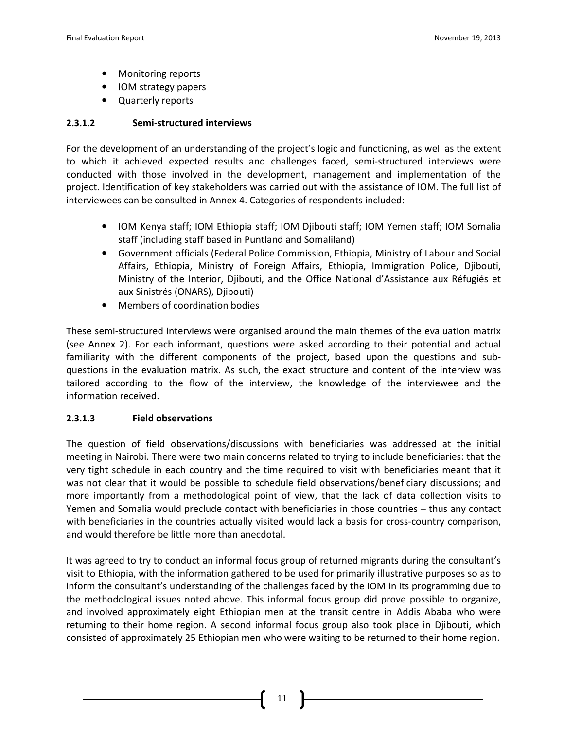- Monitoring reports
- IOM strategy papers
- Quarterly reports

#### 2.3.1.2 Semi-structured interviews

For the development of an understanding of the project's logic and functioning, as well as the extent to which it achieved expected results and challenges faced, semi-structured interviews were conducted with those involved in the development, management and implementation of the project. Identification of key stakeholders was carried out with the assistance of IOM. The full list of interviewees can be consulted in Annex 4. Categories of respondents included:

- IOM Kenya staff; IOM Ethiopia staff; IOM Djibouti staff; IOM Yemen staff; IOM Somalia staff (including staff based in Puntland and Somaliland)
- Government officials (Federal Police Commission, Ethiopia, Ministry of Labour and Social Affairs, Ethiopia, Ministry of Foreign Affairs, Ethiopia, Immigration Police, Djibouti, Ministry of the Interior, Djibouti, and the Office National d'Assistance aux Réfugiés et aux Sinistrés (ONARS), Djibouti)
- Members of coordination bodies

These semi-structured interviews were organised around the main themes of the evaluation matrix (see Annex 2). For each informant, questions were asked according to their potential and actual familiarity with the different components of the project, based upon the questions and sub-questions in the evaluation matrix. As such, the exact structure and content of the interview was tailored according to the flow of the interview, the knowledge of the interviewee and the information received.

#### 2.3.1.3 Field observations

The question of field observations/discussions with beneficiaries was addressed at the initial meeting in Nairobi. There were two main concerns related to trying to include beneficiaries: that the very tight schedule in each country and the time required to visit with beneficiaries meant that it was not clear that it would be possible to schedule field observations/beneficiary discussions; and more importantly from a methodological point of view, that the lack of data collection visits to Yemen and Somalia would preclude contact with beneficiaries in those countries – thus any contact with beneficiaries in the countries actually visited would lack a basis for cross-country comparison, and would therefore be little more than anecdotal.

It was agreed to try to conduct an informal focus group of returned migrants during the consultant's visit to Ethiopia, with the information gathered to be used for primarily illustrative purposes so as to inform the consultant's understanding of the challenges faced by the IOM in its programming due to the methodological issues noted above. This informal focus group did prove possible to organize, and involved approximately eight Ethiopian men at the transit centre in Addis Ababa who were returning to their home region. A second informal focus group also took place in Djibouti, which consisted of approximately 25 Ethiopian men who were waiting to be returned to their home region.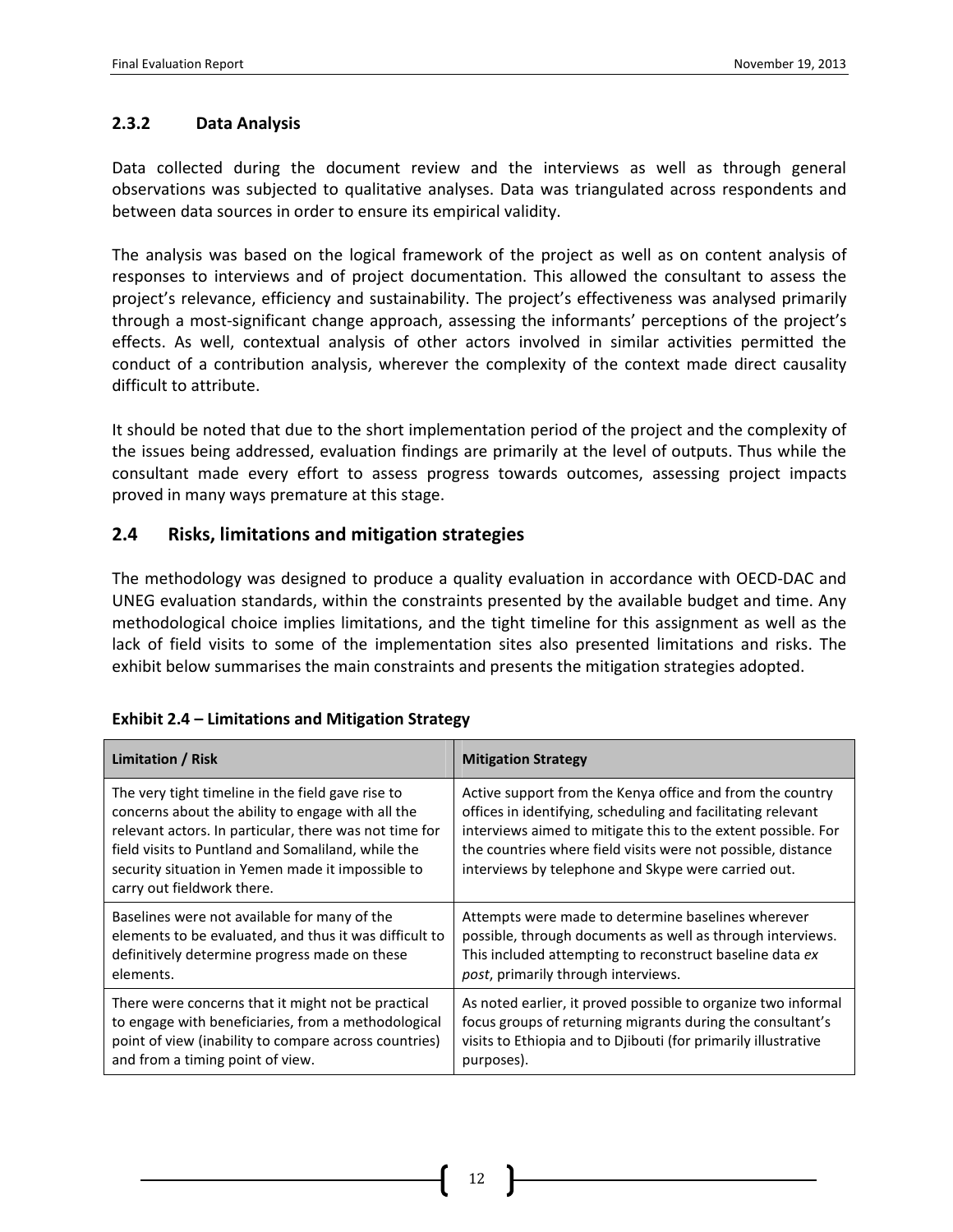### 2.3.2 Data Analysis

Data collected during the document review and the interviews as well as through general observations was subjected to qualitative analyses. Data was triangulated across respondents and between data sources in order to ensure its empirical validity.

The analysis was based on the logical framework of the project as well as on content analysis of responses to interviews and of project documentation. This allowed the consultant to assess the project's relevance, efficiency and sustainability. The project's effectiveness was analysed primarily through a most-significant change approach, assessing the informants' perceptions of the project's effects. As well, contextual analysis of other actors involved in similar activities permitted the conduct of a contribution analysis, wherever the complexity of the context made direct causality difficult to attribute.

It should be noted that due to the short implementation period of the project and the complexity of the issues being addressed, evaluation findings are primarily at the level of outputs. Thus while the consultant made every effort to assess progress towards outcomes, assessing project impacts proved in many ways premature at this stage.

## 2.4 Risks, limitations and mitigation strategies

The methodology was designed to produce a quality evaluation in accordance with OECD-DAC and UNEG evaluation standards, within the constraints presented by the available budget and time. Any methodological choice implies limitations, and the tight timeline for this assignment as well as the lack of field visits to some of the implementation sites also presented limitations and risks. The exhibit below summarises the main constraints and presents the mitigation strategies adopted.

**Exhibit 2.4 – Limitations and Mitigation Strategy**

| Limitation / Risk | Mitigation Strategy |
|---|---|
| The very tight timeline in the field gave rise to concerns about the ability to engage with all the relevant actors. In particular, there was not time for field visits to Puntland and Somaliland, while the security situation in Yemen made it impossible to carry out fieldwork there. | Active support from the Kenya office and from the country offices in identifying, scheduling and facilitating relevant interviews aimed to mitigate this to the extent possible. For the countries where field visits were not possible, distance interviews by telephone and Skype were carried out. |
| Baselines were not available for many of the elements to be evaluated, and thus it was difficult to definitively determine progress made on these elements. | Attempts were made to determine baselines wherever possible, through documents as well as through interviews. This included attempting to reconstruct baseline data *ex post*, primarily through interviews. |
| There were concerns that it might not be practical to engage with beneficiaries, from a methodological point of view (inability to compare across countries) and from a timing point of view. | As noted earlier, it proved possible to organize two informal focus groups of returning migrants during the consultant's visits to Ethiopia and to Djibouti (for primarily illustrative purposes). |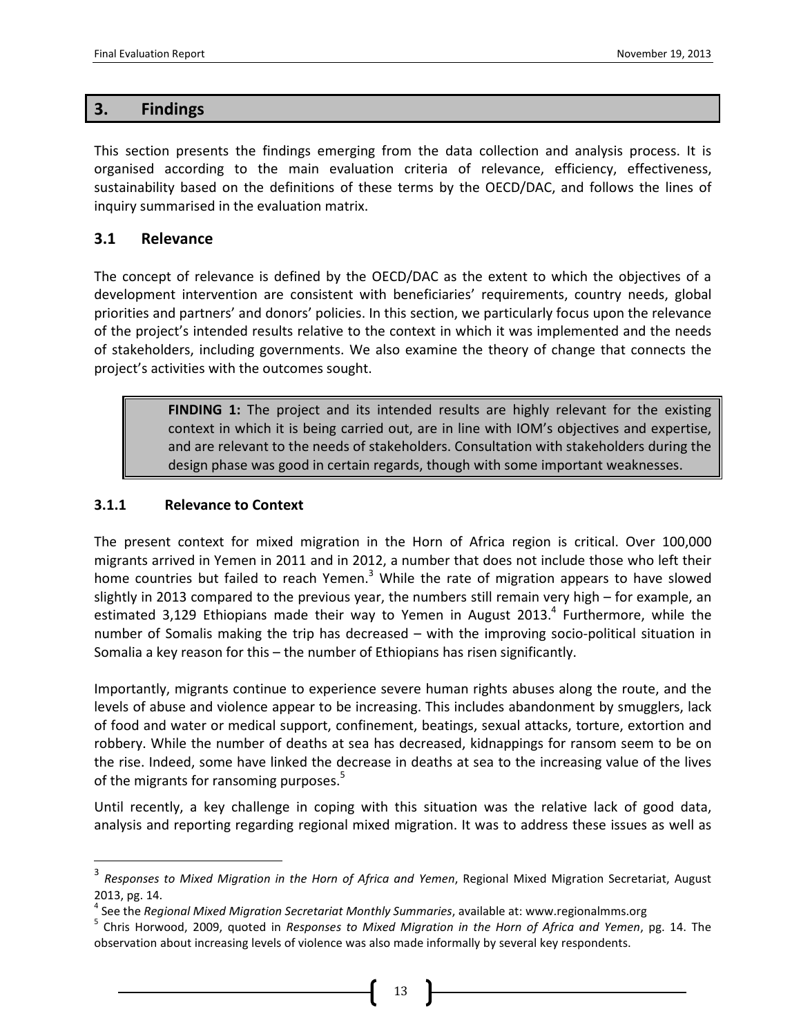## 3. Findings

This section presents the findings emerging from the data collection and analysis process. It is organised according to the main evaluation criteria of relevance, efficiency, effectiveness, sustainability based on the definitions of these terms by the OECD/DAC, and follows the lines of inquiry summarised in the evaluation matrix.

### 3.1 Relevance

The concept of relevance is defined by the OECD/DAC as the extent to which the objectives of a development intervention are consistent with beneficiaries' requirements, country needs, global priorities and partners' and donors' policies. In this section, we particularly focus upon the relevance of the project's intended results relative to the context in which it was implemented and the needs of stakeholders, including governments. We also examine the theory of change that connects the project's activities with the outcomes sought.

> **FINDING 1:** The project and its intended results are highly relevant for the existing context in which it is being carried out, are in line with IOM's objectives and expertise, and are relevant to the needs of stakeholders. Consultation with stakeholders during the design phase was good in certain regards, though with some important weaknesses.

#### 3.1.1 Relevance to Context

The present context for mixed migration in the Horn of Africa region is critical. Over 100,000 migrants arrived in Yemen in 2011 and in 2012, a number that does not include those who left their home countries but failed to reach Yemen.[3] While the rate of migration appears to have slowed slightly in 2013 compared to the previous year, the numbers still remain very high – for example, an estimated 3,129 Ethiopians made their way to Yemen in August 2013.[4] Furthermore, while the number of Somalis making the trip has decreased – with the improving socio-political situation in Somalia a key reason for this – the number of Ethiopians has risen significantly.

Importantly, migrants continue to experience severe human rights abuses along the route, and the levels of abuse and violence appear to be increasing. This includes abandonment by smugglers, lack of food and water or medical support, confinement, beatings, sexual attacks, torture, extortion and robbery. While the number of deaths at sea has decreased, kidnappings for ransom seem to be on the rise. Indeed, some have linked the decrease in deaths at sea to the increasing value of the lives of the migrants for ransoming purposes.[5]

Until recently, a key challenge in coping with this situation was the relative lack of good data, analysis and reporting regarding regional mixed migration. It was to address these issues as well as

---

[3] *Responses to Mixed Migration in the Horn of Africa and Yemen*, Regional Mixed Migration Secretariat, August 2013, pg. 14.

[4] See the *Regional Mixed Migration Secretariat Monthly Summaries*, available at: www.regionalmms.org

[5] Chris Horwood, 2009, quoted in *Responses to Mixed Migration in the Horn of Africa and Yemen*, pg. 14. The observation about increasing levels of violence was also made informally by several key respondents.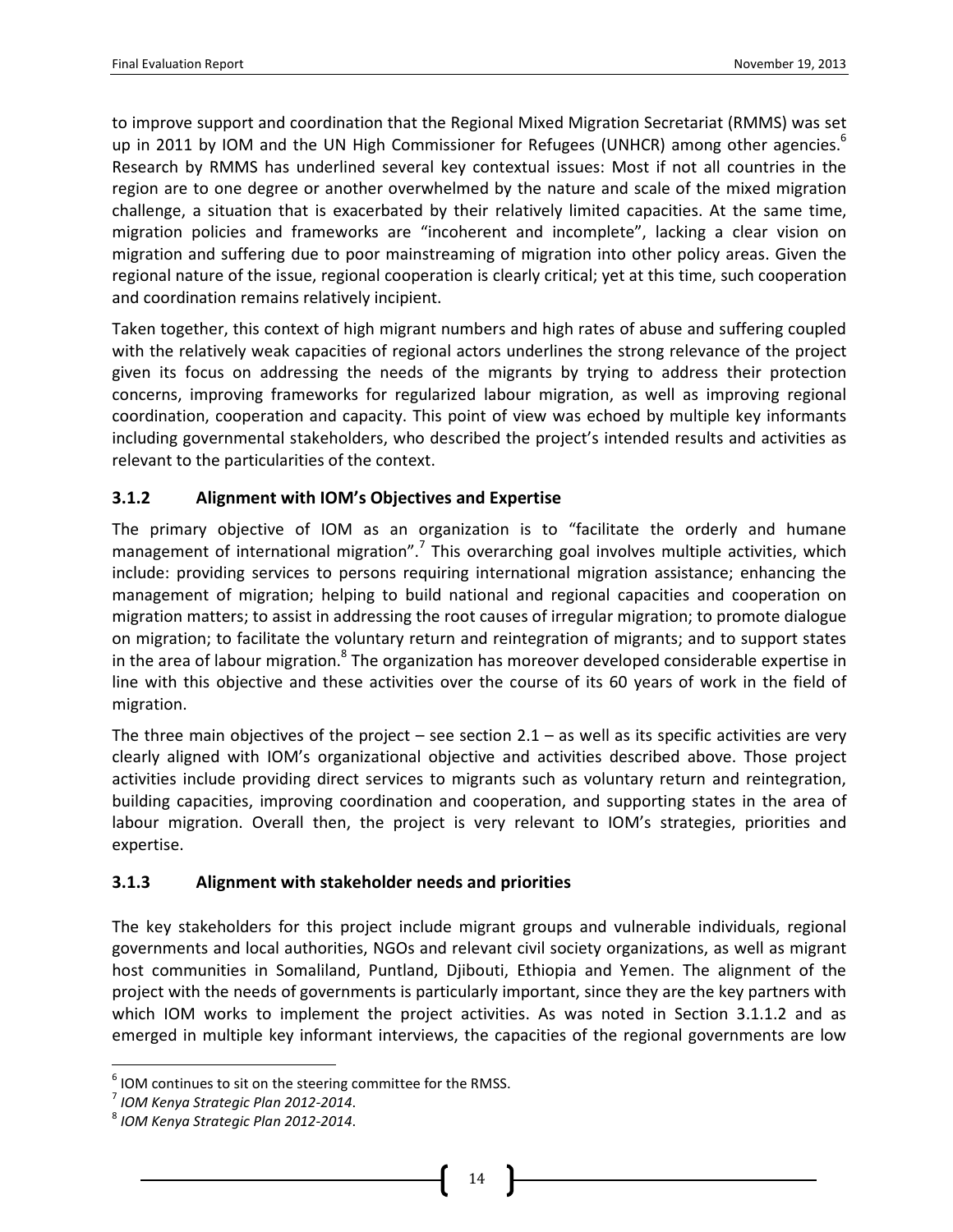to improve support and coordination that the Regional Mixed Migration Secretariat (RMMS) was set up in 2011 by IOM and the UN High Commissioner for Refugees (UNHCR) among other agencies.[6] Research by RMMS has underlined several key contextual issues: Most if not all countries in the region are to one degree or another overwhelmed by the nature and scale of the mixed migration challenge, a situation that is exacerbated by their relatively limited capacities. At the same time, migration policies and frameworks are "incoherent and incomplete", lacking a clear vision on migration and suffering due to poor mainstreaming of migration into other policy areas. Given the regional nature of the issue, regional cooperation is clearly critical; yet at this time, such cooperation and coordination remains relatively incipient.

Taken together, this context of high migrant numbers and high rates of abuse and suffering coupled with the relatively weak capacities of regional actors underlines the strong relevance of the project given its focus on addressing the needs of the migrants by trying to address their protection concerns, improving frameworks for regularized labour migration, as well as improving regional coordination, cooperation and capacity. This point of view was echoed by multiple key informants including governmental stakeholders, who described the project's intended results and activities as relevant to the particularities of the context.

### 3.1.2 Alignment with IOM's Objectives and Expertise

The primary objective of IOM as an organization is to "facilitate the orderly and humane management of international migration".[7] This overarching goal involves multiple activities, which include: providing services to persons requiring international migration assistance; enhancing the management of migration; helping to build national and regional capacities and cooperation on migration matters; to assist in addressing the root causes of irregular migration; to promote dialogue on migration; to facilitate the voluntary return and reintegration of migrants; and to support states in the area of labour migration.[8] The organization has moreover developed considerable expertise in line with this objective and these activities over the course of its 60 years of work in the field of migration.

The three main objectives of the project – see section 2.1 – as well as its specific activities are very clearly aligned with IOM's organizational objective and activities described above. Those project activities include providing direct services to migrants such as voluntary return and reintegration, building capacities, improving coordination and cooperation, and supporting states in the area of labour migration. Overall then, the project is very relevant to IOM's strategies, priorities and expertise.

### 3.1.3 Alignment with stakeholder needs and priorities

The key stakeholders for this project include migrant groups and vulnerable individuals, regional governments and local authorities, NGOs and relevant civil society organizations, as well as migrant host communities in Somaliland, Puntland, Djibouti, Ethiopia and Yemen. The alignment of the project with the needs of governments is particularly important, since they are the key partners with which IOM works to implement the project activities. As was noted in Section 3.1.1.2 and as emerged in multiple key informant interviews, the capacities of the regional governments are low

---

[6] IOM continues to sit on the steering committee for the RMSS.

[7] *IOM Kenya Strategic Plan 2012-2014*.

[8] *IOM Kenya Strategic Plan 2012-2014*.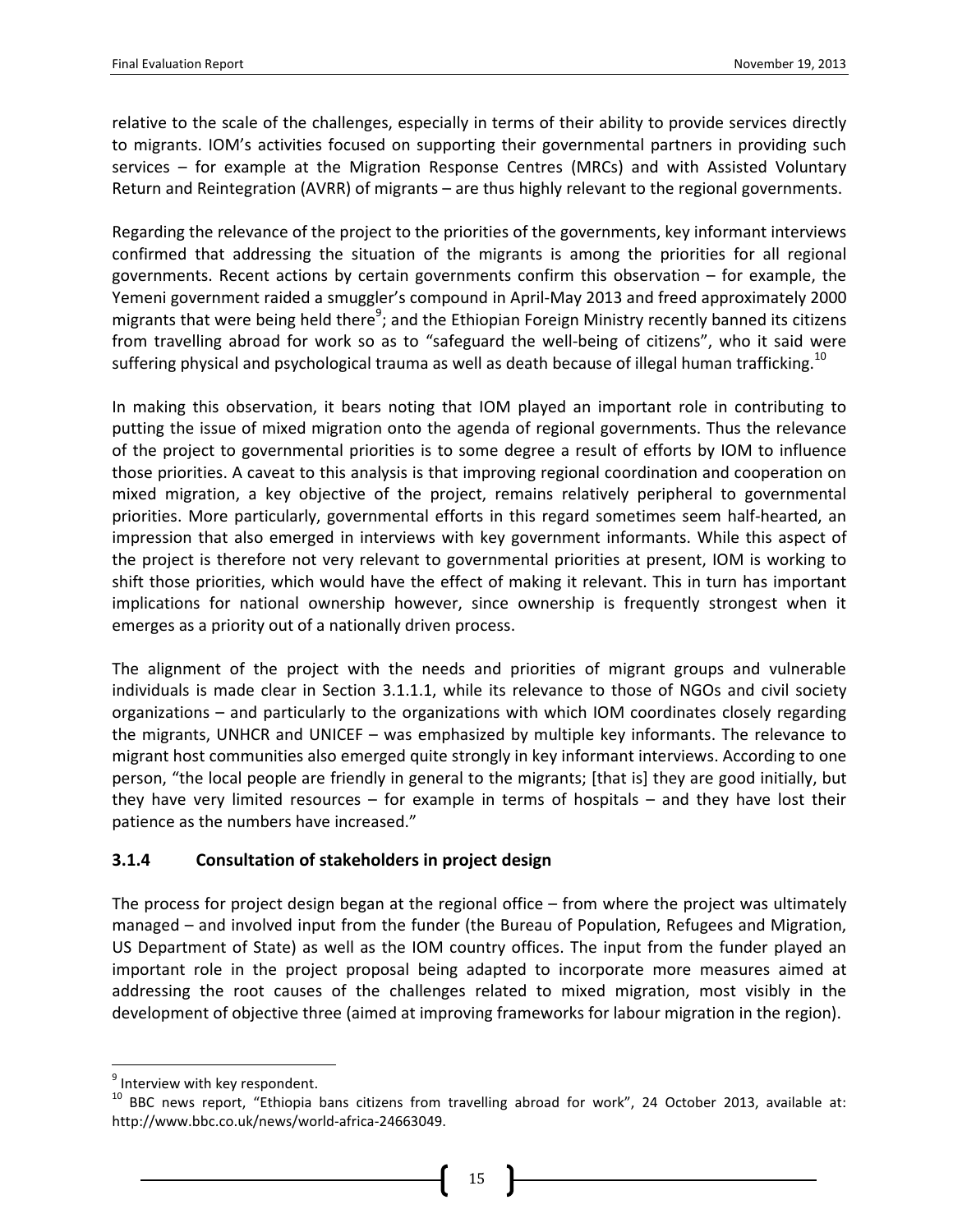relative to the scale of the challenges, especially in terms of their ability to provide services directly to migrants. IOM's activities focused on supporting their governmental partners in providing such services – for example at the Migration Response Centres (MRCs) and with Assisted Voluntary Return and Reintegration (AVRR) of migrants – are thus highly relevant to the regional governments.

Regarding the relevance of the project to the priorities of the governments, key informant interviews confirmed that addressing the situation of the migrants is among the priorities for all regional governments. Recent actions by certain governments confirm this observation – for example, the Yemeni government raided a smuggler's compound in April-May 2013 and freed approximately 2000 migrants that were being held there[9]; and the Ethiopian Foreign Ministry recently banned its citizens from travelling abroad for work so as to "safeguard the well-being of citizens", who it said were suffering physical and psychological trauma as well as death because of illegal human trafficking.[10]

In making this observation, it bears noting that IOM played an important role in contributing to putting the issue of mixed migration onto the agenda of regional governments. Thus the relevance of the project to governmental priorities is to some degree a result of efforts by IOM to influence those priorities. A caveat to this analysis is that improving regional coordination and cooperation on mixed migration, a key objective of the project, remains relatively peripheral to governmental priorities. More particularly, governmental efforts in this regard sometimes seem half-hearted, an impression that also emerged in interviews with key government informants. While this aspect of the project is therefore not very relevant to governmental priorities at present, IOM is working to shift those priorities, which would have the effect of making it relevant. This in turn has important implications for national ownership however, since ownership is frequently strongest when it emerges as a priority out of a nationally driven process.

The alignment of the project with the needs and priorities of migrant groups and vulnerable individuals is made clear in Section 3.1.1.1, while its relevance to those of NGOs and civil society organizations – and particularly to the organizations with which IOM coordinates closely regarding the migrants, UNHCR and UNICEF – was emphasized by multiple key informants. The relevance to migrant host communities also emerged quite strongly in key informant interviews. According to one person, "the local people are friendly in general to the migrants; [that is] they are good initially, but they have very limited resources – for example in terms of hospitals – and they have lost their patience as the numbers have increased."

### 3.1.4 Consultation of stakeholders in project design

The process for project design began at the regional office – from where the project was ultimately managed – and involved input from the funder (the Bureau of Population, Refugees and Migration, US Department of State) as well as the IOM country offices. The input from the funder played an important role in the project proposal being adapted to incorporate more measures aimed at addressing the root causes of the challenges related to mixed migration, most visibly in the development of objective three (aimed at improving frameworks for labour migration in the region).

---

[9] Interview with key respondent.

[10] BBC news report, "Ethiopia bans citizens from travelling abroad for work", 24 October 2013, available at: http://www.bbc.co.uk/news/world-africa-24663049.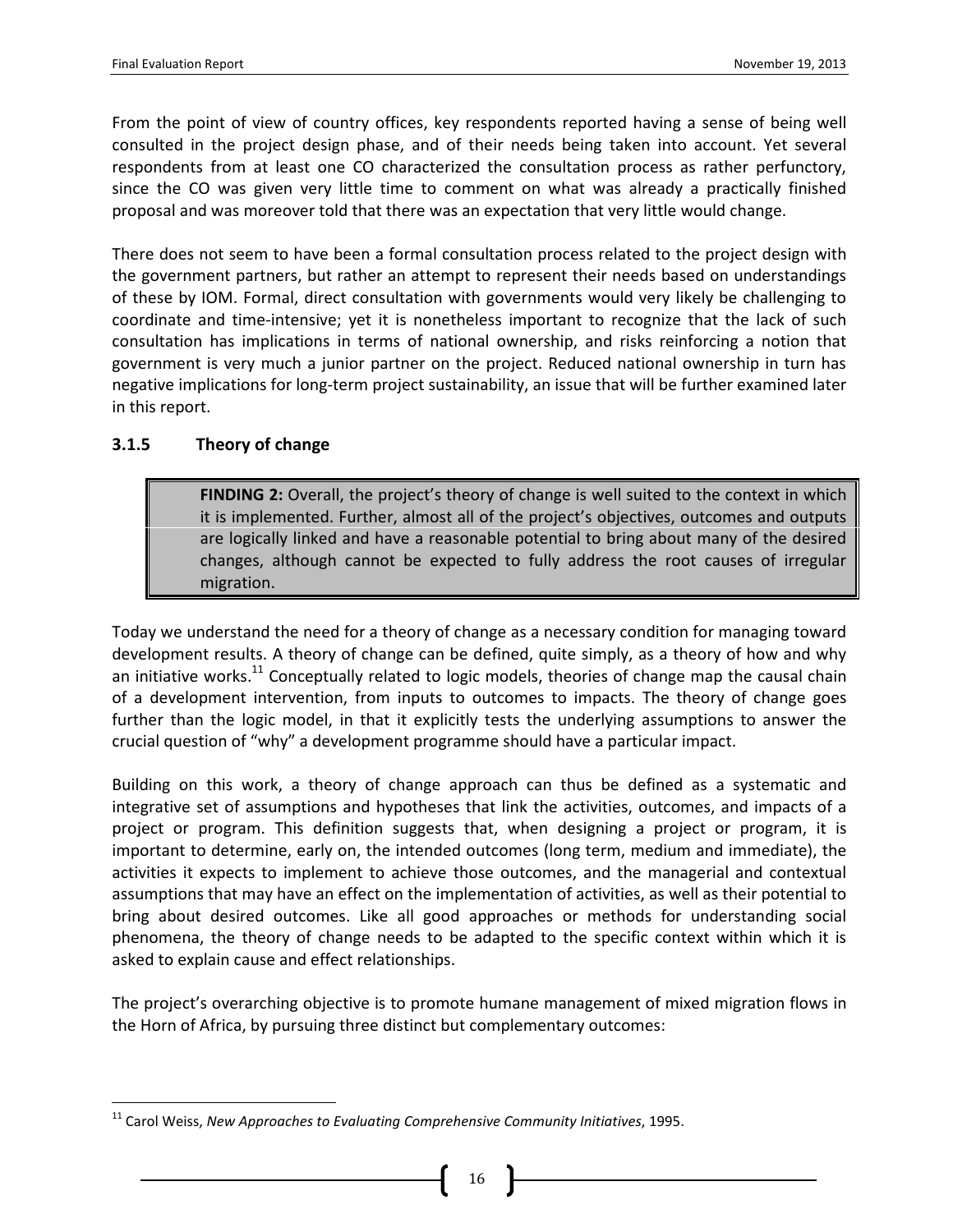From the point of view of country offices, key respondents reported having a sense of being well consulted in the project design phase, and of their needs being taken into account. Yet several respondents from at least one CO characterized the consultation process as rather perfunctory, since the CO was given very little time to comment on what was already a practically finished proposal and was moreover told that there was an expectation that very little would change.

There does not seem to have been a formal consultation process related to the project design with the government partners, but rather an attempt to represent their needs based on understandings of these by IOM. Formal, direct consultation with governments would very likely be challenging to coordinate and time-intensive; yet it is nonetheless important to recognize that the lack of such consultation has implications in terms of national ownership, and risks reinforcing a notion that government is very much a junior partner on the project. Reduced national ownership in turn has negative implications for long-term project sustainability, an issue that will be further examined later in this report.

### 3.1.5 Theory of change

> **FINDING 2:** Overall, the project's theory of change is well suited to the context in which it is implemented. Further, almost all of the project's objectives, outcomes and outputs are logically linked and have a reasonable potential to bring about many of the desired changes, although cannot be expected to fully address the root causes of irregular migration.

Today we understand the need for a theory of change as a necessary condition for managing toward development results. A theory of change can be defined, quite simply, as a theory of how and why an initiative works.[11] Conceptually related to logic models, theories of change map the causal chain of a development intervention, from inputs to outcomes to impacts. The theory of change goes further than the logic model, in that it explicitly tests the underlying assumptions to answer the crucial question of "why" a development programme should have a particular impact.

Building on this work, a theory of change approach can thus be defined as a systematic and integrative set of assumptions and hypotheses that link the activities, outcomes, and impacts of a project or program. This definition suggests that, when designing a project or program, it is important to determine, early on, the intended outcomes (long term, medium and immediate), the activities it expects to implement to achieve those outcomes, and the managerial and contextual assumptions that may have an effect on the implementation of activities, as well as their potential to bring about desired outcomes. Like all good approaches or methods for understanding social phenomena, the theory of change needs to be adapted to the specific context within which it is asked to explain cause and effect relationships.

The project's overarching objective is to promote humane management of mixed migration flows in the Horn of Africa, by pursuing three distinct but complementary outcomes:

---

[11] Carol Weiss, *New Approaches to Evaluating Comprehensive Community Initiatives*, 1995.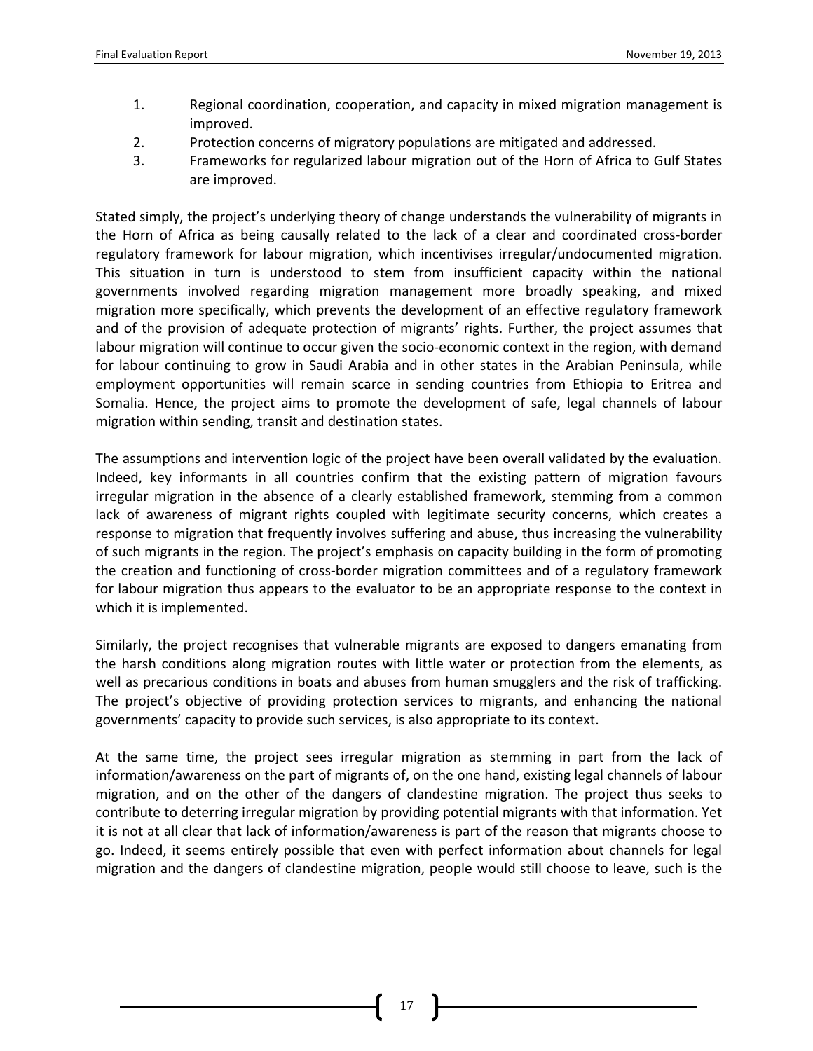1. Regional coordination, cooperation, and capacity in mixed migration management is improved.
2. Protection concerns of migratory populations are mitigated and addressed.
3. Frameworks for regularized labour migration out of the Horn of Africa to Gulf States are improved.

Stated simply, the project's underlying theory of change understands the vulnerability of migrants in the Horn of Africa as being causally related to the lack of a clear and coordinated cross-border regulatory framework for labour migration, which incentivises irregular/undocumented migration. This situation in turn is understood to stem from insufficient capacity within the national governments involved regarding migration management more broadly speaking, and mixed migration more specifically, which prevents the development of an effective regulatory framework and of the provision of adequate protection of migrants' rights. Further, the project assumes that labour migration will continue to occur given the socio-economic context in the region, with demand for labour continuing to grow in Saudi Arabia and in other states in the Arabian Peninsula, while employment opportunities will remain scarce in sending countries from Ethiopia to Eritrea and Somalia. Hence, the project aims to promote the development of safe, legal channels of labour migration within sending, transit and destination states.

The assumptions and intervention logic of the project have been overall validated by the evaluation. Indeed, key informants in all countries confirm that the existing pattern of migration favours irregular migration in the absence of a clearly established framework, stemming from a common lack of awareness of migrant rights coupled with legitimate security concerns, which creates a response to migration that frequently involves suffering and abuse, thus increasing the vulnerability of such migrants in the region. The project's emphasis on capacity building in the form of promoting the creation and functioning of cross-border migration committees and of a regulatory framework for labour migration thus appears to the evaluator to be an appropriate response to the context in which it is implemented.

Similarly, the project recognises that vulnerable migrants are exposed to dangers emanating from the harsh conditions along migration routes with little water or protection from the elements, as well as precarious conditions in boats and abuses from human smugglers and the risk of trafficking. The project's objective of providing protection services to migrants, and enhancing the national governments' capacity to provide such services, is also appropriate to its context.

At the same time, the project sees irregular migration as stemming in part from the lack of information/awareness on the part of migrants of, on the one hand, existing legal channels of labour migration, and on the other of the dangers of clandestine migration. The project thus seeks to contribute to deterring irregular migration by providing potential migrants with that information. Yet it is not at all clear that lack of information/awareness is part of the reason that migrants choose to go. Indeed, it seems entirely possible that even with perfect information about channels for legal migration and the dangers of clandestine migration, people would still choose to leave, such is the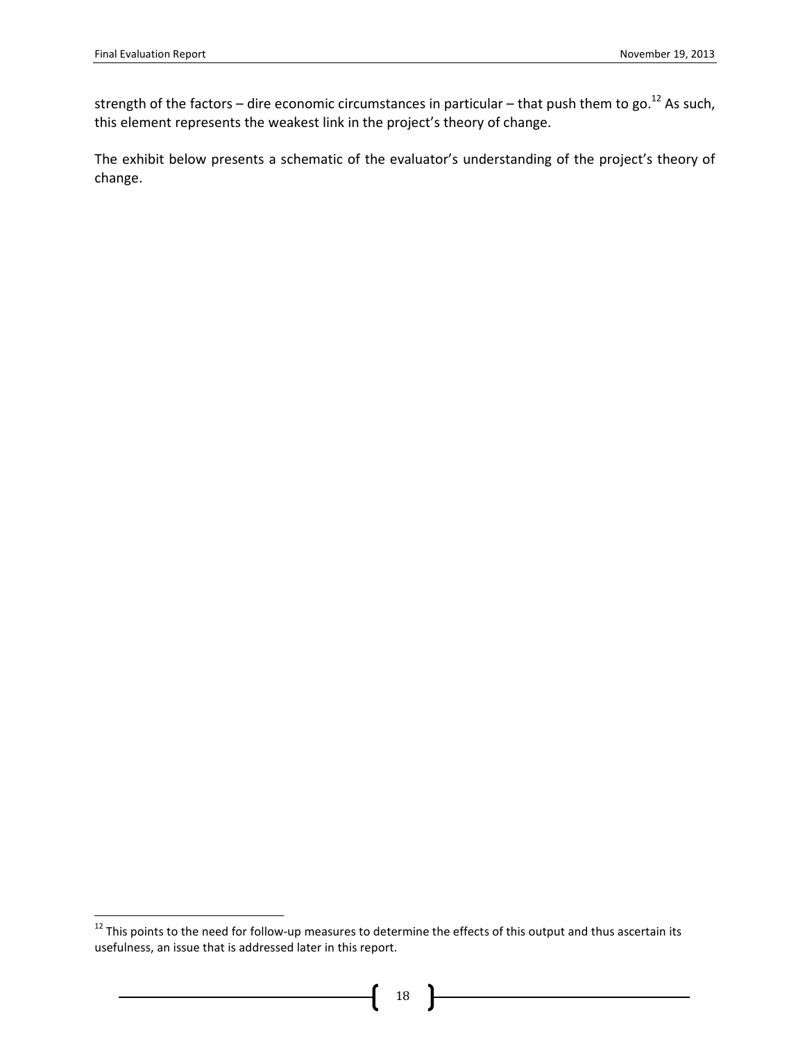strength of the factors – dire economic circumstances in particular – that push them to go.[12] As such, this element represents the weakest link in the project's theory of change.

The exhibit below presents a schematic of the evaluator's understanding of the project's theory of change.

[12] This points to the need for follow-up measures to determine the effects of this output and thus ascertain its usefulness, an issue that is addressed later in this report.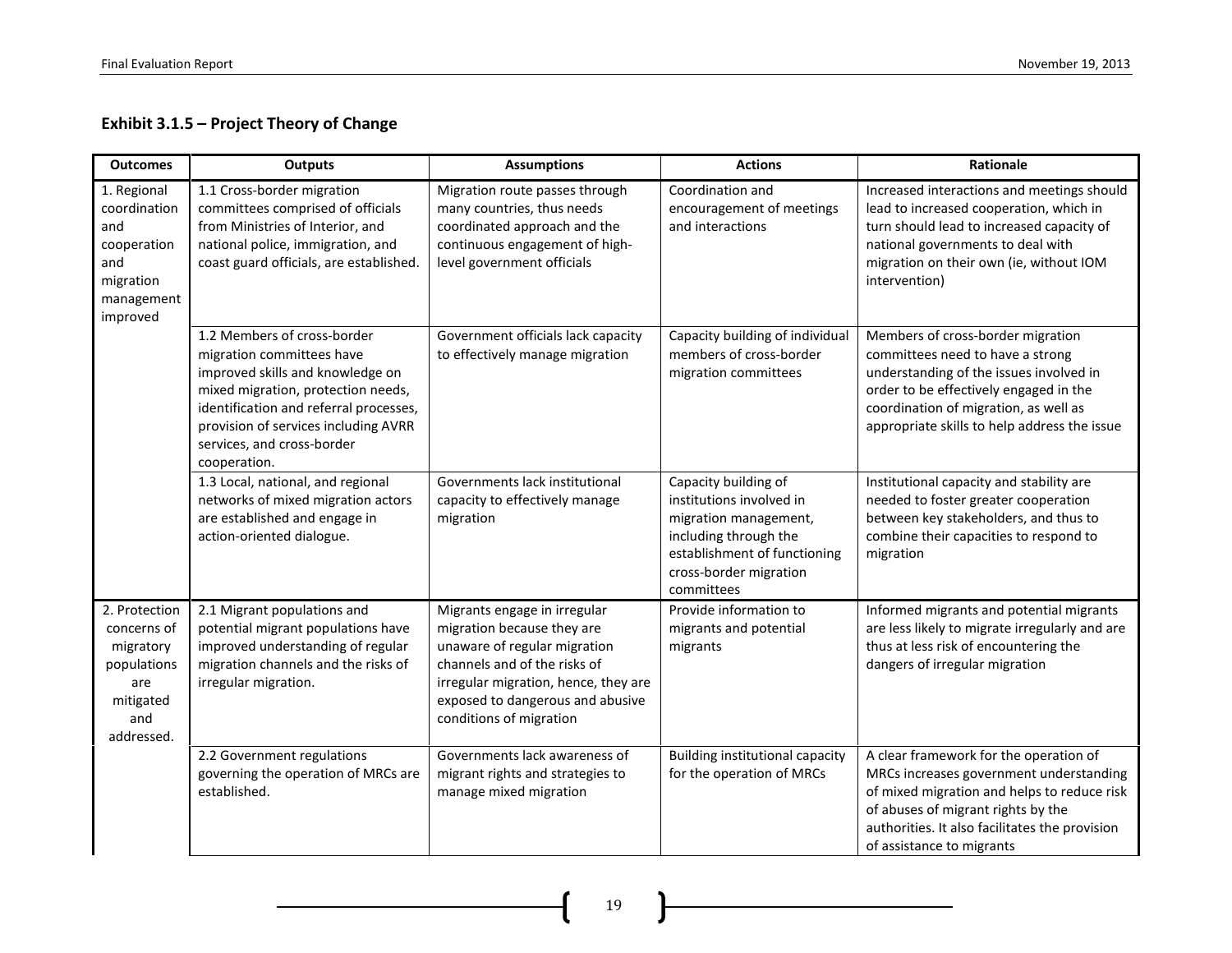**Exhibit 3.1.5 – Project Theory of Change**

| Outcomes | Outputs | Assumptions | Actions | Rationale |
|---|---|---|---|---|
| 1. Regional coordination and cooperation and migration management improved | 1.1 Cross-border migration committees comprised of officials from Ministries of Interior, and national police, immigration, and coast guard officials, are established. | Migration route passes through many countries, thus needs coordinated approach and the continuous engagement of high-level government officials | Coordination and encouragement of meetings and interactions | Increased interactions and meetings should lead to increased cooperation, which in turn should lead to increased capacity of national governments to deal with migration on their own (ie, without IOM intervention) |
| | 1.2 Members of cross-border migration committees have improved skills and knowledge on mixed migration, protection needs, identification and referral processes, provision of services including AVRR services, and cross-border cooperation. | Government officials lack capacity to effectively manage migration | Capacity building of individual members of cross-border migration committees | Members of cross-border migration committees need to have a strong understanding of the issues involved in order to be effectively engaged in the coordination of migration, as well as appropriate skills to help address the issue |
| | 1.3 Local, national, and regional networks of mixed migration actors are established and engage in action-oriented dialogue. | Governments lack institutional capacity to effectively manage migration | Capacity building of institutions involved in migration management, including through the establishment of functioning cross-border migration committees | Institutional capacity and stability are needed to foster greater cooperation between key stakeholders, and thus to combine their capacities to respond to migration |
| 2. Protection concerns of migratory populations are mitigated and addressed. | 2.1 Migrant populations and potential migrant populations have improved understanding of regular migration channels and the risks of irregular migration. | Migrants engage in irregular migration because they are unaware of regular migration channels and of the risks of irregular migration, hence, they are exposed to dangerous and abusive conditions of migration | Provide information to migrants and potential migrants | Informed migrants and potential migrants are less likely to migrate irregularly and are thus at less risk of encountering the dangers of irregular migration |
| | 2.2 Government regulations governing the operation of MRCs are established. | Governments lack awareness of migrant rights and strategies to manage mixed migration | Building institutional capacity for the operation of MRCs | A clear framework for the operation of MRCs increases government understanding of mixed migration and helps to reduce risk of abuses of migrant rights by the authorities. It also facilitates the provision of assistance to migrants |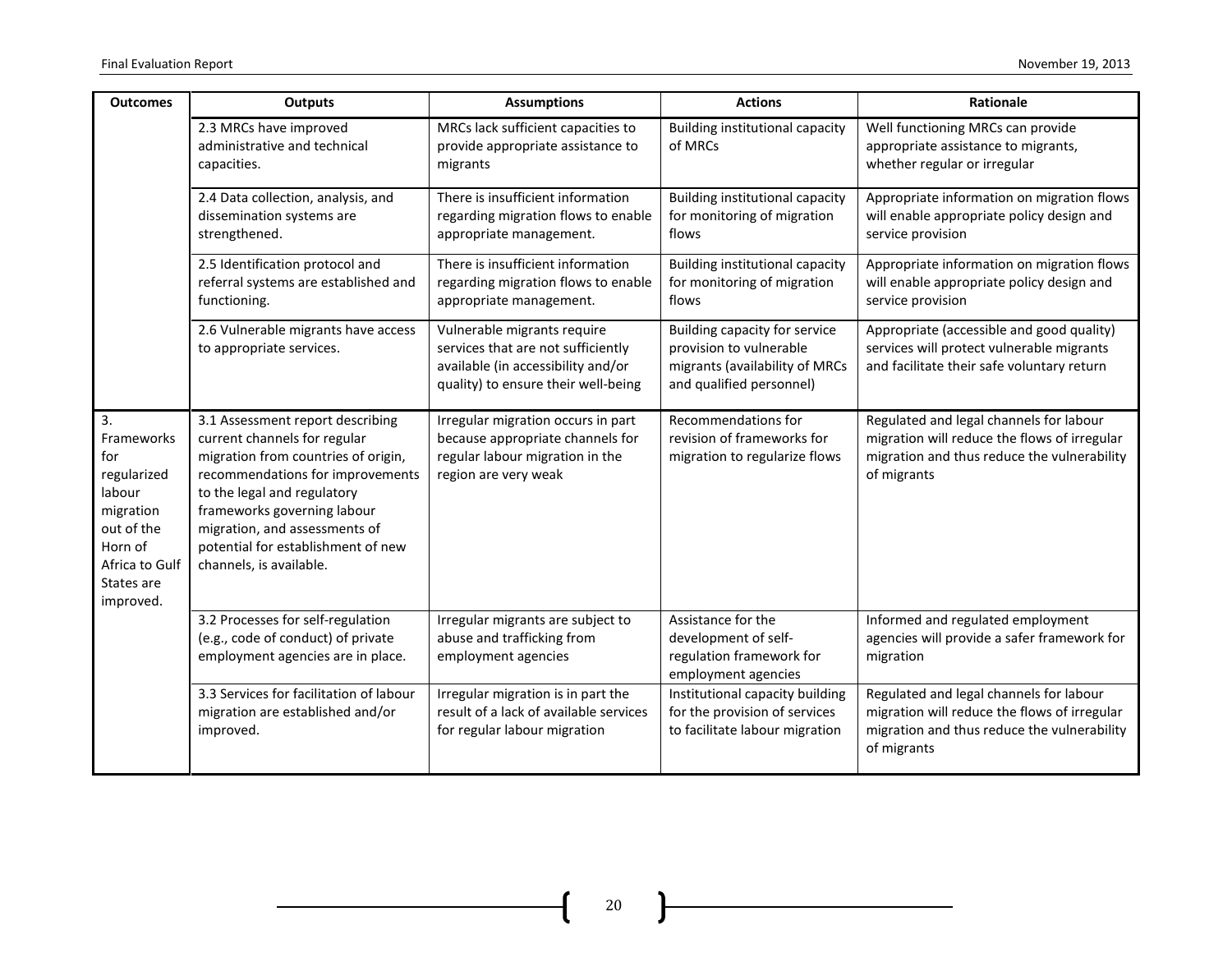| Outcomes | Outputs | Assumptions | Actions | Rationale |
|---|---|---|---|---|
| | 2.3 MRCs have improved administrative and technical capacities. | MRCs lack sufficient capacities to provide appropriate assistance to migrants | Building institutional capacity of MRCs | Well functioning MRCs can provide appropriate assistance to migrants, whether regular or irregular |
| | 2.4 Data collection, analysis, and dissemination systems are strengthened. | There is insufficient information regarding migration flows to enable appropriate management. | Building institutional capacity for monitoring of migration flows | Appropriate information on migration flows will enable appropriate policy design and service provision |
| | 2.5 Identification protocol and referral systems are established and functioning. | There is insufficient information regarding migration flows to enable appropriate management. | Building institutional capacity for monitoring of migration flows | Appropriate information on migration flows will enable appropriate policy design and service provision |
| | 2.6 Vulnerable migrants have access to appropriate services. | Vulnerable migrants require services that are not sufficiently available (in accessibility and/or quality) to ensure their well-being | Building capacity for service provision to vulnerable migrants (availability of MRCs and qualified personnel) | Appropriate (accessible and good quality) services will protect vulnerable migrants and facilitate their safe voluntary return |
| 3. Frameworks for regularized labour migration out of the Horn of Africa to Gulf States are improved. | 3.1 Assessment report describing current channels for regular migration from countries of origin, recommendations for improvements to the legal and regulatory frameworks governing labour migration, and assessments of potential for establishment of new channels, is available. | Irregular migration occurs in part because appropriate channels for regular labour migration in the region are very weak | Recommendations for revision of frameworks for migration to regularize flows | Regulated and legal channels for labour migration will reduce the flows of irregular migration and thus reduce the vulnerability of migrants |
| | 3.2 Processes for self-regulation (e.g., code of conduct) of private employment agencies are in place. | Irregular migrants are subject to abuse and trafficking from employment agencies | Assistance for the development of self-regulation framework for employment agencies | Informed and regulated employment agencies will provide a safer framework for migration |
| | 3.3 Services for facilitation of labour migration are established and/or improved. | Irregular migration is in part the result of a lack of available services for regular labour migration | Institutional capacity building for the provision of services to facilitate labour migration | Regulated and legal channels for labour migration will reduce the flows of irregular migration and thus reduce the vulnerability of migrants |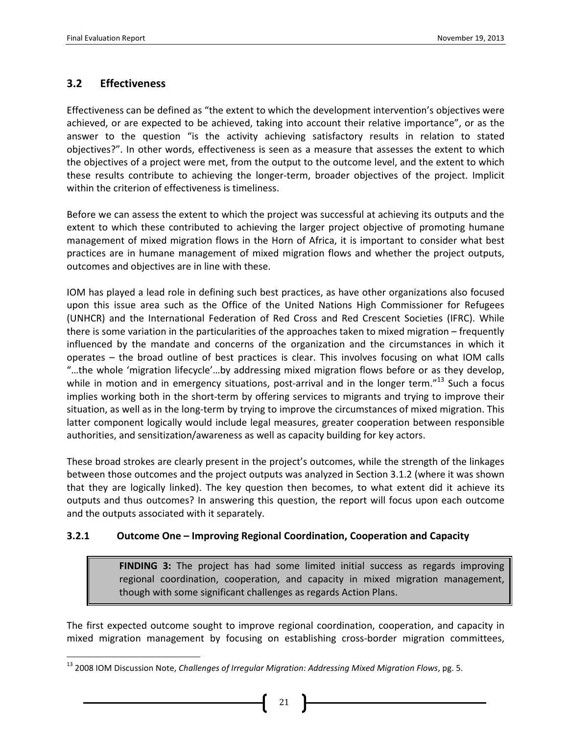## 3.2 Effectiveness

Effectiveness can be defined as "the extent to which the development intervention's objectives were achieved, or are expected to be achieved, taking into account their relative importance", or as the answer to the question "is the activity achieving satisfactory results in relation to stated objectives?". In other words, effectiveness is seen as a measure that assesses the extent to which the objectives of a project were met, from the output to the outcome level, and the extent to which these results contribute to achieving the longer-term, broader objectives of the project. Implicit within the criterion of effectiveness is timeliness.

Before we can assess the extent to which the project was successful at achieving its outputs and the extent to which these contributed to achieving the larger project objective of promoting humane management of mixed migration flows in the Horn of Africa, it is important to consider what best practices are in humane management of mixed migration flows and whether the project outputs, outcomes and objectives are in line with these.

IOM has played a lead role in defining such best practices, as have other organizations also focused upon this issue area such as the Office of the United Nations High Commissioner for Refugees (UNHCR) and the International Federation of Red Cross and Red Crescent Societies (IFRC). While there is some variation in the particularities of the approaches taken to mixed migration – frequently influenced by the mandate and concerns of the organization and the circumstances in which it operates – the broad outline of best practices is clear. This involves focusing on what IOM calls "…the whole 'migration lifecycle'…by addressing mixed migration flows before or as they develop, while in motion and in emergency situations, post-arrival and in the longer term."[13] Such a focus implies working both in the short-term by offering services to migrants and trying to improve their situation, as well as in the long-term by trying to improve the circumstances of mixed migration. This latter component logically would include legal measures, greater cooperation between responsible authorities, and sensitization/awareness as well as capacity building for key actors.

These broad strokes are clearly present in the project's outcomes, while the strength of the linkages between those outcomes and the project outputs was analyzed in Section 3.1.2 (where it was shown that they are logically linked). The key question then becomes, to what extent did it achieve its outputs and thus outcomes? In answering this question, the report will focus upon each outcome and the outputs associated with it separately.

### 3.2.1 Outcome One – Improving Regional Coordination, Cooperation and Capacity

> **FINDING 3:** The project has had some limited initial success as regards improving regional coordination, cooperation, and capacity in mixed migration management, though with some significant challenges as regards Action Plans.

The first expected outcome sought to improve regional coordination, cooperation, and capacity in mixed migration management by focusing on establishing cross-border migration committees,

[13] 2008 IOM Discussion Note, *Challenges of Irregular Migration: Addressing Mixed Migration Flows*, pg. 5.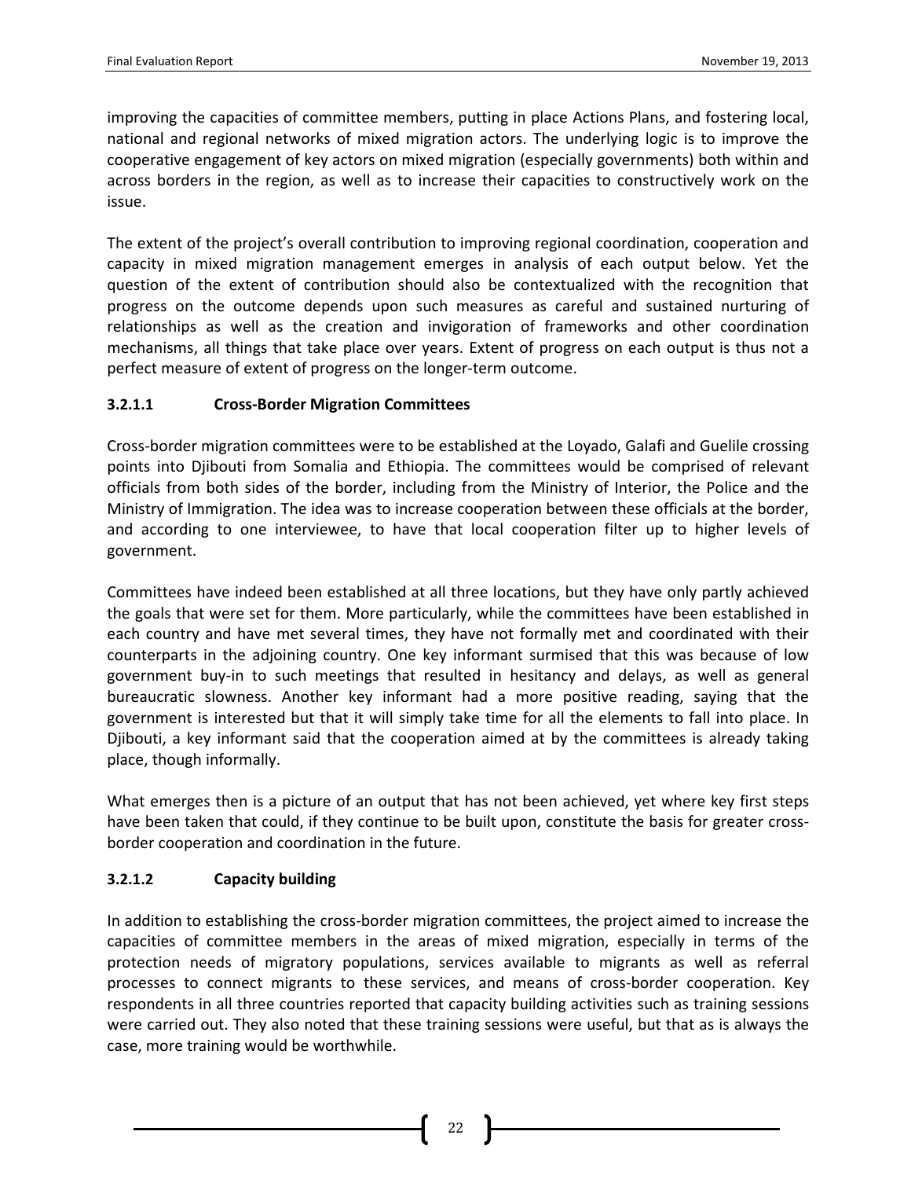improving the capacities of committee members, putting in place Actions Plans, and fostering local, national and regional networks of mixed migration actors. The underlying logic is to improve the cooperative engagement of key actors on mixed migration (especially governments) both within and across borders in the region, as well as to increase their capacities to constructively work on the issue.

The extent of the project's overall contribution to improving regional coordination, cooperation and capacity in mixed migration management emerges in analysis of each output below. Yet the question of the extent of contribution should also be contextualized with the recognition that progress on the outcome depends upon such measures as careful and sustained nurturing of relationships as well as the creation and invigoration of frameworks and other coordination mechanisms, all things that take place over years. Extent of progress on each output is thus not a perfect measure of extent of progress on the longer-term outcome.

#### 3.2.1.1 Cross-Border Migration Committees

Cross-border migration committees were to be established at the Loyado, Galafi and Guelile crossing points into Djibouti from Somalia and Ethiopia. The committees would be comprised of relevant officials from both sides of the border, including from the Ministry of Interior, the Police and the Ministry of Immigration. The idea was to increase cooperation between these officials at the border, and according to one interviewee, to have that local cooperation filter up to higher levels of government.

Committees have indeed been established at all three locations, but they have only partly achieved the goals that were set for them. More particularly, while the committees have been established in each country and have met several times, they have not formally met and coordinated with their counterparts in the adjoining country. One key informant surmised that this was because of low government buy-in to such meetings that resulted in hesitancy and delays, as well as general bureaucratic slowness. Another key informant had a more positive reading, saying that the government is interested but that it will simply take time for all the elements to fall into place. In Djibouti, a key informant said that the cooperation aimed at by the committees is already taking place, though informally.

What emerges then is a picture of an output that has not been achieved, yet where key first steps have been taken that could, if they continue to be built upon, constitute the basis for greater cross-border cooperation and coordination in the future.

#### 3.2.1.2 Capacity building

In addition to establishing the cross-border migration committees, the project aimed to increase the capacities of committee members in the areas of mixed migration, especially in terms of the protection needs of migratory populations, services available to migrants as well as referral processes to connect migrants to these services, and means of cross-border cooperation. Key respondents in all three countries reported that capacity building activities such as training sessions were carried out. They also noted that these training sessions were useful, but that as is always the case, more training would be worthwhile.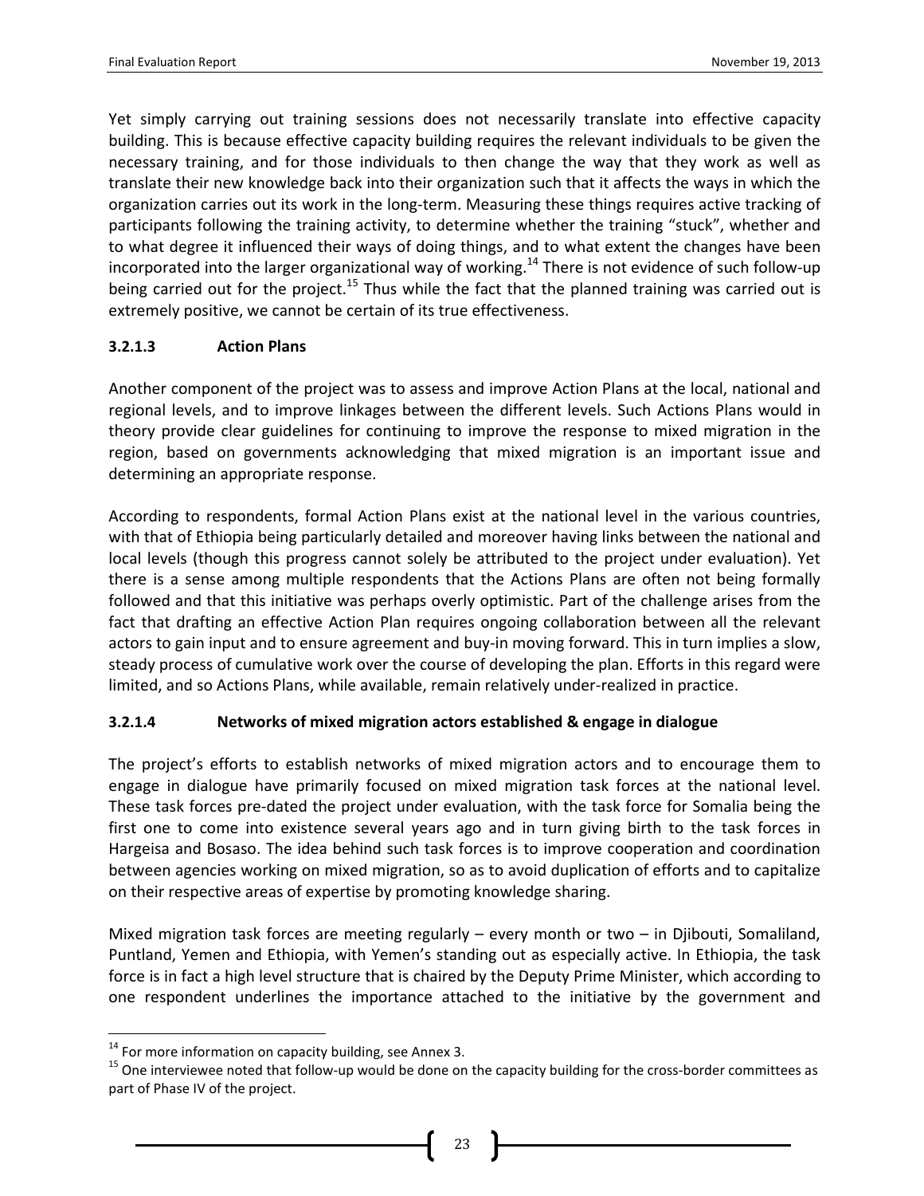Yet simply carrying out training sessions does not necessarily translate into effective capacity building. This is because effective capacity building requires the relevant individuals to be given the necessary training, and for those individuals to then change the way that they work as well as translate their new knowledge back into their organization such that it affects the ways in which the organization carries out its work in the long-term. Measuring these things requires active tracking of participants following the training activity, to determine whether the training "stuck", whether and to what degree it influenced their ways of doing things, and to what extent the changes have been incorporated into the larger organizational way of working.[14] There is not evidence of such follow-up being carried out for the project.[15] Thus while the fact that the planned training was carried out is extremely positive, we cannot be certain of its true effectiveness.

### 3.2.1.3 Action Plans

Another component of the project was to assess and improve Action Plans at the local, national and regional levels, and to improve linkages between the different levels. Such Actions Plans would in theory provide clear guidelines for continuing to improve the response to mixed migration in the region, based on governments acknowledging that mixed migration is an important issue and determining an appropriate response.

According to respondents, formal Action Plans exist at the national level in the various countries, with that of Ethiopia being particularly detailed and moreover having links between the national and local levels (though this progress cannot solely be attributed to the project under evaluation). Yet there is a sense among multiple respondents that the Actions Plans are often not being formally followed and that this initiative was perhaps overly optimistic. Part of the challenge arises from the fact that drafting an effective Action Plan requires ongoing collaboration between all the relevant actors to gain input and to ensure agreement and buy-in moving forward. This in turn implies a slow, steady process of cumulative work over the course of developing the plan. Efforts in this regard were limited, and so Actions Plans, while available, remain relatively under-realized in practice.

### 3.2.1.4 Networks of mixed migration actors established & engage in dialogue

The project's efforts to establish networks of mixed migration actors and to encourage them to engage in dialogue have primarily focused on mixed migration task forces at the national level. These task forces pre-dated the project under evaluation, with the task force for Somalia being the first one to come into existence several years ago and in turn giving birth to the task forces in Hargeisa and Bosaso. The idea behind such task forces is to improve cooperation and coordination between agencies working on mixed migration, so as to avoid duplication of efforts and to capitalize on their respective areas of expertise by promoting knowledge sharing.

Mixed migration task forces are meeting regularly – every month or two – in Djibouti, Somaliland, Puntland, Yemen and Ethiopia, with Yemen's standing out as especially active. In Ethiopia, the task force is in fact a high level structure that is chaired by the Deputy Prime Minister, which according to one respondent underlines the importance attached to the initiative by the government and

---

[14] For more information on capacity building, see Annex 3.

[15] One interviewee noted that follow-up would be done on the capacity building for the cross-border committees as part of Phase IV of the project.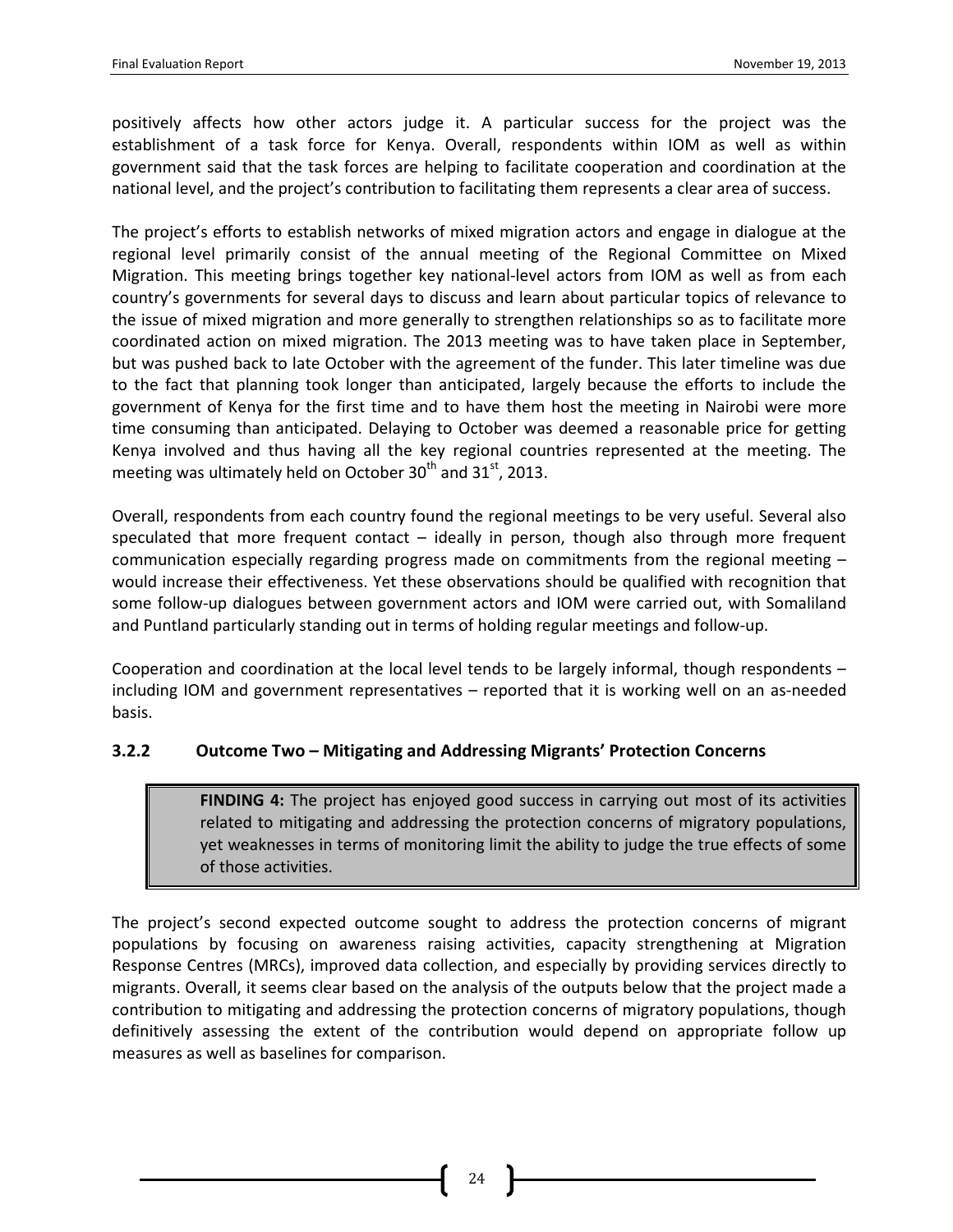positively affects how other actors judge it. A particular success for the project was the establishment of a task force for Kenya. Overall, respondents within IOM as well as within government said that the task forces are helping to facilitate cooperation and coordination at the national level, and the project's contribution to facilitating them represents a clear area of success.

The project's efforts to establish networks of mixed migration actors and engage in dialogue at the regional level primarily consist of the annual meeting of the Regional Committee on Mixed Migration. This meeting brings together key national-level actors from IOM as well as from each country's governments for several days to discuss and learn about particular topics of relevance to the issue of mixed migration and more generally to strengthen relationships so as to facilitate more coordinated action on mixed migration. The 2013 meeting was to have taken place in September, but was pushed back to late October with the agreement of the funder. This later timeline was due to the fact that planning took longer than anticipated, largely because the efforts to include the government of Kenya for the first time and to have them host the meeting in Nairobi were more time consuming than anticipated. Delaying to October was deemed a reasonable price for getting Kenya involved and thus having all the key regional countries represented at the meeting. The meeting was ultimately held on October 30th and 31st, 2013.

Overall, respondents from each country found the regional meetings to be very useful. Several also speculated that more frequent contact – ideally in person, though also through more frequent communication especially regarding progress made on commitments from the regional meeting – would increase their effectiveness. Yet these observations should be qualified with recognition that some follow-up dialogues between government actors and IOM were carried out, with Somaliland and Puntland particularly standing out in terms of holding regular meetings and follow-up.

Cooperation and coordination at the local level tends to be largely informal, though respondents – including IOM and government representatives – reported that it is working well on an as-needed basis.

### 3.2.2 Outcome Two – Mitigating and Addressing Migrants' Protection Concerns

> **FINDING 4:** The project has enjoyed good success in carrying out most of its activities related to mitigating and addressing the protection concerns of migratory populations, yet weaknesses in terms of monitoring limit the ability to judge the true effects of some of those activities.

The project's second expected outcome sought to address the protection concerns of migrant populations by focusing on awareness raising activities, capacity strengthening at Migration Response Centres (MRCs), improved data collection, and especially by providing services directly to migrants. Overall, it seems clear based on the analysis of the outputs below that the project made a contribution to mitigating and addressing the protection concerns of migratory populations, though definitively assessing the extent of the contribution would depend on appropriate follow up measures as well as baselines for comparison.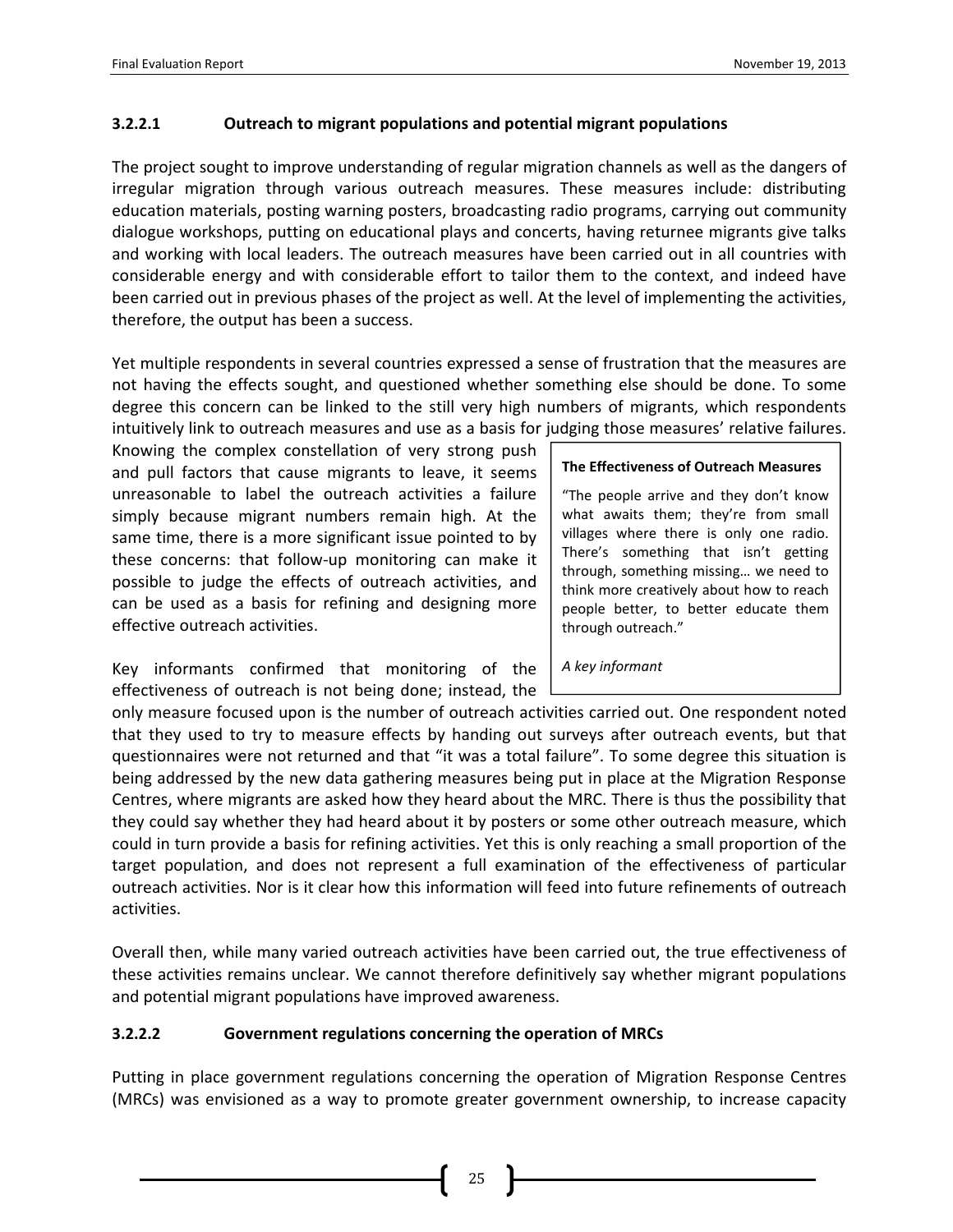#### 3.2.2.1 Outreach to migrant populations and potential migrant populations

The project sought to improve understanding of regular migration channels as well as the dangers of irregular migration through various outreach measures. These measures include: distributing education materials, posting warning posters, broadcasting radio programs, carrying out community dialogue workshops, putting on educational plays and concerts, having returnee migrants give talks and working with local leaders. The outreach measures have been carried out in all countries with considerable energy and with considerable effort to tailor them to the context, and indeed have been carried out in previous phases of the project as well. At the level of implementing the activities, therefore, the output has been a success.

Yet multiple respondents in several countries expressed a sense of frustration that the measures are not having the effects sought, and questioned whether something else should be done. To some degree this concern can be linked to the still very high numbers of migrants, which respondents intuitively link to outreach measures and use as a basis for judging those measures' relative failures. Knowing the complex constellation of very strong push and pull factors that cause migrants to leave, it seems unreasonable to label the outreach activities a failure simply because migrant numbers remain high. At the same time, there is a more significant issue pointed to by these concerns: that follow-up monitoring can make it possible to judge the effects of outreach activities, and can be used as a basis for refining and designing more effective outreach activities.

> **The Effectiveness of Outreach Measures**
>
> "The people arrive and they don't know what awaits them; they're from small villages where there is only one radio. There's something that isn't getting through, something missing… we need to think more creatively about how to reach people better, to better educate them through outreach."
>
> *A key informant*

Key informants confirmed that monitoring of the effectiveness of outreach is not being done; instead, the only measure focused upon is the number of outreach activities carried out. One respondent noted that they used to try to measure effects by handing out surveys after outreach events, but that questionnaires were not returned and that "it was a total failure". To some degree this situation is being addressed by the new data gathering measures being put in place at the Migration Response Centres, where migrants are asked how they heard about the MRC. There is thus the possibility that they could say whether they had heard about it by posters or some other outreach measure, which could in turn provide a basis for refining activities. Yet this is only reaching a small proportion of the target population, and does not represent a full examination of the effectiveness of particular outreach activities. Nor is it clear how this information will feed into future refinements of outreach activities.

Overall then, while many varied outreach activities have been carried out, the true effectiveness of these activities remains unclear. We cannot therefore definitively say whether migrant populations and potential migrant populations have improved awareness.

#### 3.2.2.2 Government regulations concerning the operation of MRCs

Putting in place government regulations concerning the operation of Migration Response Centres (MRCs) was envisioned as a way to promote greater government ownership, to increase capacity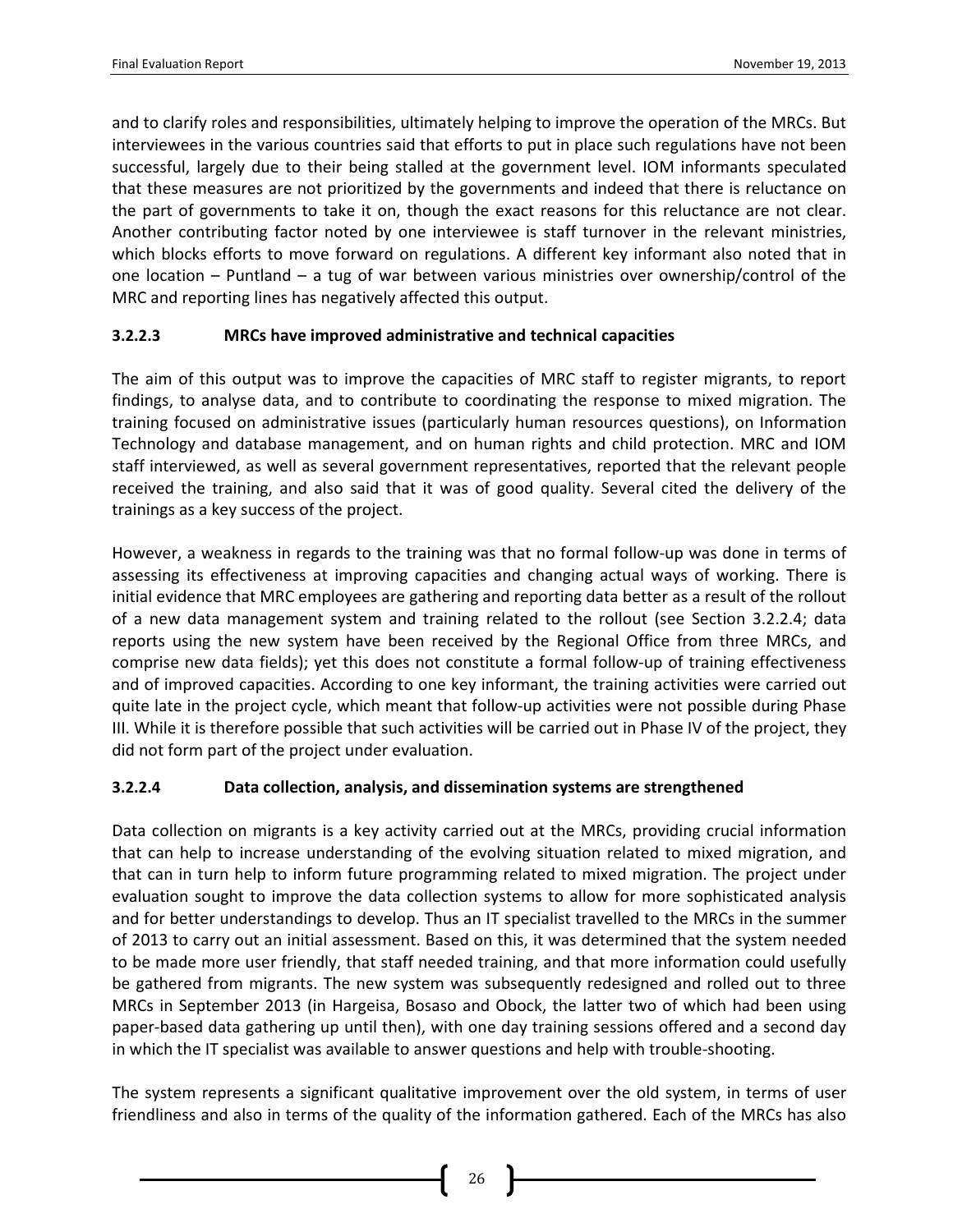and to clarify roles and responsibilities, ultimately helping to improve the operation of the MRCs. But interviewees in the various countries said that efforts to put in place such regulations have not been successful, largely due to their being stalled at the government level. IOM informants speculated that these measures are not prioritized by the governments and indeed that there is reluctance on the part of governments to take it on, though the exact reasons for this reluctance are not clear. Another contributing factor noted by one interviewee is staff turnover in the relevant ministries, which blocks efforts to move forward on regulations. A different key informant also noted that in one location – Puntland – a tug of war between various ministries over ownership/control of the MRC and reporting lines has negatively affected this output.

#### 3.2.2.3 MRCs have improved administrative and technical capacities

The aim of this output was to improve the capacities of MRC staff to register migrants, to report findings, to analyse data, and to contribute to coordinating the response to mixed migration. The training focused on administrative issues (particularly human resources questions), on Information Technology and database management, and on human rights and child protection. MRC and IOM staff interviewed, as well as several government representatives, reported that the relevant people received the training, and also said that it was of good quality. Several cited the delivery of the trainings as a key success of the project.

However, a weakness in regards to the training was that no formal follow-up was done in terms of assessing its effectiveness at improving capacities and changing actual ways of working. There is initial evidence that MRC employees are gathering and reporting data better as a result of the rollout of a new data management system and training related to the rollout (see Section 3.2.2.4; data reports using the new system have been received by the Regional Office from three MRCs, and comprise new data fields); yet this does not constitute a formal follow-up of training effectiveness and of improved capacities. According to one key informant, the training activities were carried out quite late in the project cycle, which meant that follow-up activities were not possible during Phase III. While it is therefore possible that such activities will be carried out in Phase IV of the project, they did not form part of the project under evaluation.

#### 3.2.2.4 Data collection, analysis, and dissemination systems are strengthened

Data collection on migrants is a key activity carried out at the MRCs, providing crucial information that can help to increase understanding of the evolving situation related to mixed migration, and that can in turn help to inform future programming related to mixed migration. The project under evaluation sought to improve the data collection systems to allow for more sophisticated analysis and for better understandings to develop. Thus an IT specialist travelled to the MRCs in the summer of 2013 to carry out an initial assessment. Based on this, it was determined that the system needed to be made more user friendly, that staff needed training, and that more information could usefully be gathered from migrants. The new system was subsequently redesigned and rolled out to three MRCs in September 2013 (in Hargeisa, Bosaso and Obock, the latter two of which had been using paper-based data gathering up until then), with one day training sessions offered and a second day in which the IT specialist was available to answer questions and help with trouble-shooting.

The system represents a significant qualitative improvement over the old system, in terms of user friendliness and also in terms of the quality of the information gathered. Each of the MRCs has also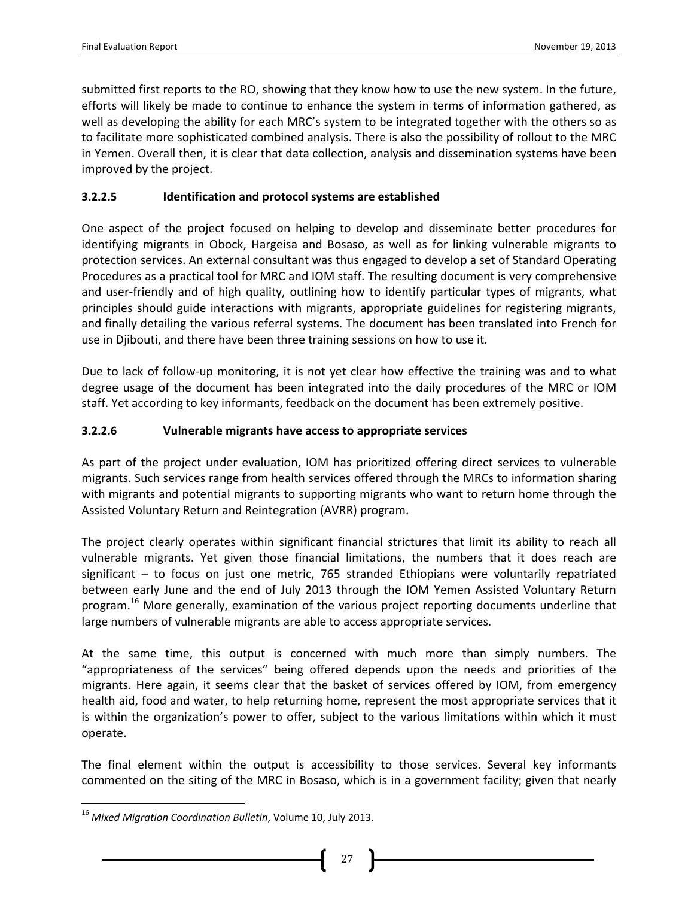submitted first reports to the RO, showing that they know how to use the new system. In the future, efforts will likely be made to continue to enhance the system in terms of information gathered, as well as developing the ability for each MRC's system to be integrated together with the others so as to facilitate more sophisticated combined analysis. There is also the possibility of rollout to the MRC in Yemen. Overall then, it is clear that data collection, analysis and dissemination systems have been improved by the project.

#### 3.2.2.5 Identification and protocol systems are established

One aspect of the project focused on helping to develop and disseminate better procedures for identifying migrants in Obock, Hargeisa and Bosaso, as well as for linking vulnerable migrants to protection services. An external consultant was thus engaged to develop a set of Standard Operating Procedures as a practical tool for MRC and IOM staff. The resulting document is very comprehensive and user-friendly and of high quality, outlining how to identify particular types of migrants, what principles should guide interactions with migrants, appropriate guidelines for registering migrants, and finally detailing the various referral systems. The document has been translated into French for use in Djibouti, and there have been three training sessions on how to use it.

Due to lack of follow-up monitoring, it is not yet clear how effective the training was and to what degree usage of the document has been integrated into the daily procedures of the MRC or IOM staff. Yet according to key informants, feedback on the document has been extremely positive.

#### 3.2.2.6 Vulnerable migrants have access to appropriate services

As part of the project under evaluation, IOM has prioritized offering direct services to vulnerable migrants. Such services range from health services offered through the MRCs to information sharing with migrants and potential migrants to supporting migrants who want to return home through the Assisted Voluntary Return and Reintegration (AVRR) program.

The project clearly operates within significant financial strictures that limit its ability to reach all vulnerable migrants. Yet given those financial limitations, the numbers that it does reach are significant – to focus on just one metric, 765 stranded Ethiopians were voluntarily repatriated between early June and the end of July 2013 through the IOM Yemen Assisted Voluntary Return program.[16] More generally, examination of the various project reporting documents underline that large numbers of vulnerable migrants are able to access appropriate services.

At the same time, this output is concerned with much more than simply numbers. The "appropriateness of the services" being offered depends upon the needs and priorities of the migrants. Here again, it seems clear that the basket of services offered by IOM, from emergency health aid, food and water, to help returning home, represent the most appropriate services that it is within the organization's power to offer, subject to the various limitations within which it must operate.

The final element within the output is accessibility to those services. Several key informants commented on the siting of the MRC in Bosaso, which is in a government facility; given that nearly

[16] *Mixed Migration Coordination Bulletin*, Volume 10, July 2013.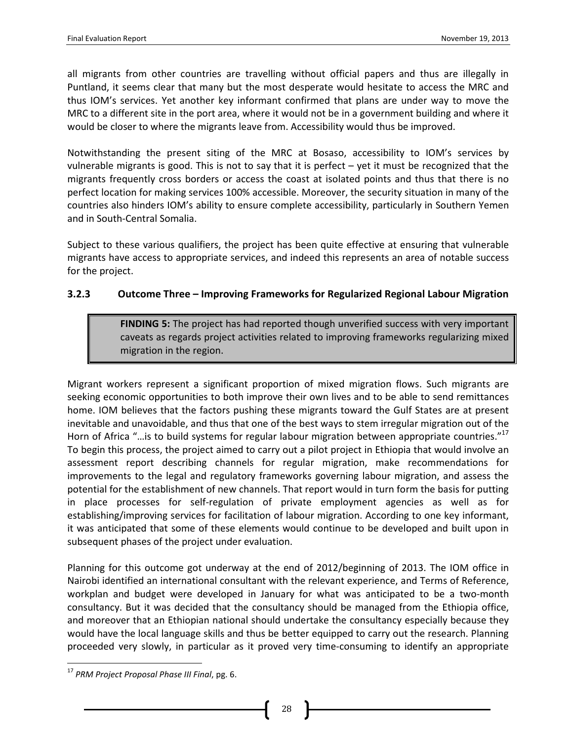all migrants from other countries are travelling without official papers and thus are illegally in Puntland, it seems clear that many but the most desperate would hesitate to access the MRC and thus IOM's services. Yet another key informant confirmed that plans are under way to move the MRC to a different site in the port area, where it would not be in a government building and where it would be closer to where the migrants leave from. Accessibility would thus be improved.

Notwithstanding the present siting of the MRC at Bosaso, accessibility to IOM's services by vulnerable migrants is good. This is not to say that it is perfect – yet it must be recognized that the migrants frequently cross borders or access the coast at isolated points and thus that there is no perfect location for making services 100% accessible. Moreover, the security situation in many of the countries also hinders IOM's ability to ensure complete accessibility, particularly in Southern Yemen and in South-Central Somalia.

Subject to these various qualifiers, the project has been quite effective at ensuring that vulnerable migrants have access to appropriate services, and indeed this represents an area of notable success for the project.

### 3.2.3 Outcome Three – Improving Frameworks for Regularized Regional Labour Migration

> **FINDING 5:** The project has had reported though unverified success with very important caveats as regards project activities related to improving frameworks regularizing mixed migration in the region.

Migrant workers represent a significant proportion of mixed migration flows. Such migrants are seeking economic opportunities to both improve their own lives and to be able to send remittances home. IOM believes that the factors pushing these migrants toward the Gulf States are at present inevitable and unavoidable, and thus that one of the best ways to stem irregular migration out of the Horn of Africa "…is to build systems for regular labour migration between appropriate countries."[17] To begin this process, the project aimed to carry out a pilot project in Ethiopia that would involve an assessment report describing channels for regular migration, make recommendations for improvements to the legal and regulatory frameworks governing labour migration, and assess the potential for the establishment of new channels. That report would in turn form the basis for putting in place processes for self-regulation of private employment agencies as well as for establishing/improving services for facilitation of labour migration. According to one key informant, it was anticipated that some of these elements would continue to be developed and built upon in subsequent phases of the project under evaluation.

Planning for this outcome got underway at the end of 2012/beginning of 2013. The IOM office in Nairobi identified an international consultant with the relevant experience, and Terms of Reference, workplan and budget were developed in January for what was anticipated to be a two-month consultancy. But it was decided that the consultancy should be managed from the Ethiopia office, and moreover that an Ethiopian national should undertake the consultancy especially because they would have the local language skills and thus be better equipped to carry out the research. Planning proceeded very slowly, in particular as it proved very time-consuming to identify an appropriate

[17] *PRM Project Proposal Phase III Final*, pg. 6.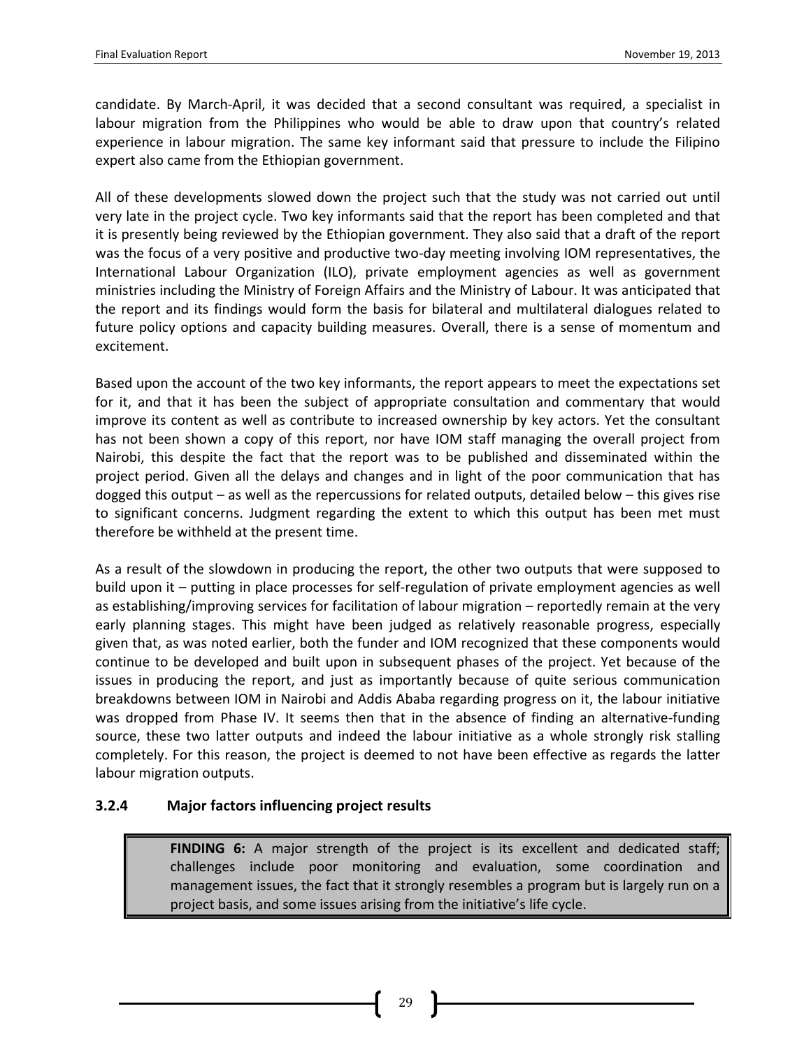candidate. By March-April, it was decided that a second consultant was required, a specialist in labour migration from the Philippines who would be able to draw upon that country's related experience in labour migration. The same key informant said that pressure to include the Filipino expert also came from the Ethiopian government.

All of these developments slowed down the project such that the study was not carried out until very late in the project cycle. Two key informants said that the report has been completed and that it is presently being reviewed by the Ethiopian government. They also said that a draft of the report was the focus of a very positive and productive two-day meeting involving IOM representatives, the International Labour Organization (ILO), private employment agencies as well as government ministries including the Ministry of Foreign Affairs and the Ministry of Labour. It was anticipated that the report and its findings would form the basis for bilateral and multilateral dialogues related to future policy options and capacity building measures. Overall, there is a sense of momentum and excitement.

Based upon the account of the two key informants, the report appears to meet the expectations set for it, and that it has been the subject of appropriate consultation and commentary that would improve its content as well as contribute to increased ownership by key actors. Yet the consultant has not been shown a copy of this report, nor have IOM staff managing the overall project from Nairobi, this despite the fact that the report was to be published and disseminated within the project period. Given all the delays and changes and in light of the poor communication that has dogged this output – as well as the repercussions for related outputs, detailed below – this gives rise to significant concerns. Judgment regarding the extent to which this output has been met must therefore be withheld at the present time.

As a result of the slowdown in producing the report, the other two outputs that were supposed to build upon it – putting in place processes for self-regulation of private employment agencies as well as establishing/improving services for facilitation of labour migration – reportedly remain at the very early planning stages. This might have been judged as relatively reasonable progress, especially given that, as was noted earlier, both the funder and IOM recognized that these components would continue to be developed and built upon in subsequent phases of the project. Yet because of the issues in producing the report, and just as importantly because of quite serious communication breakdowns between IOM in Nairobi and Addis Ababa regarding progress on it, the labour initiative was dropped from Phase IV. It seems then that in the absence of finding an alternative-funding source, these two latter outputs and indeed the labour initiative as a whole strongly risk stalling completely. For this reason, the project is deemed to not have been effective as regards the latter labour migration outputs.

### 3.2.4 Major factors influencing project results

> **FINDING 6:** A major strength of the project is its excellent and dedicated staff; challenges include poor monitoring and evaluation, some coordination and management issues, the fact that it strongly resembles a program but is largely run on a project basis, and some issues arising from the initiative's life cycle.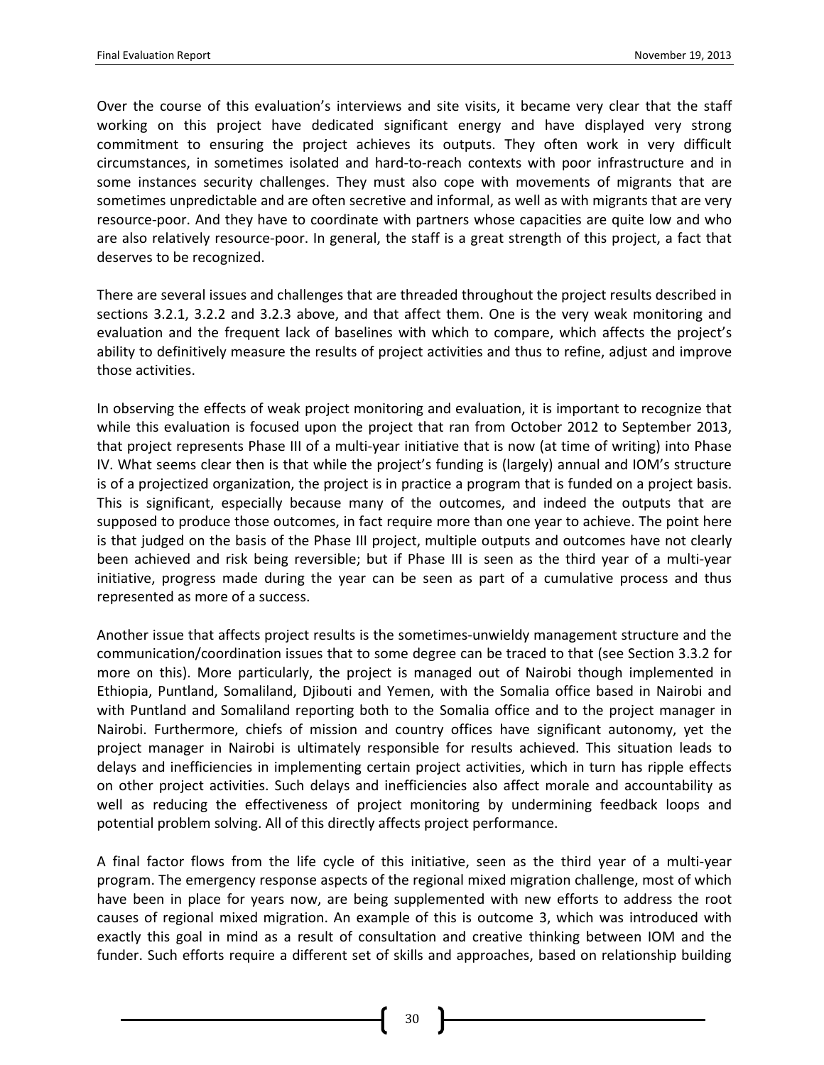Over the course of this evaluation's interviews and site visits, it became very clear that the staff working on this project have dedicated significant energy and have displayed very strong commitment to ensuring the project achieves its outputs. They often work in very difficult circumstances, in sometimes isolated and hard-to-reach contexts with poor infrastructure and in some instances security challenges. They must also cope with movements of migrants that are sometimes unpredictable and are often secretive and informal, as well as with migrants that are very resource-poor. And they have to coordinate with partners whose capacities are quite low and who are also relatively resource-poor. In general, the staff is a great strength of this project, a fact that deserves to be recognized.

There are several issues and challenges that are threaded throughout the project results described in sections 3.2.1, 3.2.2 and 3.2.3 above, and that affect them. One is the very weak monitoring and evaluation and the frequent lack of baselines with which to compare, which affects the project's ability to definitively measure the results of project activities and thus to refine, adjust and improve those activities.

In observing the effects of weak project monitoring and evaluation, it is important to recognize that while this evaluation is focused upon the project that ran from October 2012 to September 2013, that project represents Phase III of a multi-year initiative that is now (at time of writing) into Phase IV. What seems clear then is that while the project's funding is (largely) annual and IOM's structure is of a projectized organization, the project is in practice a program that is funded on a project basis. This is significant, especially because many of the outcomes, and indeed the outputs that are supposed to produce those outcomes, in fact require more than one year to achieve. The point here is that judged on the basis of the Phase III project, multiple outputs and outcomes have not clearly been achieved and risk being reversible; but if Phase III is seen as the third year of a multi-year initiative, progress made during the year can be seen as part of a cumulative process and thus represented as more of a success.

Another issue that affects project results is the sometimes-unwieldy management structure and the communication/coordination issues that to some degree can be traced to that (see Section 3.3.2 for more on this). More particularly, the project is managed out of Nairobi though implemented in Ethiopia, Puntland, Somaliland, Djibouti and Yemen, with the Somalia office based in Nairobi and with Puntland and Somaliland reporting both to the Somalia office and to the project manager in Nairobi. Furthermore, chiefs of mission and country offices have significant autonomy, yet the project manager in Nairobi is ultimately responsible for results achieved. This situation leads to delays and inefficiencies in implementing certain project activities, which in turn has ripple effects on other project activities. Such delays and inefficiencies also affect morale and accountability as well as reducing the effectiveness of project monitoring by undermining feedback loops and potential problem solving. All of this directly affects project performance.

A final factor flows from the life cycle of this initiative, seen as the third year of a multi-year program. The emergency response aspects of the regional mixed migration challenge, most of which have been in place for years now, are being supplemented with new efforts to address the root causes of regional mixed migration. An example of this is outcome 3, which was introduced with exactly this goal in mind as a result of consultation and creative thinking between IOM and the funder. Such efforts require a different set of skills and approaches, based on relationship building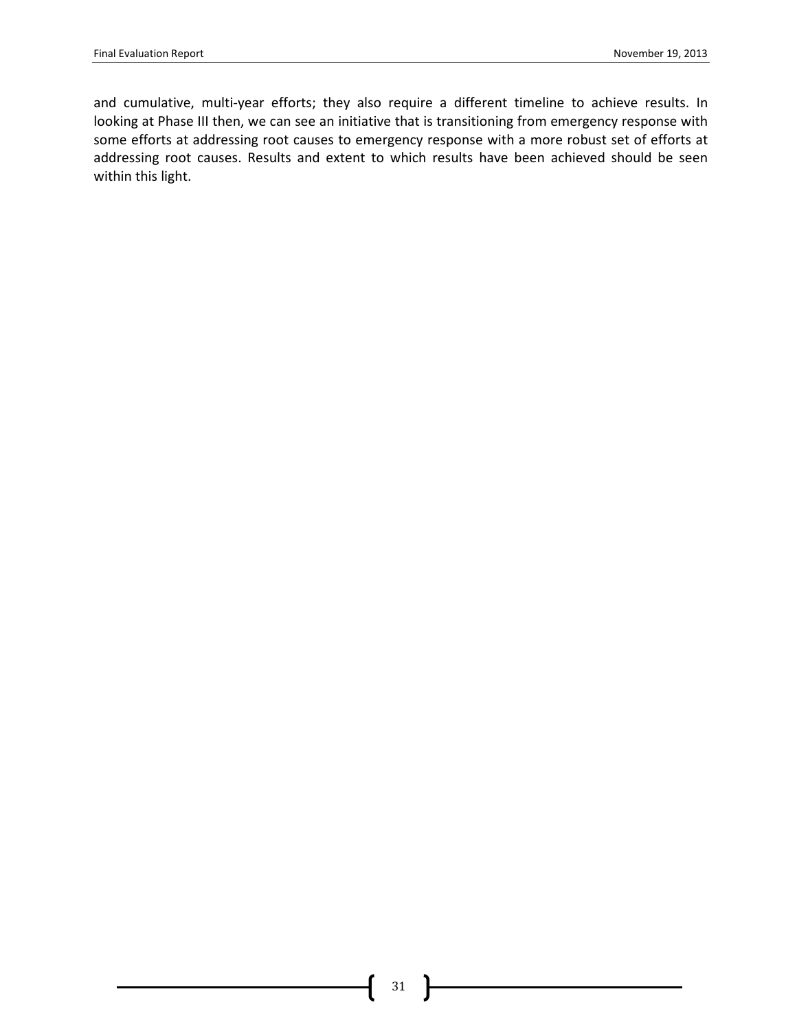and cumulative, multi-year efforts; they also require a different timeline to achieve results. In looking at Phase III then, we can see an initiative that is transitioning from emergency response with some efforts at addressing root causes to emergency response with a more robust set of efforts at addressing root causes. Results and extent to which results have been achieved should be seen within this light.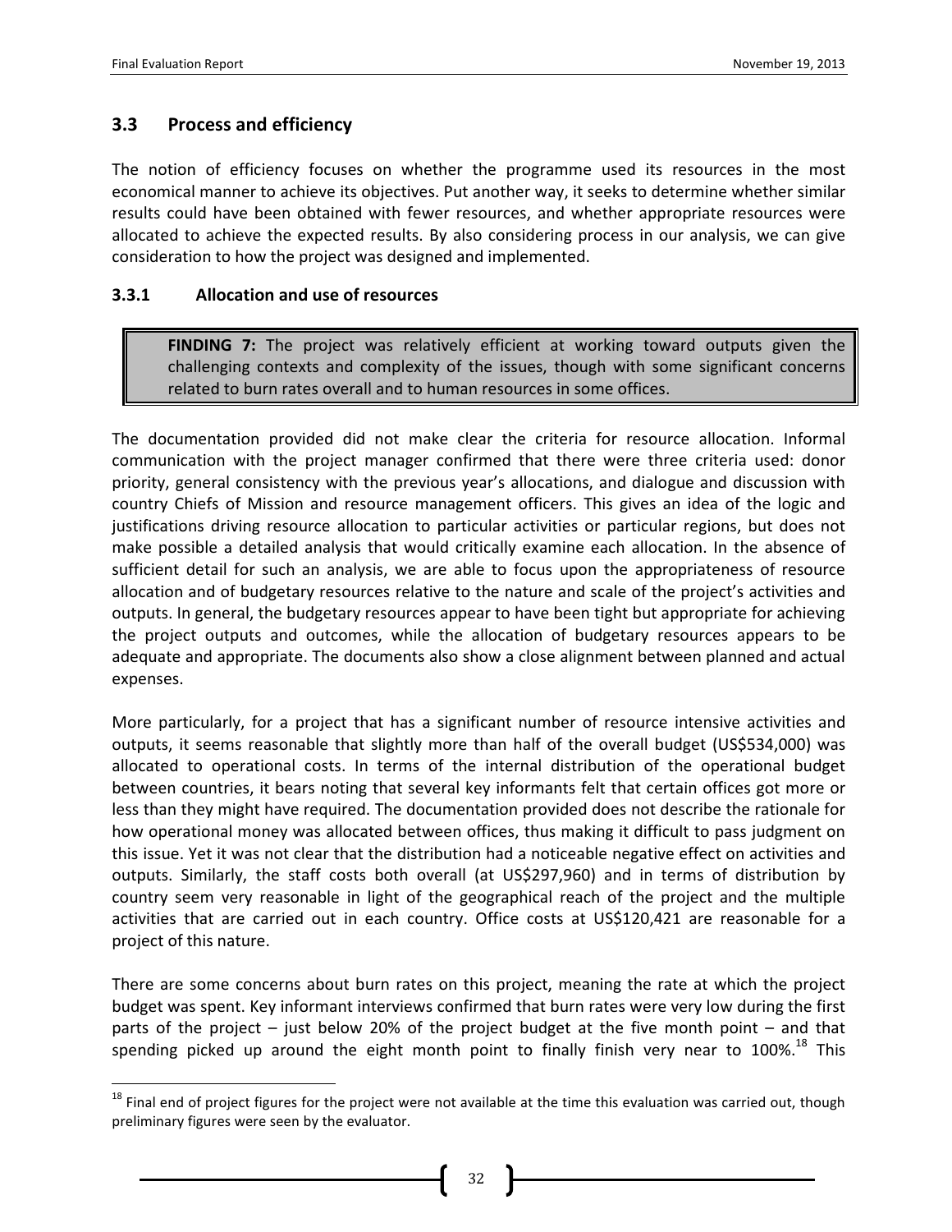## 3.3 Process and efficiency

The notion of efficiency focuses on whether the programme used its resources in the most economical manner to achieve its objectives. Put another way, it seeks to determine whether similar results could have been obtained with fewer resources, and whether appropriate resources were allocated to achieve the expected results. By also considering process in our analysis, we can give consideration to how the project was designed and implemented.

### 3.3.1 Allocation and use of resources

> **FINDING 7:** The project was relatively efficient at working toward outputs given the challenging contexts and complexity of the issues, though with some significant concerns related to burn rates overall and to human resources in some offices.

The documentation provided did not make clear the criteria for resource allocation. Informal communication with the project manager confirmed that there were three criteria used: donor priority, general consistency with the previous year's allocations, and dialogue and discussion with country Chiefs of Mission and resource management officers. This gives an idea of the logic and justifications driving resource allocation to particular activities or particular regions, but does not make possible a detailed analysis that would critically examine each allocation. In the absence of sufficient detail for such an analysis, we are able to focus upon the appropriateness of resource allocation and of budgetary resources relative to the nature and scale of the project's activities and outputs. In general, the budgetary resources appear to have been tight but appropriate for achieving the project outputs and outcomes, while the allocation of budgetary resources appears to be adequate and appropriate. The documents also show a close alignment between planned and actual expenses.

More particularly, for a project that has a significant number of resource intensive activities and outputs, it seems reasonable that slightly more than half of the overall budget (US$534,000) was allocated to operational costs. In terms of the internal distribution of the operational budget between countries, it bears noting that several key informants felt that certain offices got more or less than they might have required. The documentation provided does not describe the rationale for how operational money was allocated between offices, thus making it difficult to pass judgment on this issue. Yet it was not clear that the distribution had a noticeable negative effect on activities and outputs. Similarly, the staff costs both overall (at US$297,960) and in terms of distribution by country seem very reasonable in light of the geographical reach of the project and the multiple activities that are carried out in each country. Office costs at US$120,421 are reasonable for a project of this nature.

There are some concerns about burn rates on this project, meaning the rate at which the project budget was spent. Key informant interviews confirmed that burn rates were very low during the first parts of the project – just below 20% of the project budget at the five month point – and that spending picked up around the eight month point to finally finish very near to 100%.[18] This

[18] Final end of project figures for the project were not available at the time this evaluation was carried out, though preliminary figures were seen by the evaluator.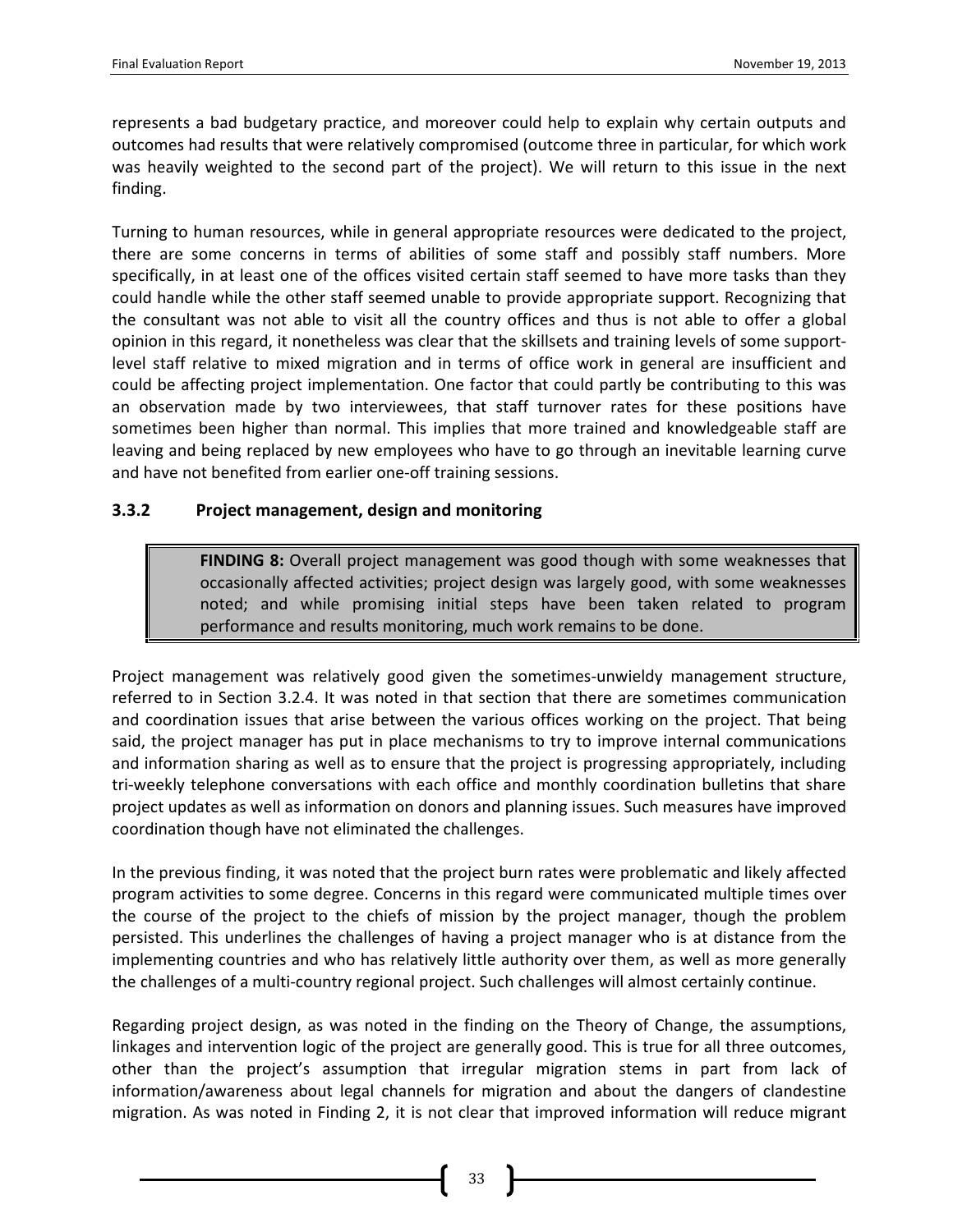represents a bad budgetary practice, and moreover could help to explain why certain outputs and outcomes had results that were relatively compromised (outcome three in particular, for which work was heavily weighted to the second part of the project). We will return to this issue in the next finding.

Turning to human resources, while in general appropriate resources were dedicated to the project, there are some concerns in terms of abilities of some staff and possibly staff numbers. More specifically, in at least one of the offices visited certain staff seemed to have more tasks than they could handle while the other staff seemed unable to provide appropriate support. Recognizing that the consultant was not able to visit all the country offices and thus is not able to offer a global opinion in this regard, it nonetheless was clear that the skillsets and training levels of some support-level staff relative to mixed migration and in terms of office work in general are insufficient and could be affecting project implementation. One factor that could partly be contributing to this was an observation made by two interviewees, that staff turnover rates for these positions have sometimes been higher than normal. This implies that more trained and knowledgeable staff are leaving and being replaced by new employees who have to go through an inevitable learning curve and have not benefited from earlier one-off training sessions.

### 3.3.2 Project management, design and monitoring

> **FINDING 8:** Overall project management was good though with some weaknesses that occasionally affected activities; project design was largely good, with some weaknesses noted; and while promising initial steps have been taken related to program performance and results monitoring, much work remains to be done.

Project management was relatively good given the sometimes-unwieldy management structure, referred to in Section 3.2.4. It was noted in that section that there are sometimes communication and coordination issues that arise between the various offices working on the project. That being said, the project manager has put in place mechanisms to try to improve internal communications and information sharing as well as to ensure that the project is progressing appropriately, including tri-weekly telephone conversations with each office and monthly coordination bulletins that share project updates as well as information on donors and planning issues. Such measures have improved coordination though have not eliminated the challenges.

In the previous finding, it was noted that the project burn rates were problematic and likely affected program activities to some degree. Concerns in this regard were communicated multiple times over the course of the project to the chiefs of mission by the project manager, though the problem persisted. This underlines the challenges of having a project manager who is at distance from the implementing countries and who has relatively little authority over them, as well as more generally the challenges of a multi-country regional project. Such challenges will almost certainly continue.

Regarding project design, as was noted in the finding on the Theory of Change, the assumptions, linkages and intervention logic of the project are generally good. This is true for all three outcomes, other than the project's assumption that irregular migration stems in part from lack of information/awareness about legal channels for migration and about the dangers of clandestine migration. As was noted in Finding 2, it is not clear that improved information will reduce migrant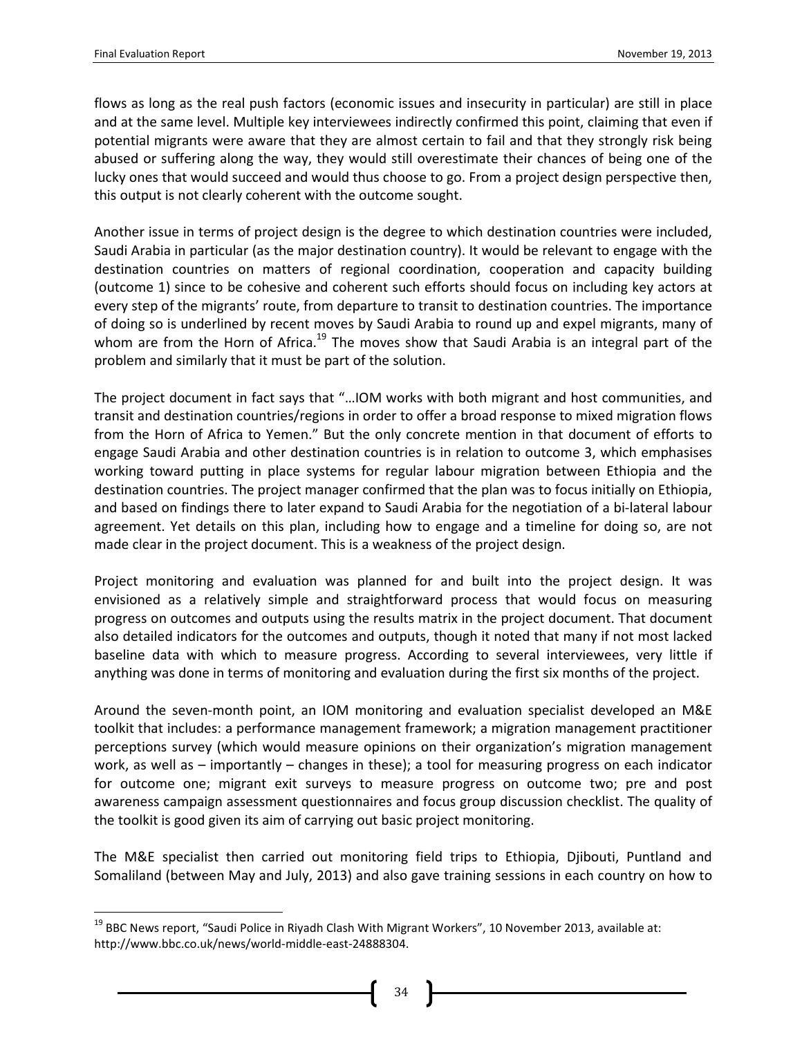flows as long as the real push factors (economic issues and insecurity in particular) are still in place and at the same level. Multiple key interviewees indirectly confirmed this point, claiming that even if potential migrants were aware that they are almost certain to fail and that they strongly risk being abused or suffering along the way, they would still overestimate their chances of being one of the lucky ones that would succeed and would thus choose to go. From a project design perspective then, this output is not clearly coherent with the outcome sought.

Another issue in terms of project design is the degree to which destination countries were included, Saudi Arabia in particular (as the major destination country). It would be relevant to engage with the destination countries on matters of regional coordination, cooperation and capacity building (outcome 1) since to be cohesive and coherent such efforts should focus on including key actors at every step of the migrants' route, from departure to transit to destination countries. The importance of doing so is underlined by recent moves by Saudi Arabia to round up and expel migrants, many of whom are from the Horn of Africa.[19] The moves show that Saudi Arabia is an integral part of the problem and similarly that it must be part of the solution.

The project document in fact says that "…IOM works with both migrant and host communities, and transit and destination countries/regions in order to offer a broad response to mixed migration flows from the Horn of Africa to Yemen." But the only concrete mention in that document of efforts to engage Saudi Arabia and other destination countries is in relation to outcome 3, which emphasises working toward putting in place systems for regular labour migration between Ethiopia and the destination countries. The project manager confirmed that the plan was to focus initially on Ethiopia, and based on findings there to later expand to Saudi Arabia for the negotiation of a bi-lateral labour agreement. Yet details on this plan, including how to engage and a timeline for doing so, are not made clear in the project document. This is a weakness of the project design.

Project monitoring and evaluation was planned for and built into the project design. It was envisioned as a relatively simple and straightforward process that would focus on measuring progress on outcomes and outputs using the results matrix in the project document. That document also detailed indicators for the outcomes and outputs, though it noted that many if not most lacked baseline data with which to measure progress. According to several interviewees, very little if anything was done in terms of monitoring and evaluation during the first six months of the project.

Around the seven-month point, an IOM monitoring and evaluation specialist developed an M&E toolkit that includes: a performance management framework; a migration management practitioner perceptions survey (which would measure opinions on their organization's migration management work, as well as – importantly – changes in these); a tool for measuring progress on each indicator for outcome one; migrant exit surveys to measure progress on outcome two; pre and post awareness campaign assessment questionnaires and focus group discussion checklist. The quality of the toolkit is good given its aim of carrying out basic project monitoring.

The M&E specialist then carried out monitoring field trips to Ethiopia, Djibouti, Puntland and Somaliland (between May and July, 2013) and also gave training sessions in each country on how to

[19] BBC News report, "Saudi Police in Riyadh Clash With Migrant Workers", 10 November 2013, available at: http://www.bbc.co.uk/news/world-middle-east-24888304.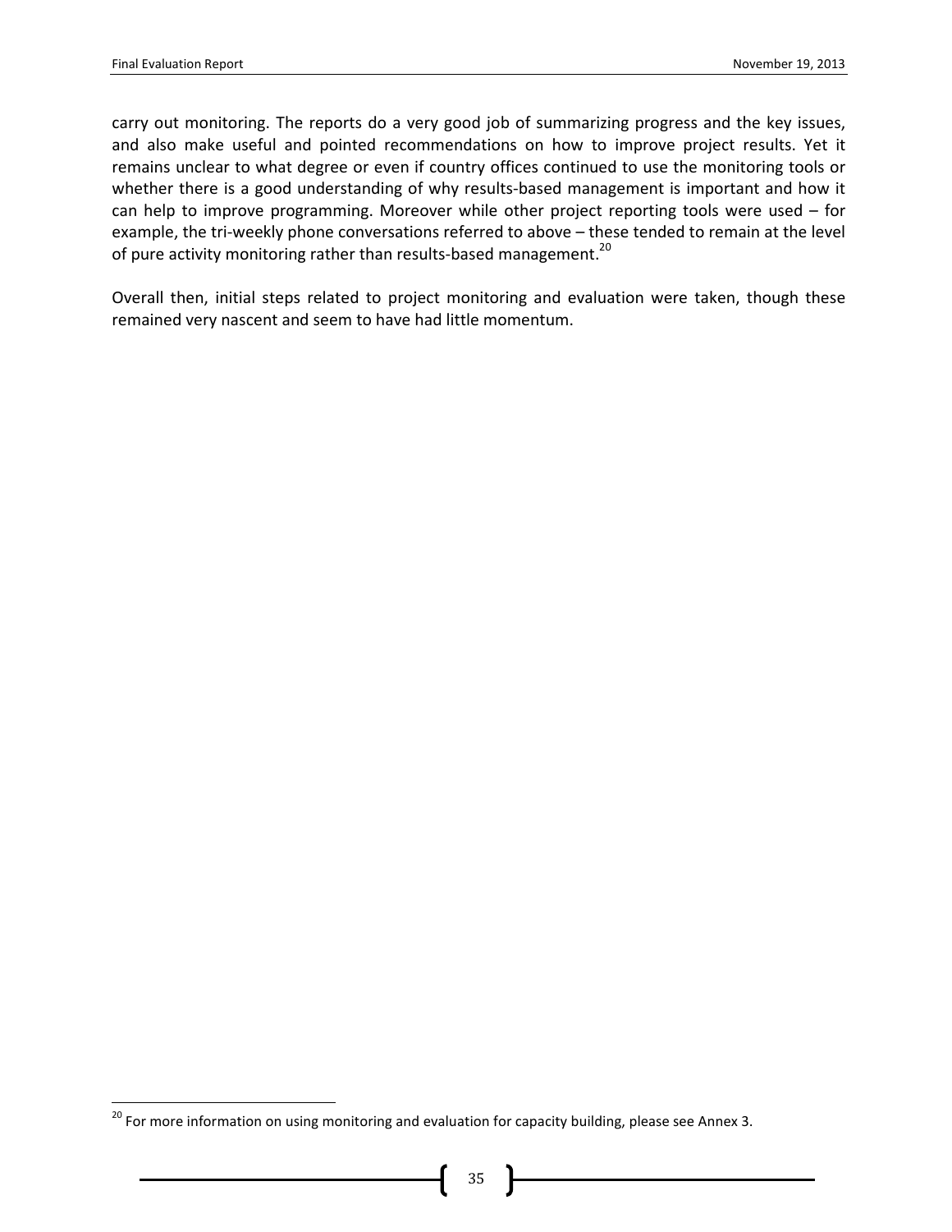carry out monitoring. The reports do a very good job of summarizing progress and the key issues, and also make useful and pointed recommendations on how to improve project results. Yet it remains unclear to what degree or even if country offices continued to use the monitoring tools or whether there is a good understanding of why results-based management is important and how it can help to improve programming. Moreover while other project reporting tools were used – for example, the tri-weekly phone conversations referred to above – these tended to remain at the level of pure activity monitoring rather than results-based management.[20]

Overall then, initial steps related to project monitoring and evaluation were taken, though these remained very nascent and seem to have had little momentum.

---

[20] For more information on using monitoring and evaluation for capacity building, please see Annex 3.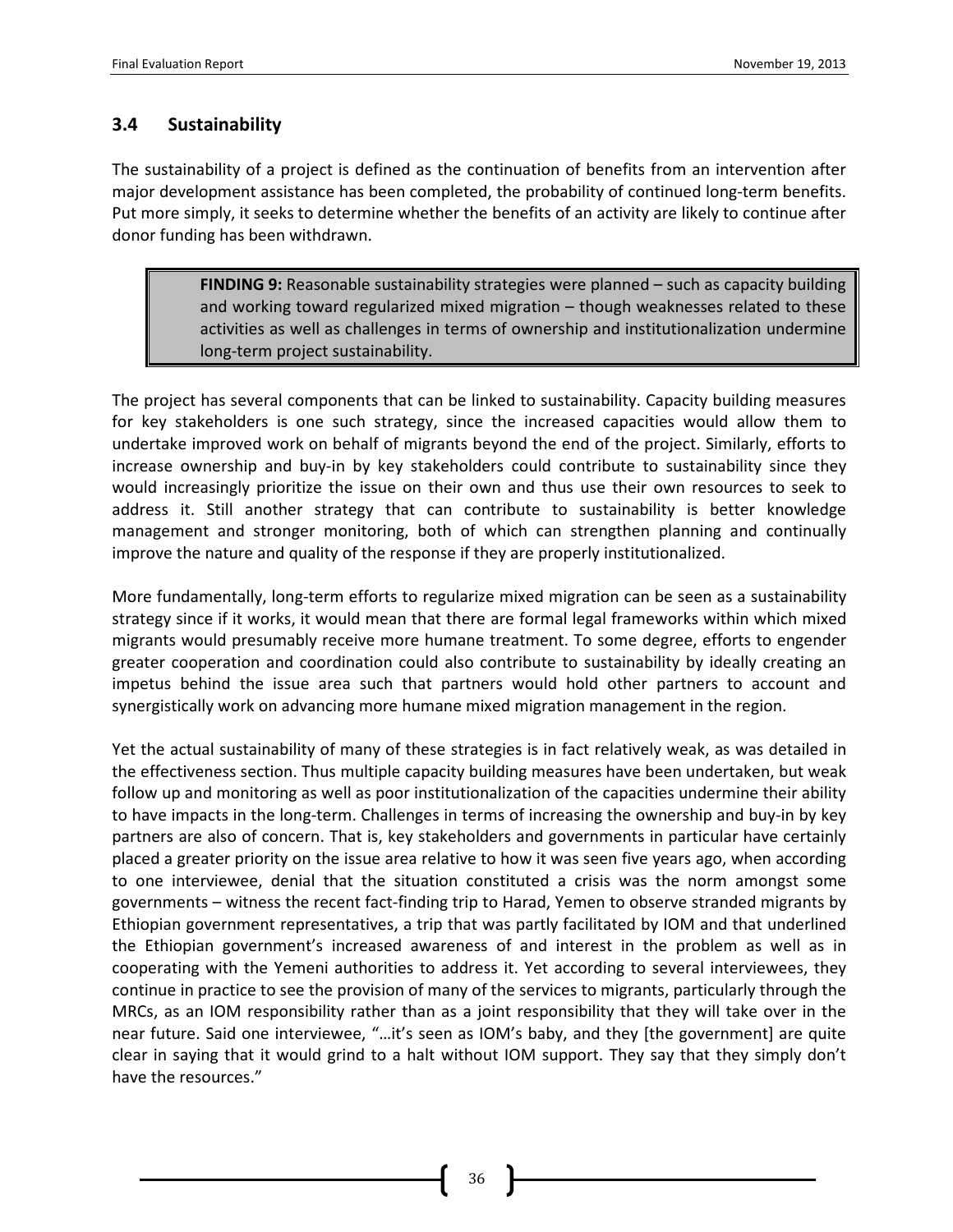## 3.4 Sustainability

The sustainability of a project is defined as the continuation of benefits from an intervention after major development assistance has been completed, the probability of continued long-term benefits. Put more simply, it seeks to determine whether the benefits of an activity are likely to continue after donor funding has been withdrawn.

> **FINDING 9:** Reasonable sustainability strategies were planned – such as capacity building and working toward regularized mixed migration – though weaknesses related to these activities as well as challenges in terms of ownership and institutionalization undermine long-term project sustainability.

The project has several components that can be linked to sustainability. Capacity building measures for key stakeholders is one such strategy, since the increased capacities would allow them to undertake improved work on behalf of migrants beyond the end of the project. Similarly, efforts to increase ownership and buy-in by key stakeholders could contribute to sustainability since they would increasingly prioritize the issue on their own and thus use their own resources to seek to address it. Still another strategy that can contribute to sustainability is better knowledge management and stronger monitoring, both of which can strengthen planning and continually improve the nature and quality of the response if they are properly institutionalized.

More fundamentally, long-term efforts to regularize mixed migration can be seen as a sustainability strategy since if it works, it would mean that there are formal legal frameworks within which mixed migrants would presumably receive more humane treatment. To some degree, efforts to engender greater cooperation and coordination could also contribute to sustainability by ideally creating an impetus behind the issue area such that partners would hold other partners to account and synergistically work on advancing more humane mixed migration management in the region.

Yet the actual sustainability of many of these strategies is in fact relatively weak, as was detailed in the effectiveness section. Thus multiple capacity building measures have been undertaken, but weak follow up and monitoring as well as poor institutionalization of the capacities undermine their ability to have impacts in the long-term. Challenges in terms of increasing the ownership and buy-in by key partners are also of concern. That is, key stakeholders and governments in particular have certainly placed a greater priority on the issue area relative to how it was seen five years ago, when according to one interviewee, denial that the situation constituted a crisis was the norm amongst some governments – witness the recent fact-finding trip to Harad, Yemen to observe stranded migrants by Ethiopian government representatives, a trip that was partly facilitated by IOM and that underlined the Ethiopian government's increased awareness of and interest in the problem as well as in cooperating with the Yemeni authorities to address it. Yet according to several interviewees, they continue in practice to see the provision of many of the services to migrants, particularly through the MRCs, as an IOM responsibility rather than as a joint responsibility that they will take over in the near future. Said one interviewee, "…it's seen as IOM's baby, and they [the government] are quite clear in saying that it would grind to a halt without IOM support. They say that they simply don't have the resources."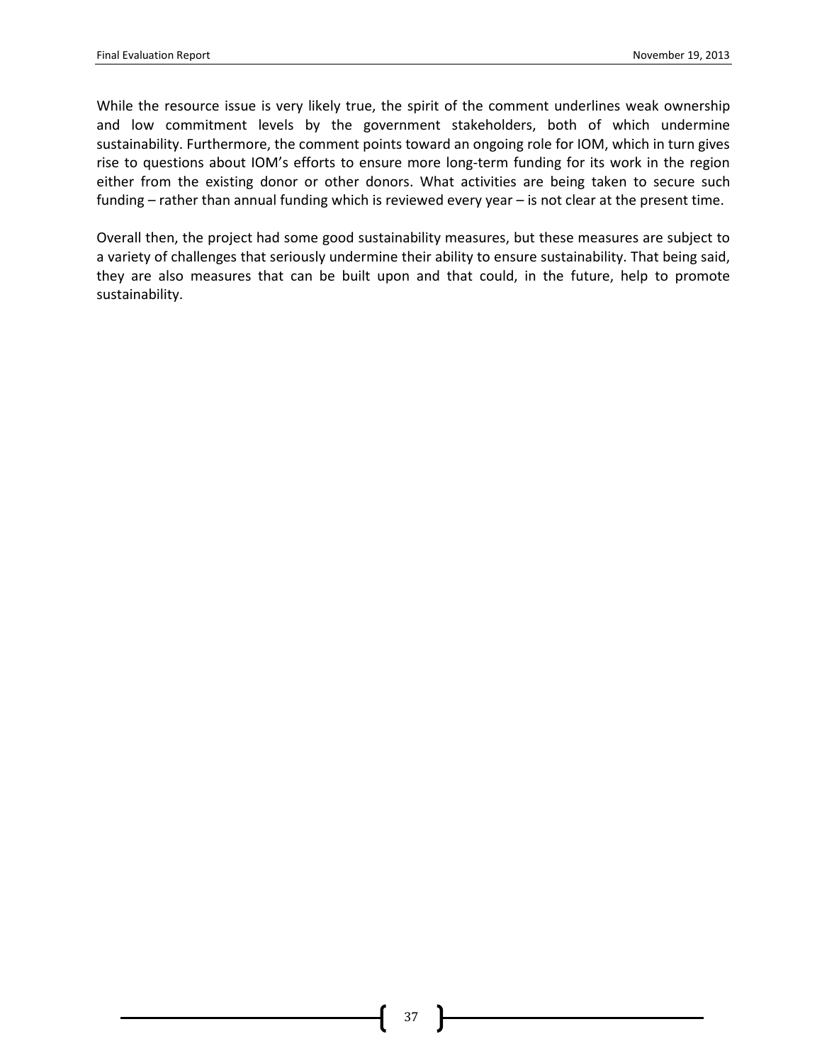While the resource issue is very likely true, the spirit of the comment underlines weak ownership and low commitment levels by the government stakeholders, both of which undermine sustainability. Furthermore, the comment points toward an ongoing role for IOM, which in turn gives rise to questions about IOM's efforts to ensure more long-term funding for its work in the region either from the existing donor or other donors. What activities are being taken to secure such funding – rather than annual funding which is reviewed every year – is not clear at the present time.

Overall then, the project had some good sustainability measures, but these measures are subject to a variety of challenges that seriously undermine their ability to ensure sustainability. That being said, they are also measures that can be built upon and that could, in the future, help to promote sustainability.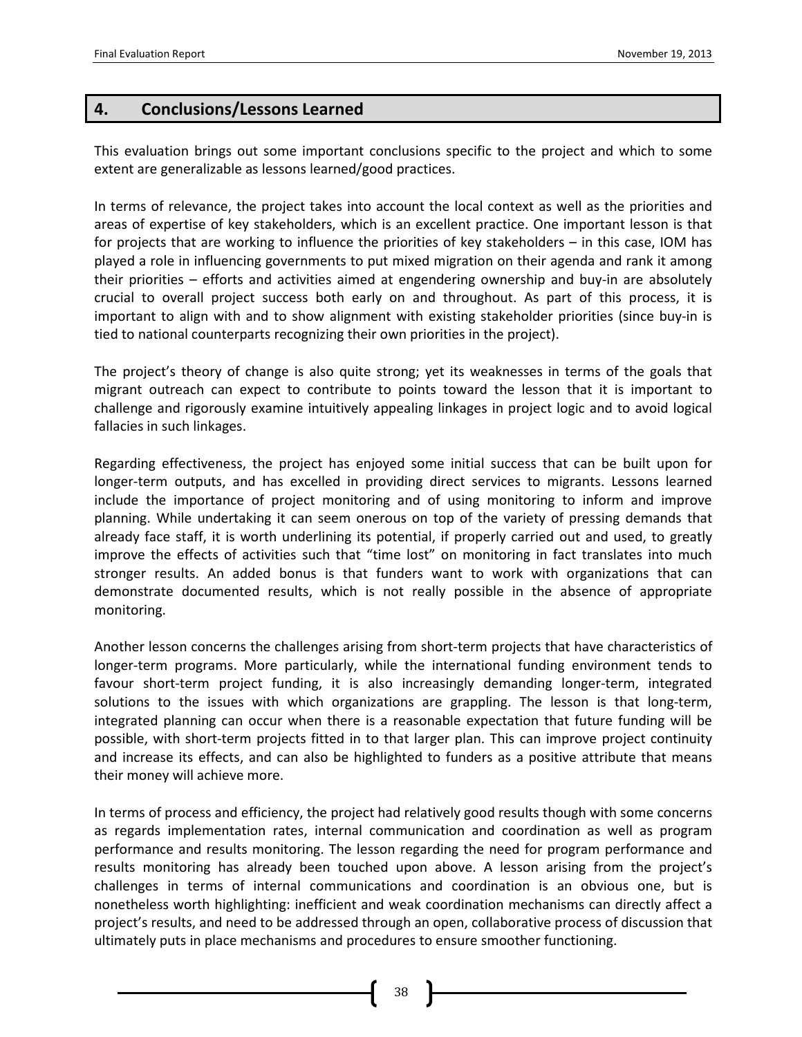## 4. Conclusions/Lessons Learned

This evaluation brings out some important conclusions specific to the project and which to some extent are generalizable as lessons learned/good practices.

In terms of relevance, the project takes into account the local context as well as the priorities and areas of expertise of key stakeholders, which is an excellent practice. One important lesson is that for projects that are working to influence the priorities of key stakeholders – in this case, IOM has played a role in influencing governments to put mixed migration on their agenda and rank it among their priorities – efforts and activities aimed at engendering ownership and buy-in are absolutely crucial to overall project success both early on and throughout. As part of this process, it is important to align with and to show alignment with existing stakeholder priorities (since buy-in is tied to national counterparts recognizing their own priorities in the project).

The project's theory of change is also quite strong; yet its weaknesses in terms of the goals that migrant outreach can expect to contribute to points toward the lesson that it is important to challenge and rigorously examine intuitively appealing linkages in project logic and to avoid logical fallacies in such linkages.

Regarding effectiveness, the project has enjoyed some initial success that can be built upon for longer-term outputs, and has excelled in providing direct services to migrants. Lessons learned include the importance of project monitoring and of using monitoring to inform and improve planning. While undertaking it can seem onerous on top of the variety of pressing demands that already face staff, it is worth underlining its potential, if properly carried out and used, to greatly improve the effects of activities such that "time lost" on monitoring in fact translates into much stronger results. An added bonus is that funders want to work with organizations that can demonstrate documented results, which is not really possible in the absence of appropriate monitoring.

Another lesson concerns the challenges arising from short-term projects that have characteristics of longer-term programs. More particularly, while the international funding environment tends to favour short-term project funding, it is also increasingly demanding longer-term, integrated solutions to the issues with which organizations are grappling. The lesson is that long-term, integrated planning can occur when there is a reasonable expectation that future funding will be possible, with short-term projects fitted in to that larger plan. This can improve project continuity and increase its effects, and can also be highlighted to funders as a positive attribute that means their money will achieve more.

In terms of process and efficiency, the project had relatively good results though with some concerns as regards implementation rates, internal communication and coordination as well as program performance and results monitoring. The lesson regarding the need for program performance and results monitoring has already been touched upon above. A lesson arising from the project's challenges in terms of internal communications and coordination is an obvious one, but is nonetheless worth highlighting: inefficient and weak coordination mechanisms can directly affect a project's results, and need to be addressed through an open, collaborative process of discussion that ultimately puts in place mechanisms and procedures to ensure smoother functioning.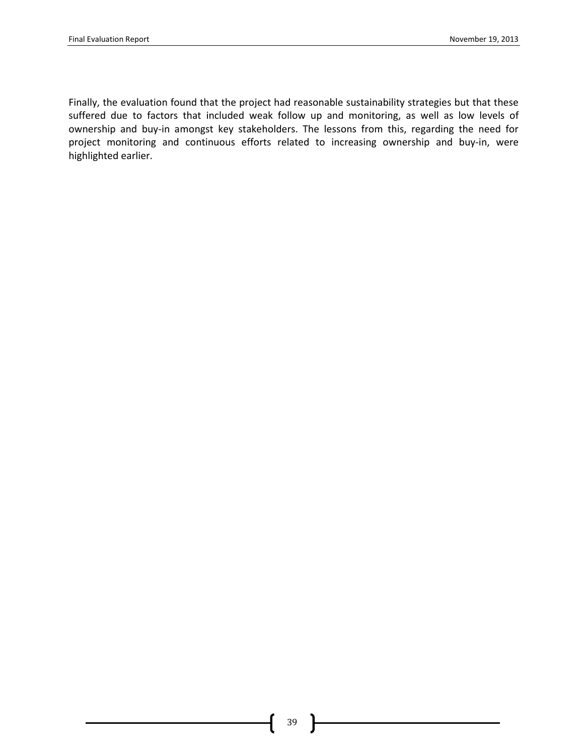Finally, the evaluation found that the project had reasonable sustainability strategies but that these suffered due to factors that included weak follow up and monitoring, as well as low levels of ownership and buy-in amongst key stakeholders. The lessons from this, regarding the need for project monitoring and continuous efforts related to increasing ownership and buy-in, were highlighted earlier.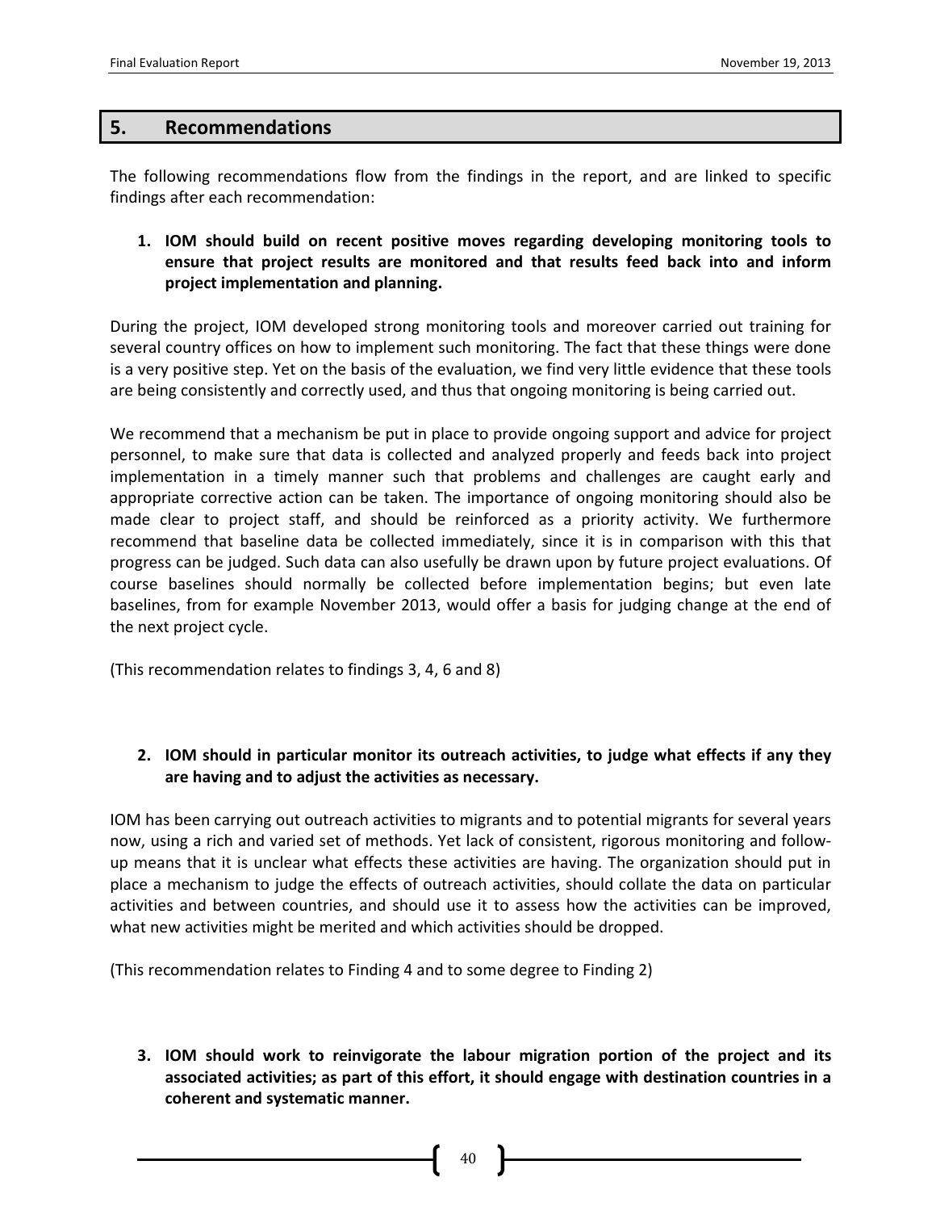## 5. Recommendations

The following recommendations flow from the findings in the report, and are linked to specific findings after each recommendation:

1. **IOM should build on recent positive moves regarding developing monitoring tools to ensure that project results are monitored and that results feed back into and inform project implementation and planning.**

During the project, IOM developed strong monitoring tools and moreover carried out training for several country offices on how to implement such monitoring. The fact that these things were done is a very positive step. Yet on the basis of the evaluation, we find very little evidence that these tools are being consistently and correctly used, and thus that ongoing monitoring is being carried out.

We recommend that a mechanism be put in place to provide ongoing support and advice for project personnel, to make sure that data is collected and analyzed properly and feeds back into project implementation in a timely manner such that problems and challenges are caught early and appropriate corrective action can be taken. The importance of ongoing monitoring should also be made clear to project staff, and should be reinforced as a priority activity. We furthermore recommend that baseline data be collected immediately, since it is in comparison with this that progress can be judged. Such data can also usefully be drawn upon by future project evaluations. Of course baselines should normally be collected before implementation begins; but even late baselines, from for example November 2013, would offer a basis for judging change at the end of the next project cycle.

(This recommendation relates to findings 3, 4, 6 and 8)

2. **IOM should in particular monitor its outreach activities, to judge what effects if any they are having and to adjust the activities as necessary.**

IOM has been carrying out outreach activities to migrants and to potential migrants for several years now, using a rich and varied set of methods. Yet lack of consistent, rigorous monitoring and follow-up means that it is unclear what effects these activities are having. The organization should put in place a mechanism to judge the effects of outreach activities, should collate the data on particular activities and between countries, and should use it to assess how the activities can be improved, what new activities might be merited and which activities should be dropped.

(This recommendation relates to Finding 4 and to some degree to Finding 2)

3. **IOM should work to reinvigorate the labour migration portion of the project and its associated activities; as part of this effort, it should engage with destination countries in a coherent and systematic manner.**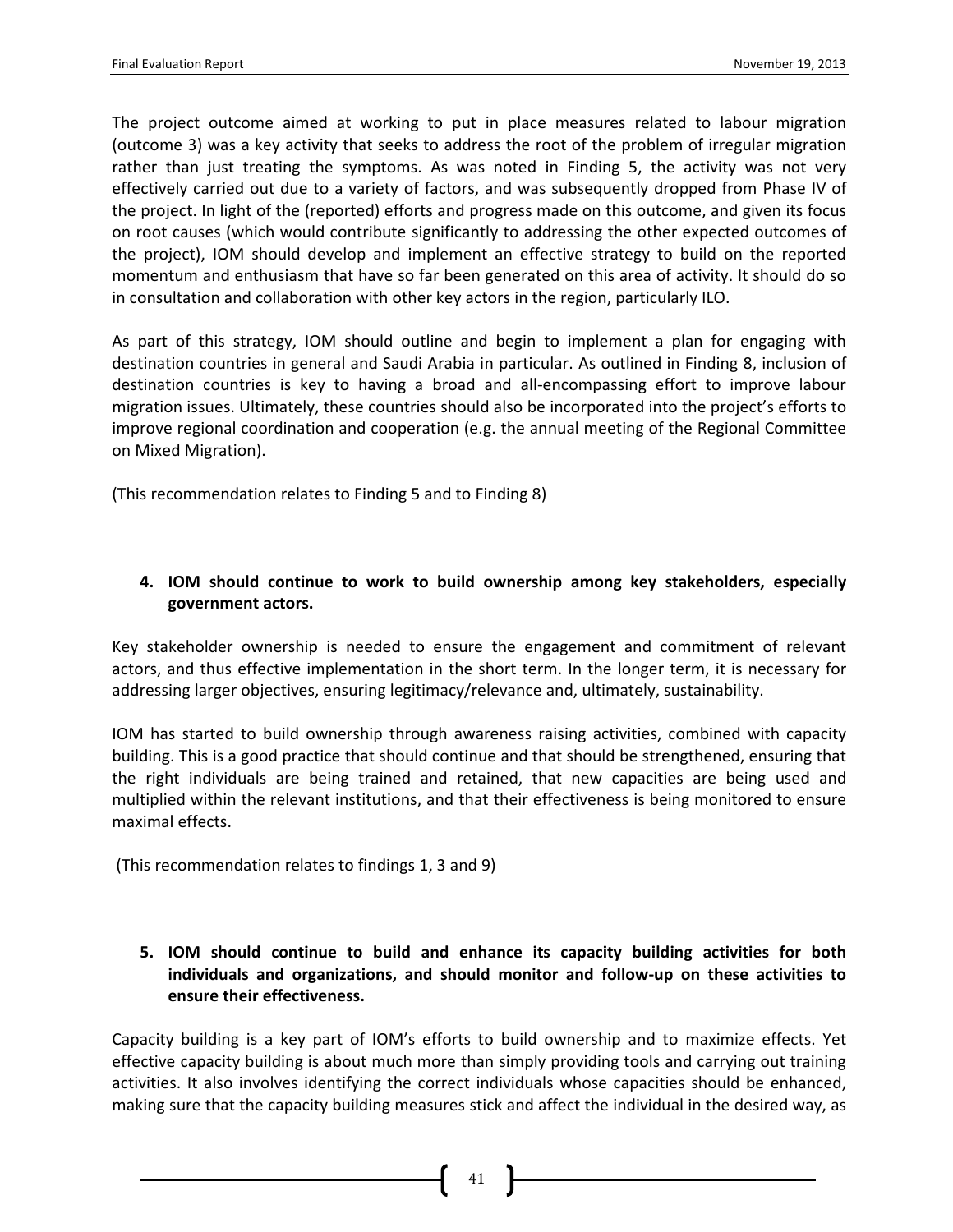The project outcome aimed at working to put in place measures related to labour migration (outcome 3) was a key activity that seeks to address the root of the problem of irregular migration rather than just treating the symptoms. As was noted in Finding 5, the activity was not very effectively carried out due to a variety of factors, and was subsequently dropped from Phase IV of the project. In light of the (reported) efforts and progress made on this outcome, and given its focus on root causes (which would contribute significantly to addressing the other expected outcomes of the project), IOM should develop and implement an effective strategy to build on the reported momentum and enthusiasm that have so far been generated on this area of activity. It should do so in consultation and collaboration with other key actors in the region, particularly ILO.

As part of this strategy, IOM should outline and begin to implement a plan for engaging with destination countries in general and Saudi Arabia in particular. As outlined in Finding 8, inclusion of destination countries is key to having a broad and all-encompassing effort to improve labour migration issues. Ultimately, these countries should also be incorporated into the project's efforts to improve regional coordination and cooperation (e.g. the annual meeting of the Regional Committee on Mixed Migration).

(This recommendation relates to Finding 5 and to Finding 8)

**4. IOM should continue to work to build ownership among key stakeholders, especially government actors.**

Key stakeholder ownership is needed to ensure the engagement and commitment of relevant actors, and thus effective implementation in the short term. In the longer term, it is necessary for addressing larger objectives, ensuring legitimacy/relevance and, ultimately, sustainability.

IOM has started to build ownership through awareness raising activities, combined with capacity building. This is a good practice that should continue and that should be strengthened, ensuring that the right individuals are being trained and retained, that new capacities are being used and multiplied within the relevant institutions, and that their effectiveness is being monitored to ensure maximal effects.

(This recommendation relates to findings 1, 3 and 9)

**5. IOM should continue to build and enhance its capacity building activities for both individuals and organizations, and should monitor and follow-up on these activities to ensure their effectiveness.**

Capacity building is a key part of IOM's efforts to build ownership and to maximize effects. Yet effective capacity building is about much more than simply providing tools and carrying out training activities. It also involves identifying the correct individuals whose capacities should be enhanced, making sure that the capacity building measures stick and affect the individual in the desired way, as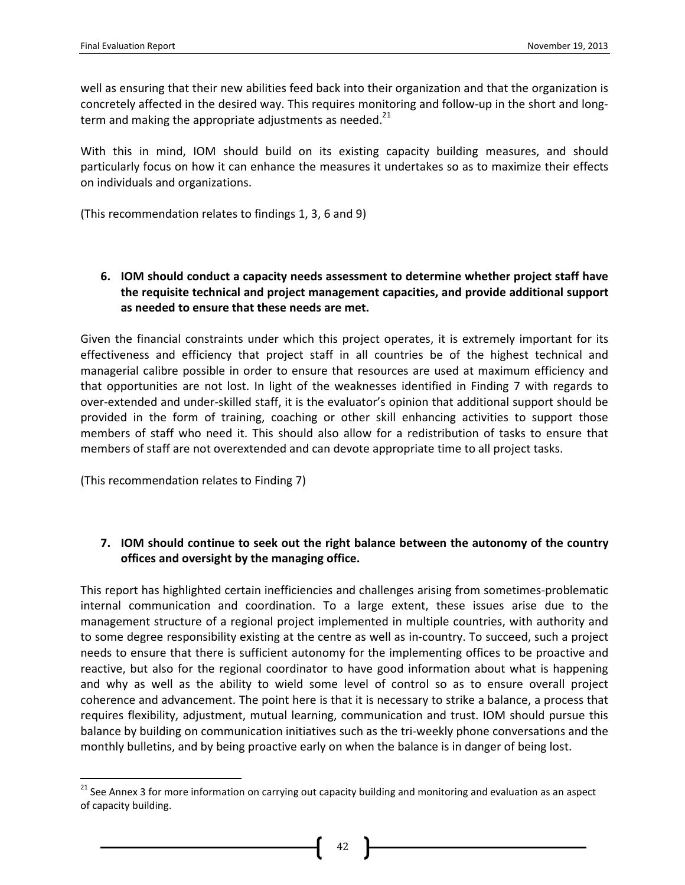well as ensuring that their new abilities feed back into their organization and that the organization is concretely affected in the desired way. This requires monitoring and follow-up in the short and long-term and making the appropriate adjustments as needed.[21]

With this in mind, IOM should build on its existing capacity building measures, and should particularly focus on how it can enhance the measures it undertakes so as to maximize their effects on individuals and organizations.

(This recommendation relates to findings 1, 3, 6 and 9)

6. **IOM should conduct a capacity needs assessment to determine whether project staff have the requisite technical and project management capacities, and provide additional support as needed to ensure that these needs are met.**

Given the financial constraints under which this project operates, it is extremely important for its effectiveness and efficiency that project staff in all countries be of the highest technical and managerial calibre possible in order to ensure that resources are used at maximum efficiency and that opportunities are not lost. In light of the weaknesses identified in Finding 7 with regards to over-extended and under-skilled staff, it is the evaluator's opinion that additional support should be provided in the form of training, coaching or other skill enhancing activities to support those members of staff who need it. This should also allow for a redistribution of tasks to ensure that members of staff are not overextended and can devote appropriate time to all project tasks.

(This recommendation relates to Finding 7)

7. **IOM should continue to seek out the right balance between the autonomy of the country offices and oversight by the managing office.**

This report has highlighted certain inefficiencies and challenges arising from sometimes-problematic internal communication and coordination. To a large extent, these issues arise due to the management structure of a regional project implemented in multiple countries, with authority and to some degree responsibility existing at the centre as well as in-country. To succeed, such a project needs to ensure that there is sufficient autonomy for the implementing offices to be proactive and reactive, but also for the regional coordinator to have good information about what is happening and why as well as the ability to wield some level of control so as to ensure overall project coherence and advancement. The point here is that it is necessary to strike a balance, a process that requires flexibility, adjustment, mutual learning, communication and trust. IOM should pursue this balance by building on communication initiatives such as the tri-weekly phone conversations and the monthly bulletins, and by being proactive early on when the balance is in danger of being lost.

[21] See Annex 3 for more information on carrying out capacity building and monitoring and evaluation as an aspect of capacity building.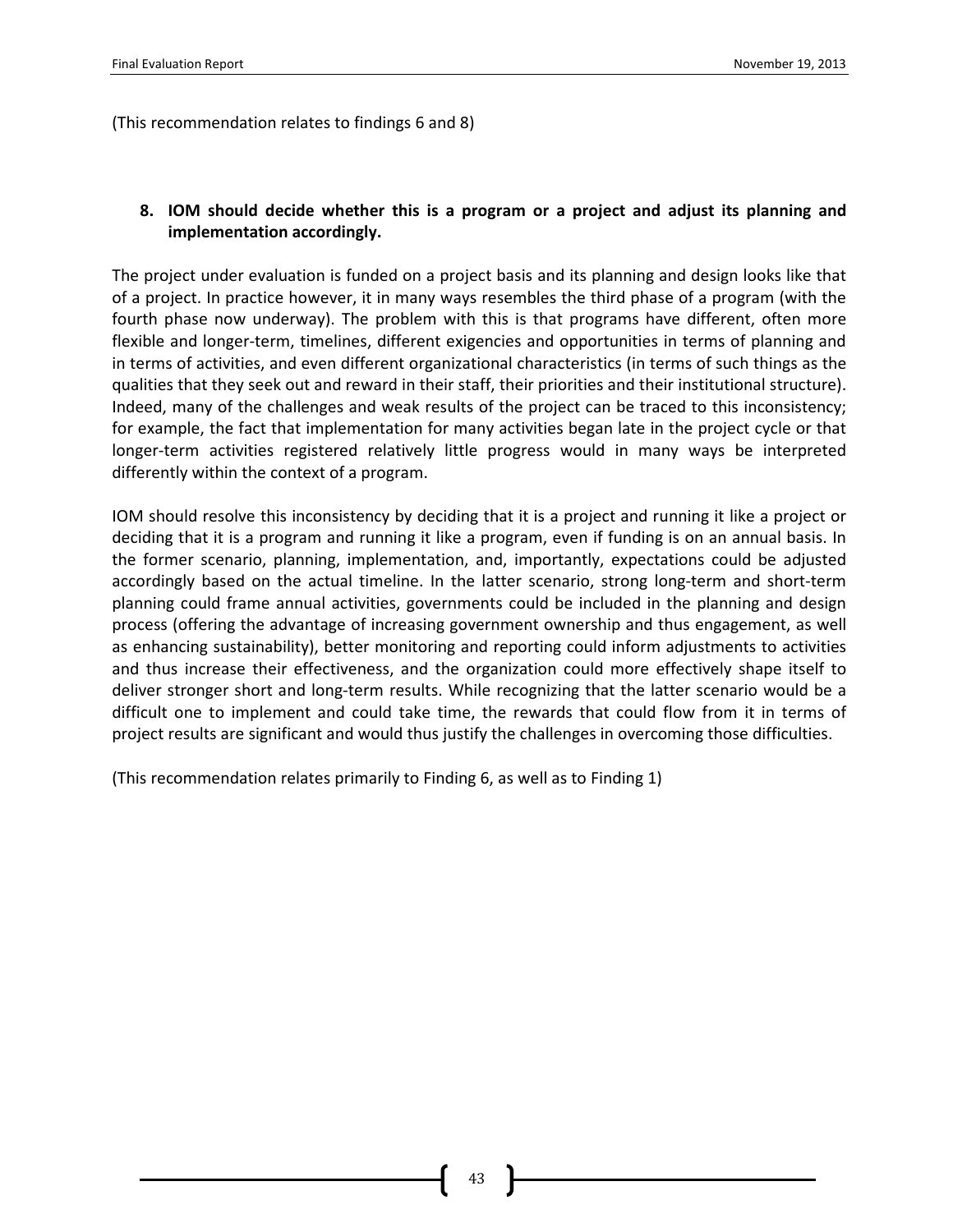(This recommendation relates to findings 6 and 8)

8. **IOM should decide whether this is a program or a project and adjust its planning and implementation accordingly.**

The project under evaluation is funded on a project basis and its planning and design looks like that of a project. In practice however, it in many ways resembles the third phase of a program (with the fourth phase now underway). The problem with this is that programs have different, often more flexible and longer-term, timelines, different exigencies and opportunities in terms of planning and in terms of activities, and even different organizational characteristics (in terms of such things as the qualities that they seek out and reward in their staff, their priorities and their institutional structure). Indeed, many of the challenges and weak results of the project can be traced to this inconsistency; for example, the fact that implementation for many activities began late in the project cycle or that longer-term activities registered relatively little progress would in many ways be interpreted differently within the context of a program.

IOM should resolve this inconsistency by deciding that it is a project and running it like a project or deciding that it is a program and running it like a program, even if funding is on an annual basis. In the former scenario, planning, implementation, and, importantly, expectations could be adjusted accordingly based on the actual timeline. In the latter scenario, strong long-term and short-term planning could frame annual activities, governments could be included in the planning and design process (offering the advantage of increasing government ownership and thus engagement, as well as enhancing sustainability), better monitoring and reporting could inform adjustments to activities and thus increase their effectiveness, and the organization could more effectively shape itself to deliver stronger short and long-term results. While recognizing that the latter scenario would be a difficult one to implement and could take time, the rewards that could flow from it in terms of project results are significant and would thus justify the challenges in overcoming those difficulties.

(This recommendation relates primarily to Finding 6, as well as to Finding 1)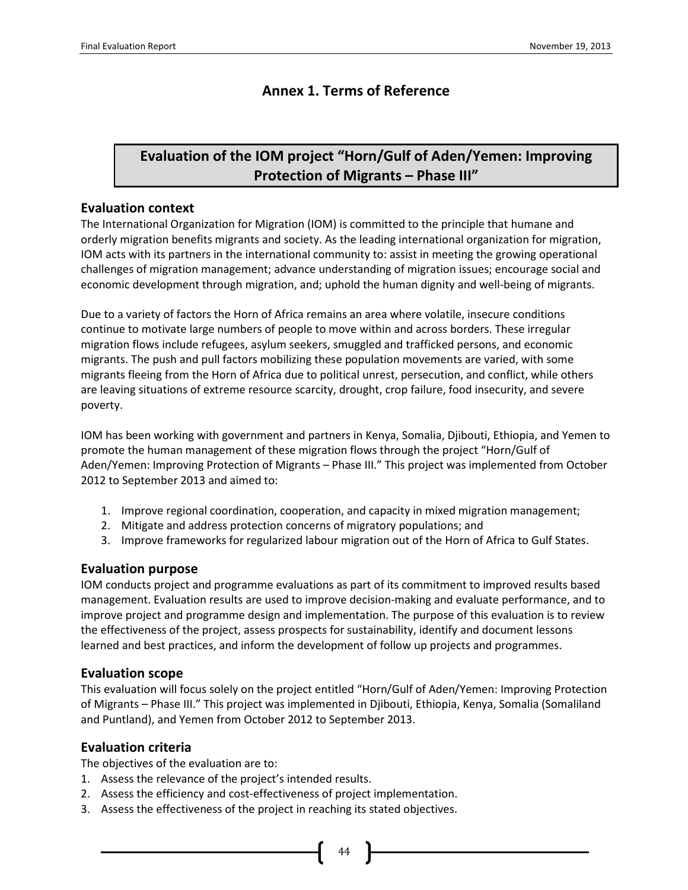# Annex 1. Terms of Reference

## Evaluation of the IOM project "Horn/Gulf of Aden/Yemen: Improving Protection of Migrants – Phase III"

### Evaluation context

The International Organization for Migration (IOM) is committed to the principle that humane and orderly migration benefits migrants and society. As the leading international organization for migration, IOM acts with its partners in the international community to: assist in meeting the growing operational challenges of migration management; advance understanding of migration issues; encourage social and economic development through migration, and; uphold the human dignity and well-being of migrants.

Due to a variety of factors the Horn of Africa remains an area where volatile, insecure conditions continue to motivate large numbers of people to move within and across borders. These irregular migration flows include refugees, asylum seekers, smuggled and trafficked persons, and economic migrants. The push and pull factors mobilizing these population movements are varied, with some migrants fleeing from the Horn of Africa due to political unrest, persecution, and conflict, while others are leaving situations of extreme resource scarcity, drought, crop failure, food insecurity, and severe poverty.

IOM has been working with government and partners in Kenya, Somalia, Djibouti, Ethiopia, and Yemen to promote the human management of these migration flows through the project "Horn/Gulf of Aden/Yemen: Improving Protection of Migrants – Phase III." This project was implemented from October 2012 to September 2013 and aimed to:

1. Improve regional coordination, cooperation, and capacity in mixed migration management;
2. Mitigate and address protection concerns of migratory populations; and
3. Improve frameworks for regularized labour migration out of the Horn of Africa to Gulf States.

### Evaluation purpose

IOM conducts project and programme evaluations as part of its commitment to improved results based management. Evaluation results are used to improve decision-making and evaluate performance, and to improve project and programme design and implementation. The purpose of this evaluation is to review the effectiveness of the project, assess prospects for sustainability, identify and document lessons learned and best practices, and inform the development of follow up projects and programmes.

### Evaluation scope

This evaluation will focus solely on the project entitled "Horn/Gulf of Aden/Yemen: Improving Protection of Migrants – Phase III." This project was implemented in Djibouti, Ethiopia, Kenya, Somalia (Somaliland and Puntland), and Yemen from October 2012 to September 2013.

### Evaluation criteria

The objectives of the evaluation are to:

1. Assess the relevance of the project's intended results.
2. Assess the efficiency and cost-effectiveness of project implementation.
3. Assess the effectiveness of the project in reaching its stated objectives.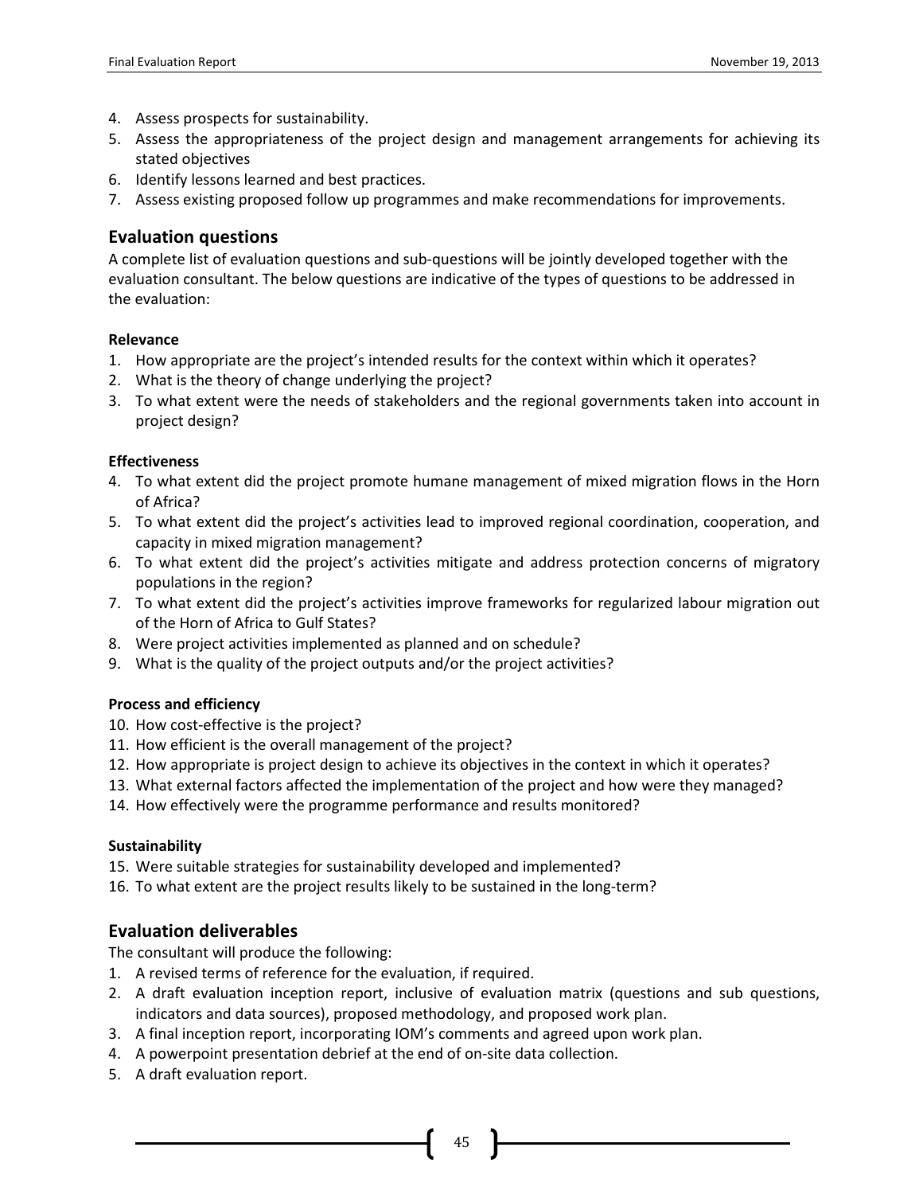4. Assess prospects for sustainability.
5. Assess the appropriateness of the project design and management arrangements for achieving its stated objectives
6. Identify lessons learned and best practices.
7. Assess existing proposed follow up programmes and make recommendations for improvements.

## Evaluation questions

A complete list of evaluation questions and sub-questions will be jointly developed together with the evaluation consultant. The below questions are indicative of the types of questions to be addressed in the evaluation:

**Relevance**

1. How appropriate are the project's intended results for the context within which it operates?
2. What is the theory of change underlying the project?
3. To what extent were the needs of stakeholders and the regional governments taken into account in project design?

**Effectiveness**

4. To what extent did the project promote humane management of mixed migration flows in the Horn of Africa?
5. To what extent did the project's activities lead to improved regional coordination, cooperation, and capacity in mixed migration management?
6. To what extent did the project's activities mitigate and address protection concerns of migratory populations in the region?
7. To what extent did the project's activities improve frameworks for regularized labour migration out of the Horn of Africa to Gulf States?
8. Were project activities implemented as planned and on schedule?
9. What is the quality of the project outputs and/or the project activities?

**Process and efficiency**

10. How cost-effective is the project?
11. How efficient is the overall management of the project?
12. How appropriate is project design to achieve its objectives in the context in which it operates?
13. What external factors affected the implementation of the project and how were they managed?
14. How effectively were the programme performance and results monitored?

**Sustainability**

15. Were suitable strategies for sustainability developed and implemented?
16. To what extent are the project results likely to be sustained in the long-term?

## Evaluation deliverables

The consultant will produce the following:

1. A revised terms of reference for the evaluation, if required.
2. A draft evaluation inception report, inclusive of evaluation matrix (questions and sub questions, indicators and data sources), proposed methodology, and proposed work plan.
3. A final inception report, incorporating IOM's comments and agreed upon work plan.
4. A powerpoint presentation debrief at the end of on-site data collection.
5. A draft evaluation report.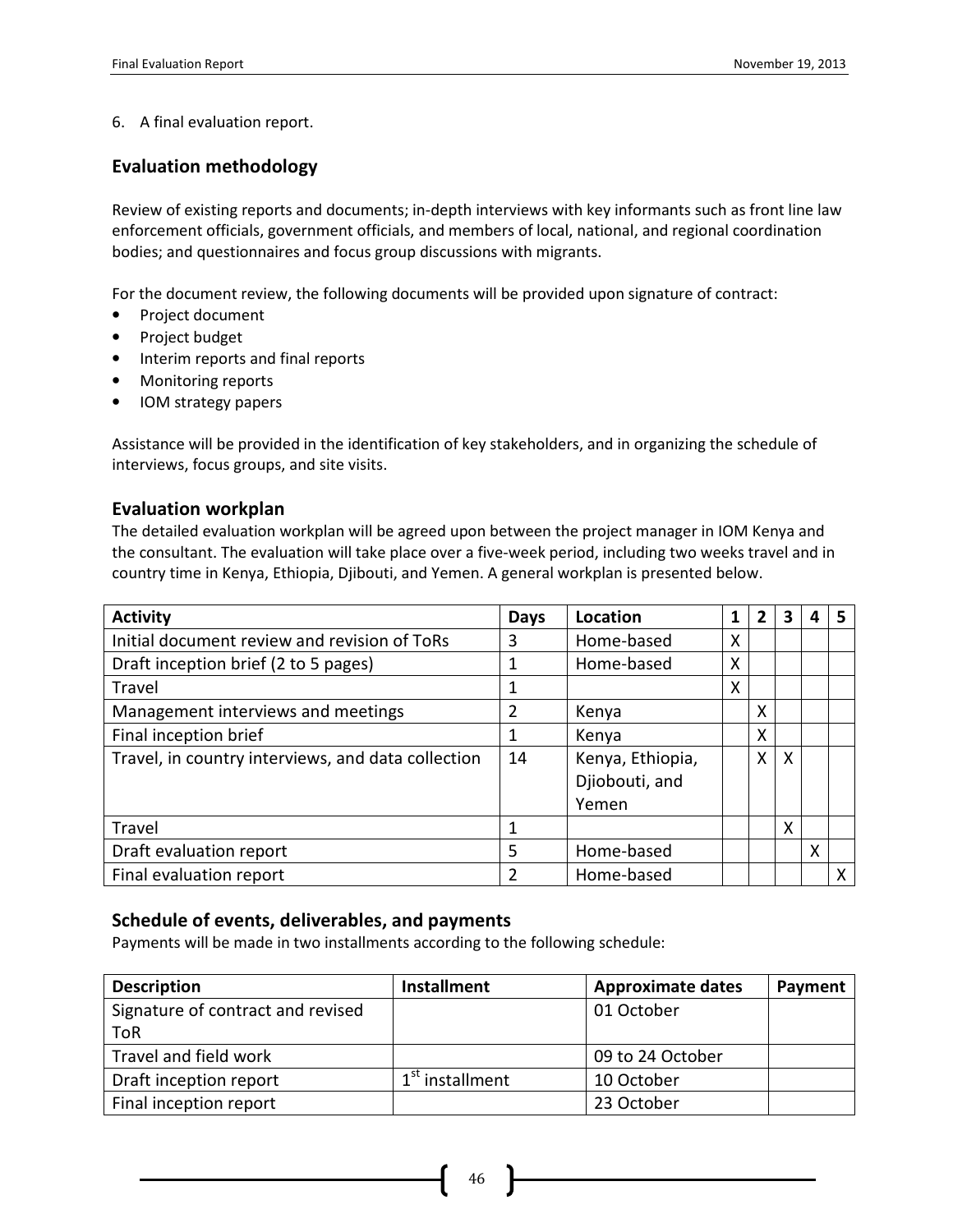6. A final evaluation report.

## Evaluation methodology

Review of existing reports and documents; in-depth interviews with key informants such as front line law enforcement officials, government officials, and members of local, national, and regional coordination bodies; and questionnaires and focus group discussions with migrants.

For the document review, the following documents will be provided upon signature of contract:

- Project document
- Project budget
- Interim reports and final reports
- Monitoring reports
- IOM strategy papers

Assistance will be provided in the identification of key stakeholders, and in organizing the schedule of interviews, focus groups, and site visits.

### Evaluation workplan

The detailed evaluation workplan will be agreed upon between the project manager in IOM Kenya and the consultant. The evaluation will take place over a five-week period, including two weeks travel and in country time in Kenya, Ethiopia, Djibouti, and Yemen. A general workplan is presented below.

| Activity | Days | Location | 1 | 2 | 3 | 4 | 5 |
|---|---|---|---|---|---|---|---|
| Initial document review and revision of ToRs | 3 | Home-based | X | | | | |
| Draft inception brief (2 to 5 pages) | 1 | Home-based | X | | | | |
| Travel | 1 | | X | | | | |
| Management interviews and meetings | 2 | Kenya | | X | | | |
| Final inception brief | 1 | Kenya | | X | | | |
| Travel, in country interviews, and data collection | 14 | Kenya, Ethiopia, Djiobouti, and Yemen | | X | X | | |
| Travel | 1 | | | | X | | |
| Draft evaluation report | 5 | Home-based | | | | X | |
| Final evaluation report | 2 | Home-based | | | | | X |

### Schedule of events, deliverables, and payments

Payments will be made in two installments according to the following schedule:

| Description | Installment | Approximate dates | Payment |
|---|---|---|---|
| Signature of contract and revised ToR | | 01 October | |
| Travel and field work | | 09 to 24 October | |
| Draft inception report | 1st installment | 10 October | |
| Final inception report | | 23 October | |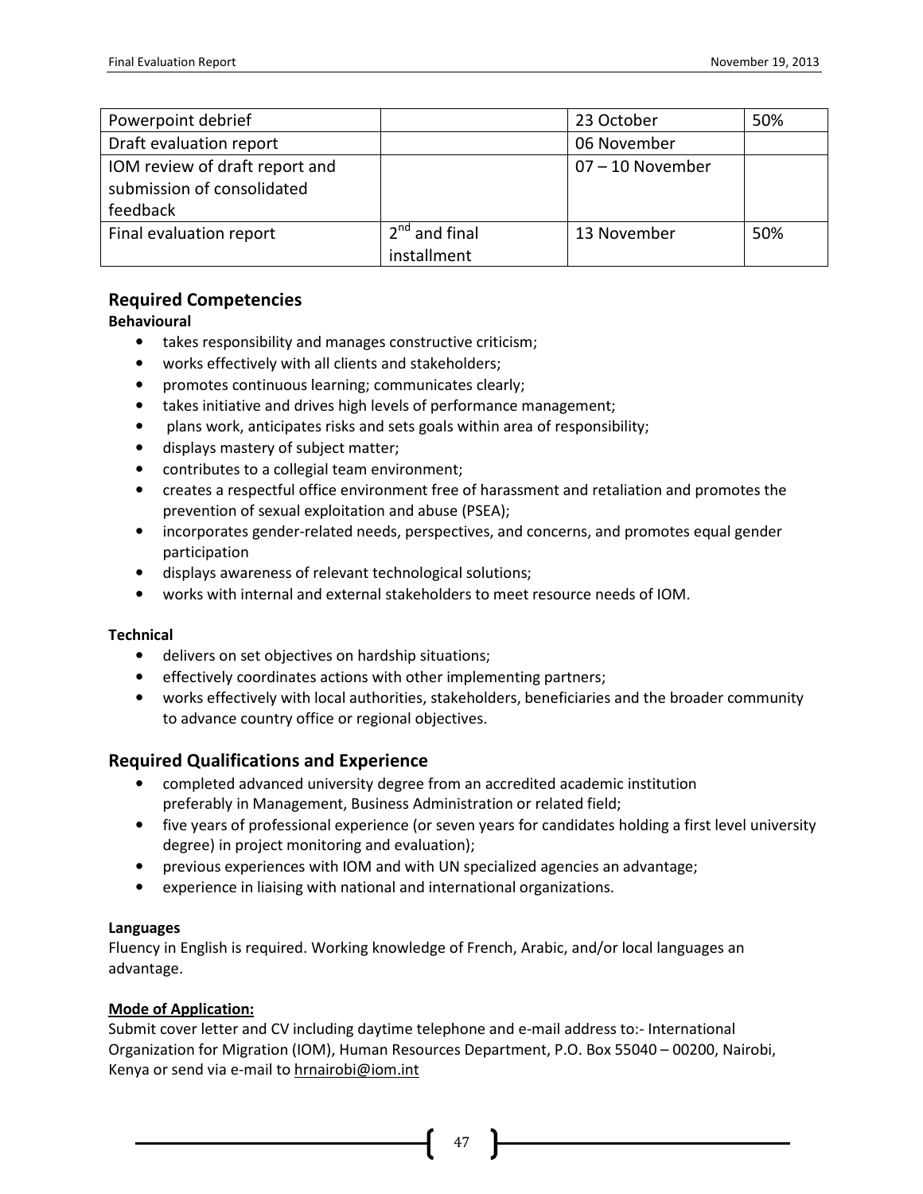| Powerpoint debrief | | 23 October | 50% |
|---|---|---|---|
| Draft evaluation report | | 06 November | |
| IOM review of draft report and submission of consolidated feedback | | 07 – 10 November | |
| Final evaluation report | 2nd and final installment | 13 November | 50% |

## Required Competencies

**Behavioural**

- takes responsibility and manages constructive criticism;
- works effectively with all clients and stakeholders;
- promotes continuous learning; communicates clearly;
- takes initiative and drives high levels of performance management;
- plans work, anticipates risks and sets goals within area of responsibility;
- displays mastery of subject matter;
- contributes to a collegial team environment;
- creates a respectful office environment free of harassment and retaliation and promotes the prevention of sexual exploitation and abuse (PSEA);
- incorporates gender-related needs, perspectives, and concerns, and promotes equal gender participation
- displays awareness of relevant technological solutions;
- works with internal and external stakeholders to meet resource needs of IOM.

**Technical**

- delivers on set objectives on hardship situations;
- effectively coordinates actions with other implementing partners;
- works effectively with local authorities, stakeholders, beneficiaries and the broader community to advance country office or regional objectives.

## Required Qualifications and Experience

- completed advanced university degree from an accredited academic institution preferably in Management, Business Administration or related field;
- five years of professional experience (or seven years for candidates holding a first level university degree) in project monitoring and evaluation);
- previous experiences with IOM and with UN specialized agencies an advantage;
- experience in liaising with national and international organizations.

**Languages**

Fluency in English is required. Working knowledge of French, Arabic, and/or local languages an advantage.

**Mode of Application:**

Submit cover letter and CV including daytime telephone and e-mail address to:- International Organization for Migration (IOM), Human Resources Department, P.O. Box 55040 – 00200, Nairobi, Kenya or send via e-mail to hrnairobi@iom.int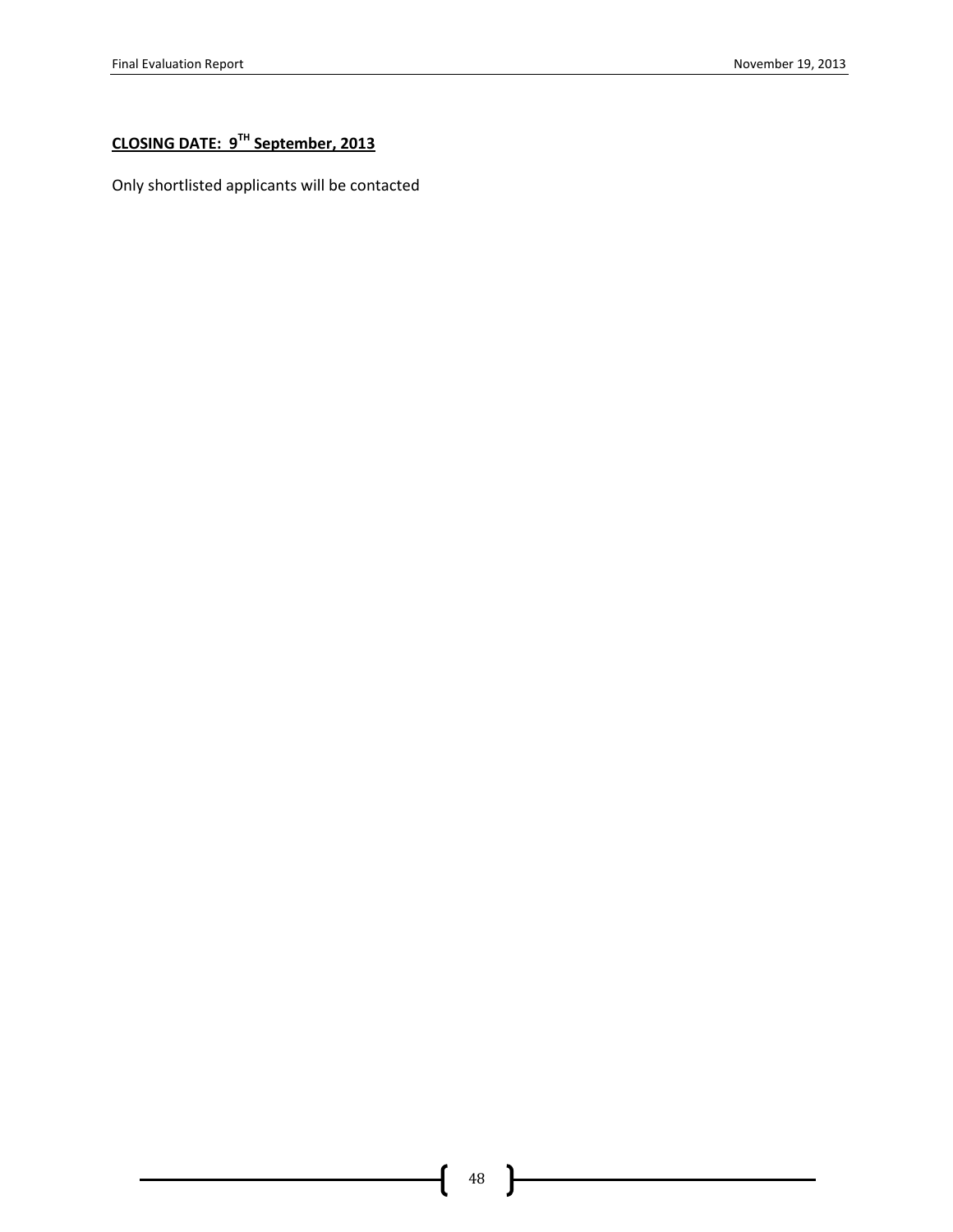**CLOSING DATE: 9[TH] September, 2013**

Only shortlisted applicants will be contacted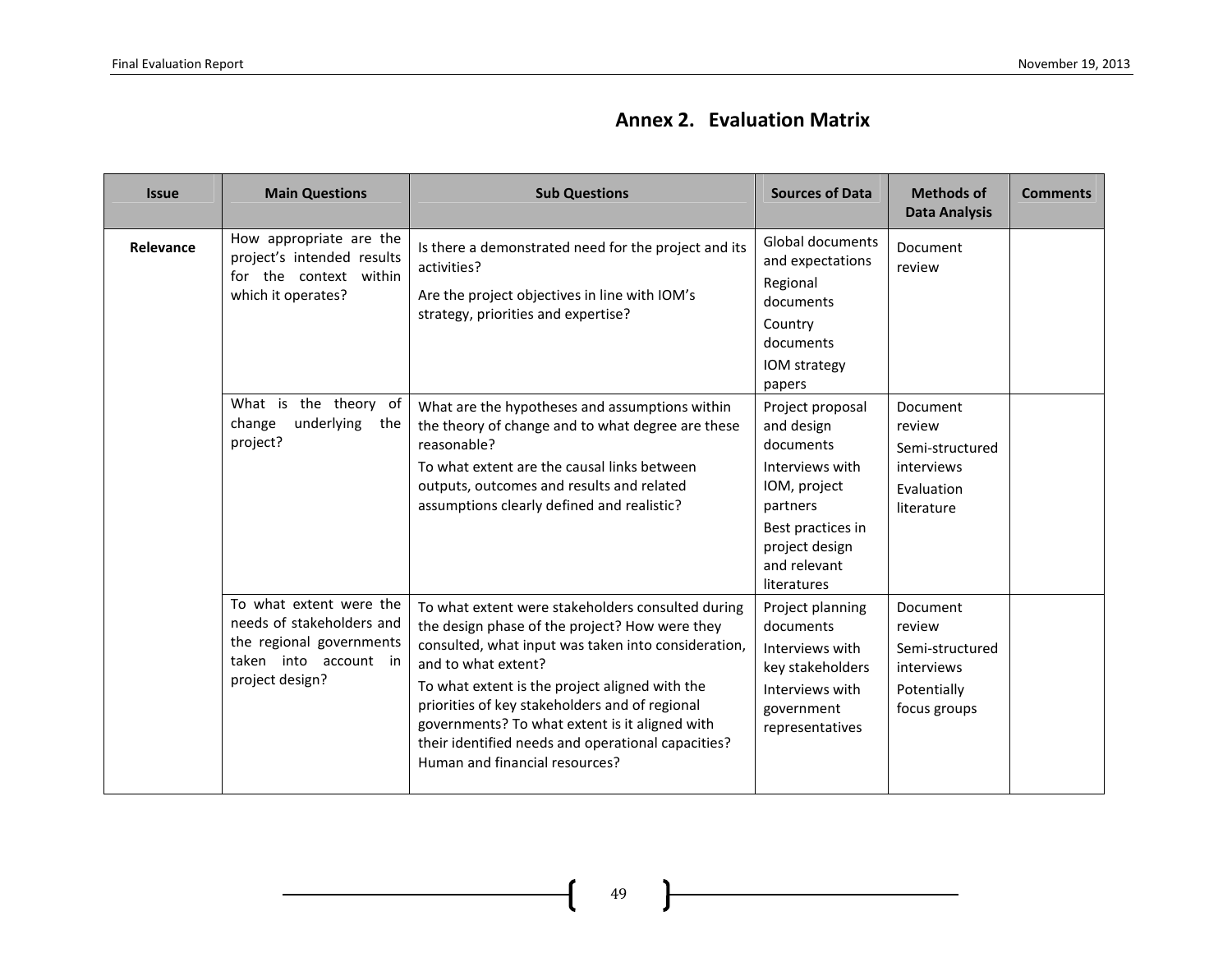## Annex 2. Evaluation Matrix

| Issue | Main Questions | Sub Questions | Sources of Data | Methods of Data Analysis | Comments |
|---|---|---|---|---|---|
| **Relevance** | How appropriate are the project's intended results for the context within which it operates? | Is there a demonstrated need for the project and its activities?<br>Are the project objectives in line with IOM's strategy, priorities and expertise? | Global documents and expectations<br>Regional documents<br>Country documents<br>IOM strategy papers | Document review | |
| | What is the theory of change underlying the project? | What are the hypotheses and assumptions within the theory of change and to what degree are these reasonable?<br>To what extent are the causal links between outputs, outcomes and results and related assumptions clearly defined and realistic? | Project proposal and design documents<br>Interviews with IOM, project partners<br>Best practices in project design and relevant literatures | Document review<br>Semi-structured interviews<br>Evaluation literature | |
| | To what extent were the needs of stakeholders and the regional governments taken into account in project design? | To what extent were stakeholders consulted during the design phase of the project? How were they consulted, what input was taken into consideration, and to what extent?<br>To what extent is the project aligned with the priorities of key stakeholders and of regional governments? To what extent is it aligned with their identified needs and operational capacities? Human and financial resources? | Project planning documents<br>Interviews with key stakeholders<br>Interviews with government representatives | Document review<br>Semi-structured interviews<br>Potentially focus groups | |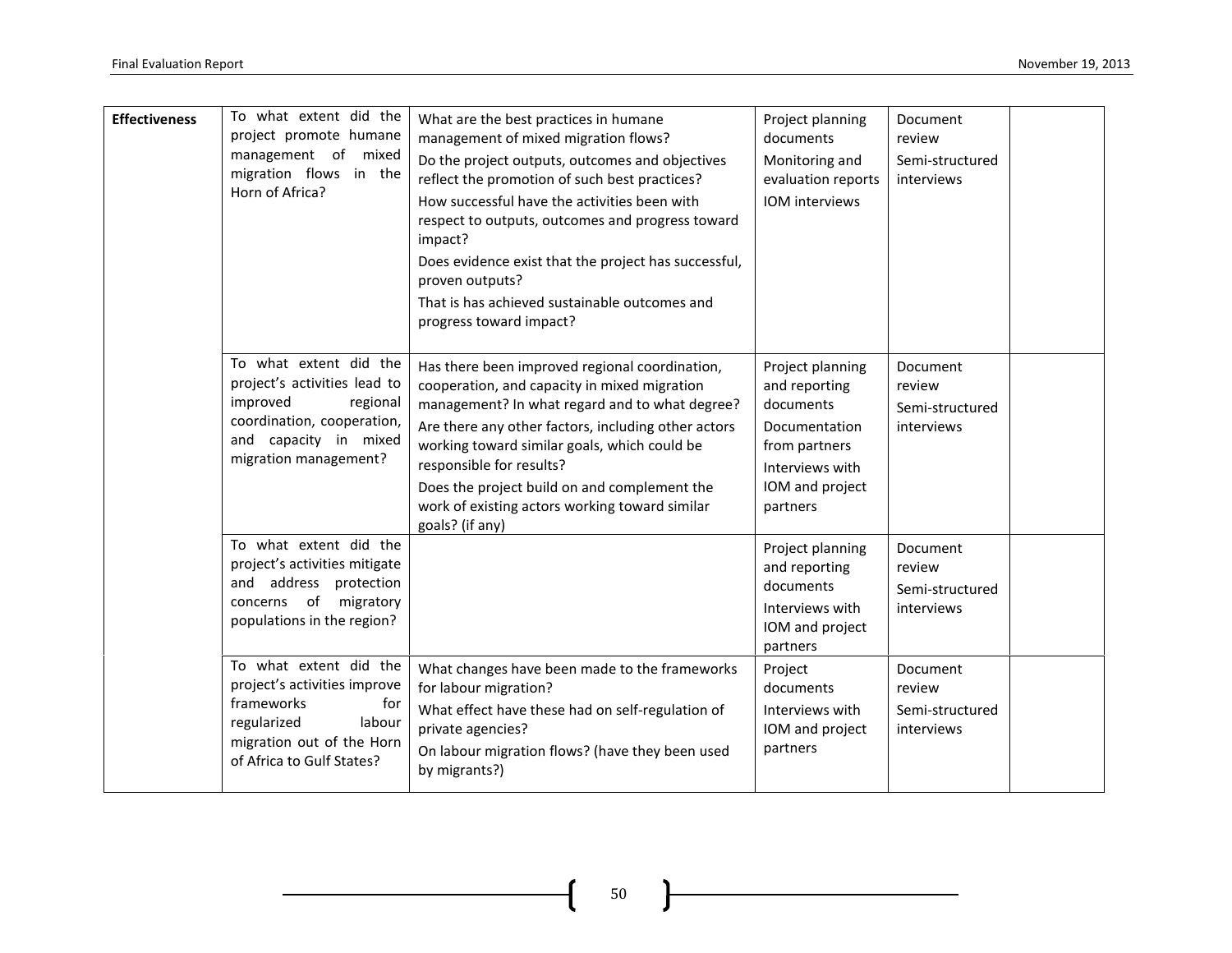| | | | | | |
|---|---|---|---|---|---|
| **Effectiveness** | To what extent did the project promote humane management of mixed migration flows in the Horn of Africa? | What are the best practices in humane management of mixed migration flows?<br>Do the project outputs, outcomes and objectives reflect the promotion of such best practices?<br>How successful have the activities been with respect to outputs, outcomes and progress toward impact?<br>Does evidence exist that the project has successful, proven outputs?<br>That is has achieved sustainable outcomes and progress toward impact? | Project planning documents<br>Monitoring and evaluation reports<br>IOM interviews | Document review<br>Semi-structured interviews | |
| | To what extent did the project's activities lead to improved regional coordination, cooperation, and capacity in mixed migration management? | Has there been improved regional coordination, cooperation, and capacity in mixed migration management? In what regard and to what degree?<br>Are there any other factors, including other actors working toward similar goals, which could be responsible for results?<br>Does the project build on and complement the work of existing actors working toward similar goals? (if any) | Project planning and reporting documents<br>Documentation from partners<br>Interviews with IOM and project partners | Document review<br>Semi-structured interviews | |
| | To what extent did the project's activities mitigate and address protection concerns of migratory populations in the region? | | Project planning and reporting documents<br>Interviews with IOM and project partners | Document review<br>Semi-structured interviews | |
| | To what extent did the project's activities improve frameworks for regularized labour migration out of the Horn of Africa to Gulf States? | What changes have been made to the frameworks for labour migration?<br>What effect have these had on self-regulation of private agencies?<br>On labour migration flows? (have they been used by migrants?) | Project documents<br>Interviews with IOM and project partners | Document review<br>Semi-structured interviews | |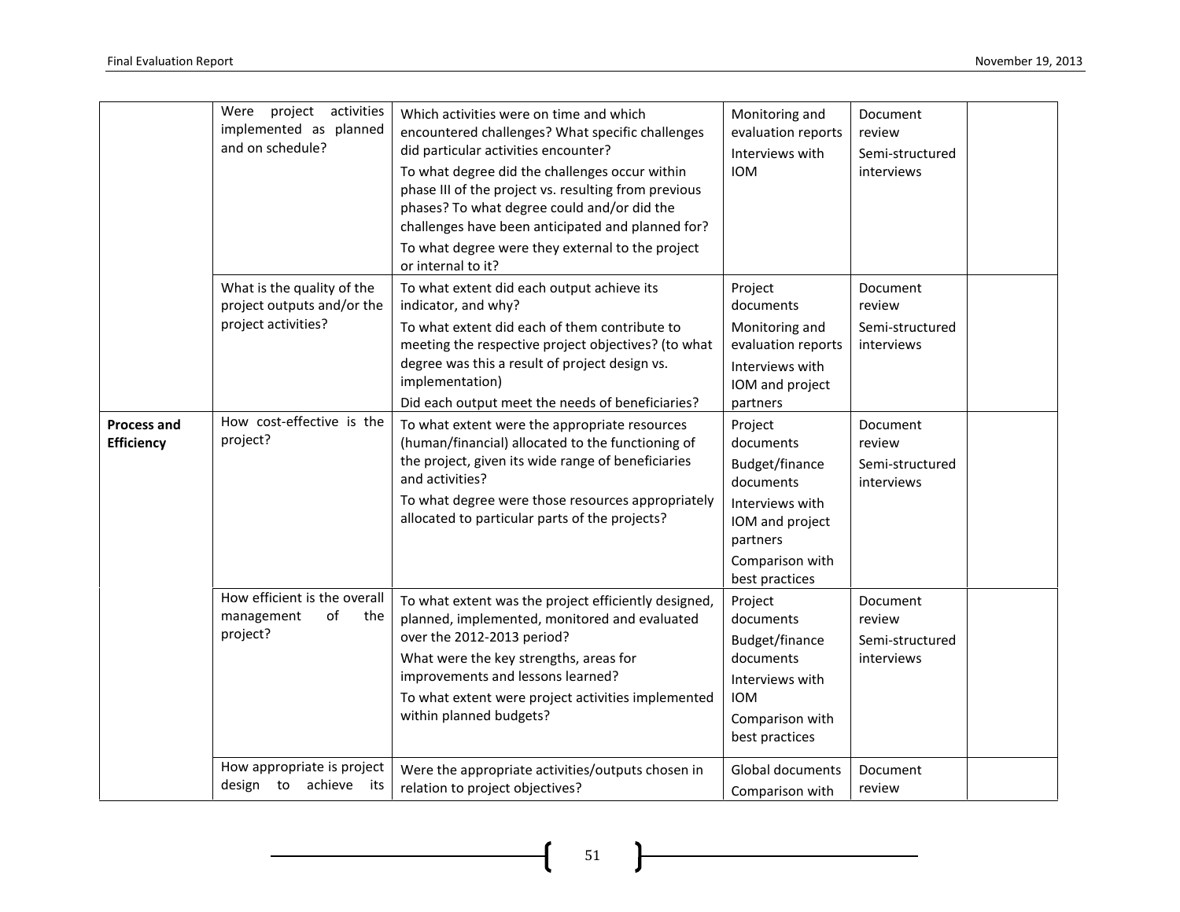| | | | | | |
|---|---|---|---|---|---|
| | Were project activities implemented as planned and on schedule? | Which activities were on time and which encountered challenges? What specific challenges did particular activities encounter?<br>To what degree did the challenges occur within phase III of the project vs. resulting from previous phases? To what degree could and/or did the challenges have been anticipated and planned for?<br>To what degree were they external to the project or internal to it? | Monitoring and evaluation reports<br>Interviews with IOM | Document review<br>Semi-structured interviews | |
| | What is the quality of the project outputs and/or the project activities? | To what extent did each output achieve its indicator, and why?<br>To what extent did each of them contribute to meeting the respective project objectives? (to what degree was this a result of project design vs. implementation)<br>Did each output meet the needs of beneficiaries? | Project documents<br>Monitoring and evaluation reports<br>Interviews with IOM and project partners | Document review<br>Semi-structured interviews | |
| **Process and Efficiency** | How cost-effective is the project? | To what extent were the appropriate resources (human/financial) allocated to the functioning of the project, given its wide range of beneficiaries and activities?<br>To what degree were those resources appropriately allocated to particular parts of the projects? | Project documents<br>Budget/finance documents<br>Interviews with IOM and project partners<br>Comparison with best practices | Document review<br>Semi-structured interviews | |
| | How efficient is the overall management of the project? | To what extent was the project efficiently designed, planned, implemented, monitored and evaluated over the 2012-2013 period?<br>What were the key strengths, areas for improvements and lessons learned?<br>To what extent were project activities implemented within planned budgets? | Project documents<br>Budget/finance documents<br>Interviews with IOM<br>Comparison with best practices | Document review<br>Semi-structured interviews | |
| | How appropriate is project design to achieve its | Were the appropriate activities/outputs chosen in relation to project objectives? | Global documents<br>Comparison with | Document review | |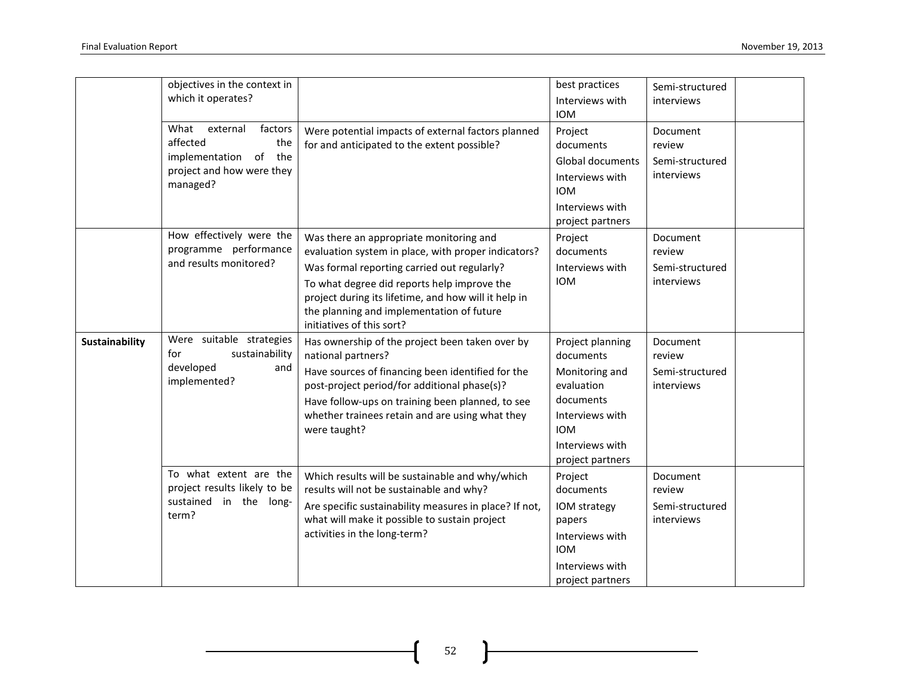| | | | | | |
|---|---|---|---|---|---|
| | objectives in the context in which it operates? | | best practices<br>Interviews with IOM | Semi-structured interviews | |
| | What external factors affected the implementation of the project and how were they managed? | Were potential impacts of external factors planned for and anticipated to the extent possible? | Project documents<br>Global documents<br>Interviews with IOM<br>Interviews with project partners | Document review<br>Semi-structured interviews | |
| | How effectively were the programme performance and results monitored? | Was there an appropriate monitoring and evaluation system in place, with proper indicators?<br>Was formal reporting carried out regularly?<br>To what degree did reports help improve the project during its lifetime, and how will it help in the planning and implementation of future initiatives of this sort? | Project documents<br>Interviews with IOM | Document review<br>Semi-structured interviews | |
| **Sustainability** | Were suitable strategies for sustainability developed and implemented? | Has ownership of the project been taken over by national partners?<br>Have sources of financing been identified for the post-project period/for additional phase(s)?<br>Have follow-ups on training been planned, to see whether trainees retain and are using what they were taught? | Project planning documents<br>Monitoring and evaluation documents<br>Interviews with IOM<br>Interviews with project partners | Document review<br>Semi-structured interviews | |
| | To what extent are the project results likely to be sustained in the long-term? | Which results will be sustainable and why/which results will not be sustainable and why?<br>Are specific sustainability measures in place? If not, what will make it possible to sustain project activities in the long-term? | Project documents<br>IOM strategy papers<br>Interviews with IOM<br>Interviews with project partners | Document review<br>Semi-structured interviews | |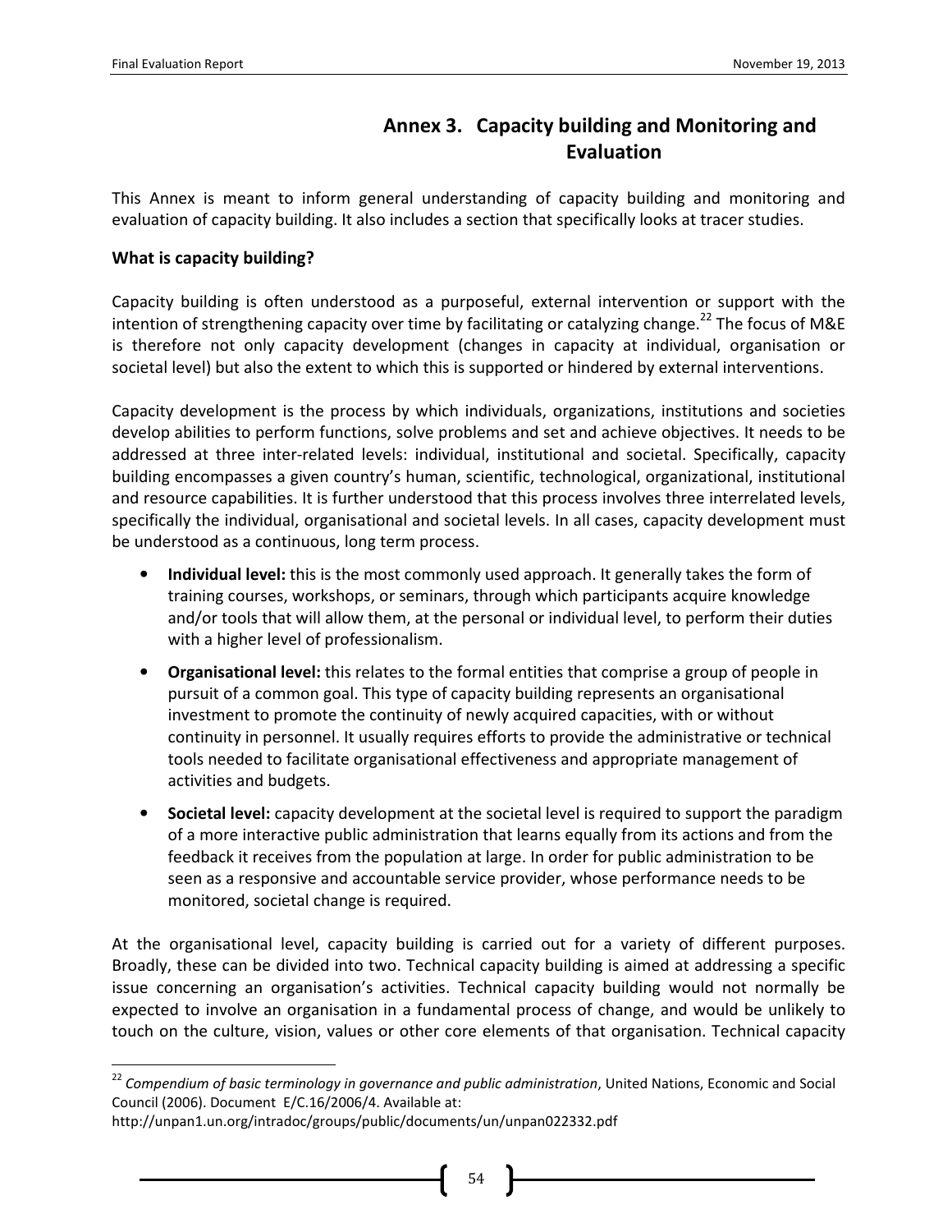# Annex 3. Capacity building and Monitoring and Evaluation

This Annex is meant to inform general understanding of capacity building and monitoring and evaluation of capacity building. It also includes a section that specifically looks at tracer studies.

**What is capacity building?**

Capacity building is often understood as a purposeful, external intervention or support with the intention of strengthening capacity over time by facilitating or catalyzing change.[22] The focus of M&E is therefore not only capacity development (changes in capacity at individual, organisation or societal level) but also the extent to which this is supported or hindered by external interventions.

Capacity development is the process by which individuals, organizations, institutions and societies develop abilities to perform functions, solve problems and set and achieve objectives. It needs to be addressed at three inter-related levels: individual, institutional and societal. Specifically, capacity building encompasses a given country's human, scientific, technological, organizational, institutional and resource capabilities. It is further understood that this process involves three interrelated levels, specifically the individual, organisational and societal levels. In all cases, capacity development must be understood as a continuous, long term process.

- **Individual level:** this is the most commonly used approach. It generally takes the form of training courses, workshops, or seminars, through which participants acquire knowledge and/or tools that will allow them, at the personal or individual level, to perform their duties with a higher level of professionalism.
- **Organisational level:** this relates to the formal entities that comprise a group of people in pursuit of a common goal. This type of capacity building represents an organisational investment to promote the continuity of newly acquired capacities, with or without continuity in personnel. It usually requires efforts to provide the administrative or technical tools needed to facilitate organisational effectiveness and appropriate management of activities and budgets.
- **Societal level:** capacity development at the societal level is required to support the paradigm of a more interactive public administration that learns equally from its actions and from the feedback it receives from the population at large. In order for public administration to be seen as a responsive and accountable service provider, whose performance needs to be monitored, societal change is required.

At the organisational level, capacity building is carried out for a variety of different purposes. Broadly, these can be divided into two. Technical capacity building is aimed at addressing a specific issue concerning an organisation's activities. Technical capacity building would not normally be expected to involve an organisation in a fundamental process of change, and would be unlikely to touch on the culture, vision, values or other core elements of that organisation. Technical capacity

[22] *Compendium of basic terminology in governance and public administration*, United Nations, Economic and Social Council (2006). Document E/C.16/2006/4. Available at: http://unpan1.un.org/intradoc/groups/public/documents/un/unpan022332.pdf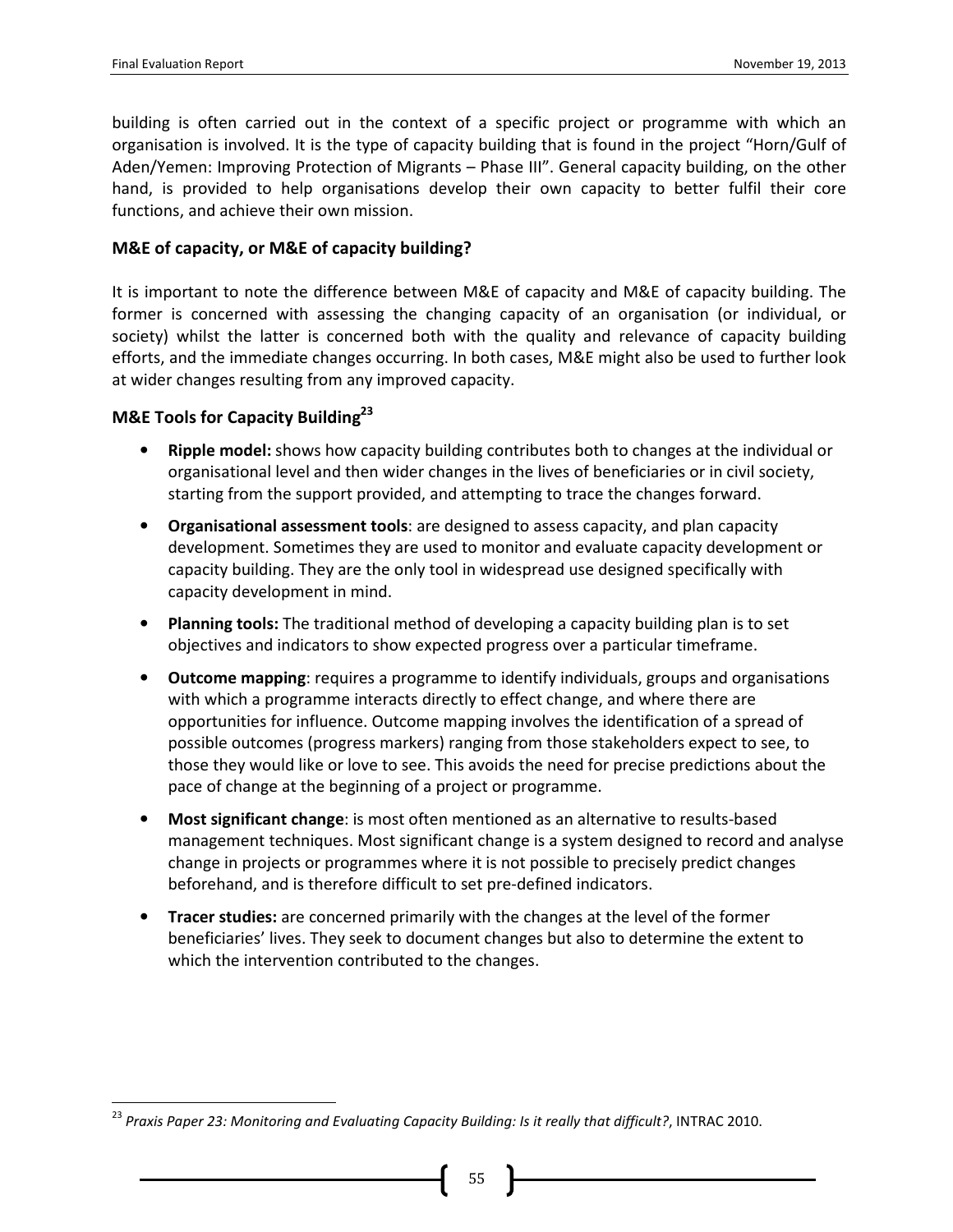building is often carried out in the context of a specific project or programme with which an organisation is involved. It is the type of capacity building that is found in the project "Horn/Gulf of Aden/Yemen: Improving Protection of Migrants – Phase III". General capacity building, on the other hand, is provided to help organisations develop their own capacity to better fulfil their core functions, and achieve their own mission.

### M&E of capacity, or M&E of capacity building?

It is important to note the difference between M&E of capacity and M&E of capacity building. The former is concerned with assessing the changing capacity of an organisation (or individual, or society) whilst the latter is concerned both with the quality and relevance of capacity building efforts, and the immediate changes occurring. In both cases, M&E might also be used to further look at wider changes resulting from any improved capacity.

### M&E Tools for Capacity Building[23]

- **Ripple model:** shows how capacity building contributes both to changes at the individual or organisational level and then wider changes in the lives of beneficiaries or in civil society, starting from the support provided, and attempting to trace the changes forward.
- **Organisational assessment tools**: are designed to assess capacity, and plan capacity development. Sometimes they are used to monitor and evaluate capacity development or capacity building. They are the only tool in widespread use designed specifically with capacity development in mind.
- **Planning tools:** The traditional method of developing a capacity building plan is to set objectives and indicators to show expected progress over a particular timeframe.
- **Outcome mapping**: requires a programme to identify individuals, groups and organisations with which a programme interacts directly to effect change, and where there are opportunities for influence. Outcome mapping involves the identification of a spread of possible outcomes (progress markers) ranging from those stakeholders expect to see, to those they would like or love to see. This avoids the need for precise predictions about the pace of change at the beginning of a project or programme.
- **Most significant change**: is most often mentioned as an alternative to results-based management techniques. Most significant change is a system designed to record and analyse change in projects or programmes where it is not possible to precisely predict changes beforehand, and is therefore difficult to set pre-defined indicators.
- **Tracer studies:** are concerned primarily with the changes at the level of the former beneficiaries' lives. They seek to document changes but also to determine the extent to which the intervention contributed to the changes.

[23] *Praxis Paper 23: Monitoring and Evaluating Capacity Building: Is it really that difficult?*, INTRAC 2010.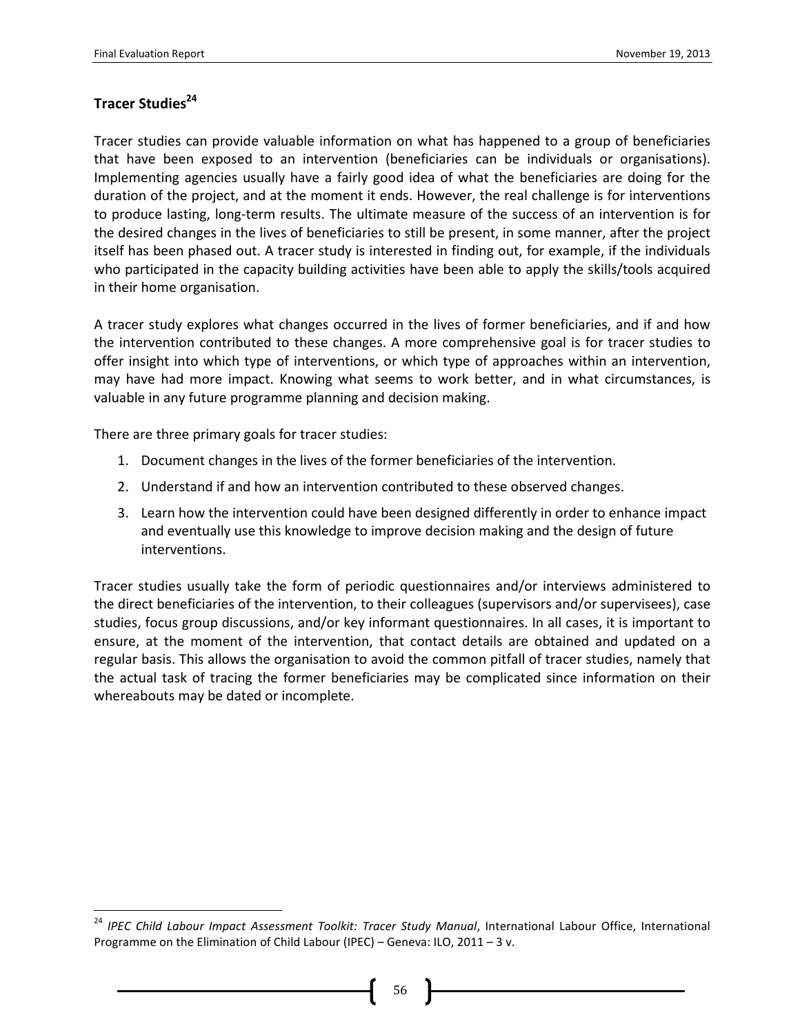## Tracer Studies[24]

Tracer studies can provide valuable information on what has happened to a group of beneficiaries that have been exposed to an intervention (beneficiaries can be individuals or organisations). Implementing agencies usually have a fairly good idea of what the beneficiaries are doing for the duration of the project, and at the moment it ends. However, the real challenge is for interventions to produce lasting, long-term results. The ultimate measure of the success of an intervention is for the desired changes in the lives of beneficiaries to still be present, in some manner, after the project itself has been phased out. A tracer study is interested in finding out, for example, if the individuals who participated in the capacity building activities have been able to apply the skills/tools acquired in their home organisation.

A tracer study explores what changes occurred in the lives of former beneficiaries, and if and how the intervention contributed to these changes. A more comprehensive goal is for tracer studies to offer insight into which type of interventions, or which type of approaches within an intervention, may have had more impact. Knowing what seems to work better, and in what circumstances, is valuable in any future programme planning and decision making.

There are three primary goals for tracer studies:

1. Document changes in the lives of the former beneficiaries of the intervention.
2. Understand if and how an intervention contributed to these observed changes.
3. Learn how the intervention could have been designed differently in order to enhance impact and eventually use this knowledge to improve decision making and the design of future interventions.

Tracer studies usually take the form of periodic questionnaires and/or interviews administered to the direct beneficiaries of the intervention, to their colleagues (supervisors and/or supervisees), case studies, focus group discussions, and/or key informant questionnaires. In all cases, it is important to ensure, at the moment of the intervention, that contact details are obtained and updated on a regular basis. This allows the organisation to avoid the common pitfall of tracer studies, namely that the actual task of tracing the former beneficiaries may be complicated since information on their whereabouts may be dated or incomplete.

---

[24] *IPEC Child Labour Impact Assessment Toolkit: Tracer Study Manual*, International Labour Office, International Programme on the Elimination of Child Labour (IPEC) – Geneva: ILO, 2011 – 3 v.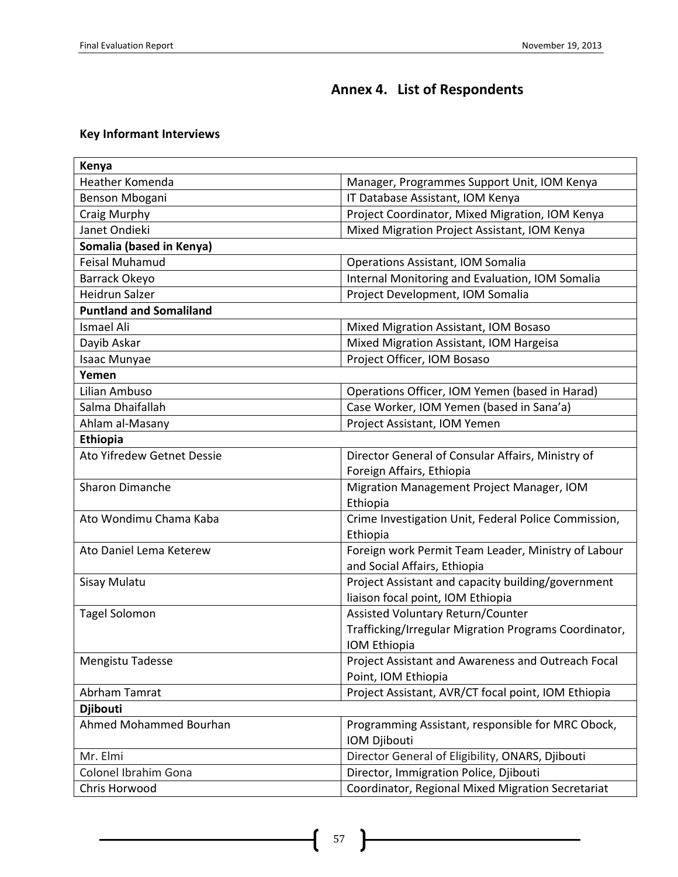# Annex 4. List of Respondents

## Key Informant Interviews

| **Kenya** | |
|---|---|
| Heather Komenda | Manager, Programmes Support Unit, IOM Kenya |
| Benson Mbogani | IT Database Assistant, IOM Kenya |
| Craig Murphy | Project Coordinator, Mixed Migration, IOM Kenya |
| Janet Ondieki | Mixed Migration Project Assistant, IOM Kenya |
| **Somalia (based in Kenya)** | |
| Feisal Muhamud | Operations Assistant, IOM Somalia |
| Barrack Okeyo | Internal Monitoring and Evaluation, IOM Somalia |
| Heidrun Salzer | Project Development, IOM Somalia |
| **Puntland and Somaliland** | |
| Ismael Ali | Mixed Migration Assistant, IOM Bosaso |
| Dayib Askar | Mixed Migration Assistant, IOM Hargeisa |
| Isaac Munyae | Project Officer, IOM Bosaso |
| **Yemen** | |
| Lilian Ambuso | Operations Officer, IOM Yemen (based in Harad) |
| Salma Dhaifallah | Case Worker, IOM Yemen (based in Sana'a) |
| Ahlam al-Masany | Project Assistant, IOM Yemen |
| **Ethiopia** | |
| Ato Yifredew Getnet Dessie | Director General of Consular Affairs, Ministry of Foreign Affairs, Ethiopia |
| Sharon Dimanche | Migration Management Project Manager, IOM Ethiopia |
| Ato Wondimu Chama Kaba | Crime Investigation Unit, Federal Police Commission, Ethiopia |
| Ato Daniel Lema Keterew | Foreign work Permit Team Leader, Ministry of Labour and Social Affairs, Ethiopia |
| Sisay Mulatu | Project Assistant and capacity building/government liaison focal point, IOM Ethiopia |
| Tagel Solomon | Assisted Voluntary Return/Counter Trafficking/Irregular Migration Programs Coordinator, IOM Ethiopia |
| Mengistu Tadesse | Project Assistant and Awareness and Outreach Focal Point, IOM Ethiopia |
| Abrham Tamrat | Project Assistant, AVR/CT focal point, IOM Ethiopia |
| **Djibouti** | |
| Ahmed Mohammed Bourhan | Programming Assistant, responsible for MRC Obock, IOM Djibouti |
| Mr. Elmi | Director General of Eligibility, ONARS, Djibouti |
| Colonel Ibrahim Gona | Director, Immigration Police, Djibouti |
| Chris Horwood | Coordinator, Regional Mixed Migration Secretariat |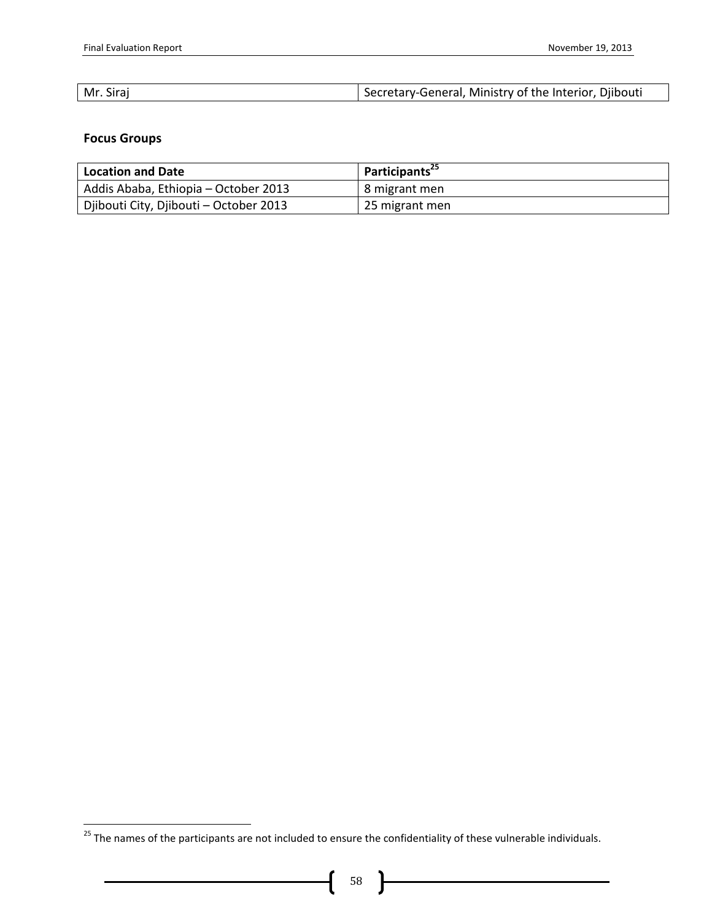| Mr. Siraj | Secretary-General, Ministry of the Interior, Djibouti |
|---|---|

**Focus Groups**

| Location and Date | Participants[25] |
|---|---|
| Addis Ababa, Ethiopia – October 2013 | 8 migrant men |
| Djibouti City, Djibouti – October 2013 | 25 migrant men |

[25] The names of the participants are not included to ensure the confidentiality of these vulnerable individuals.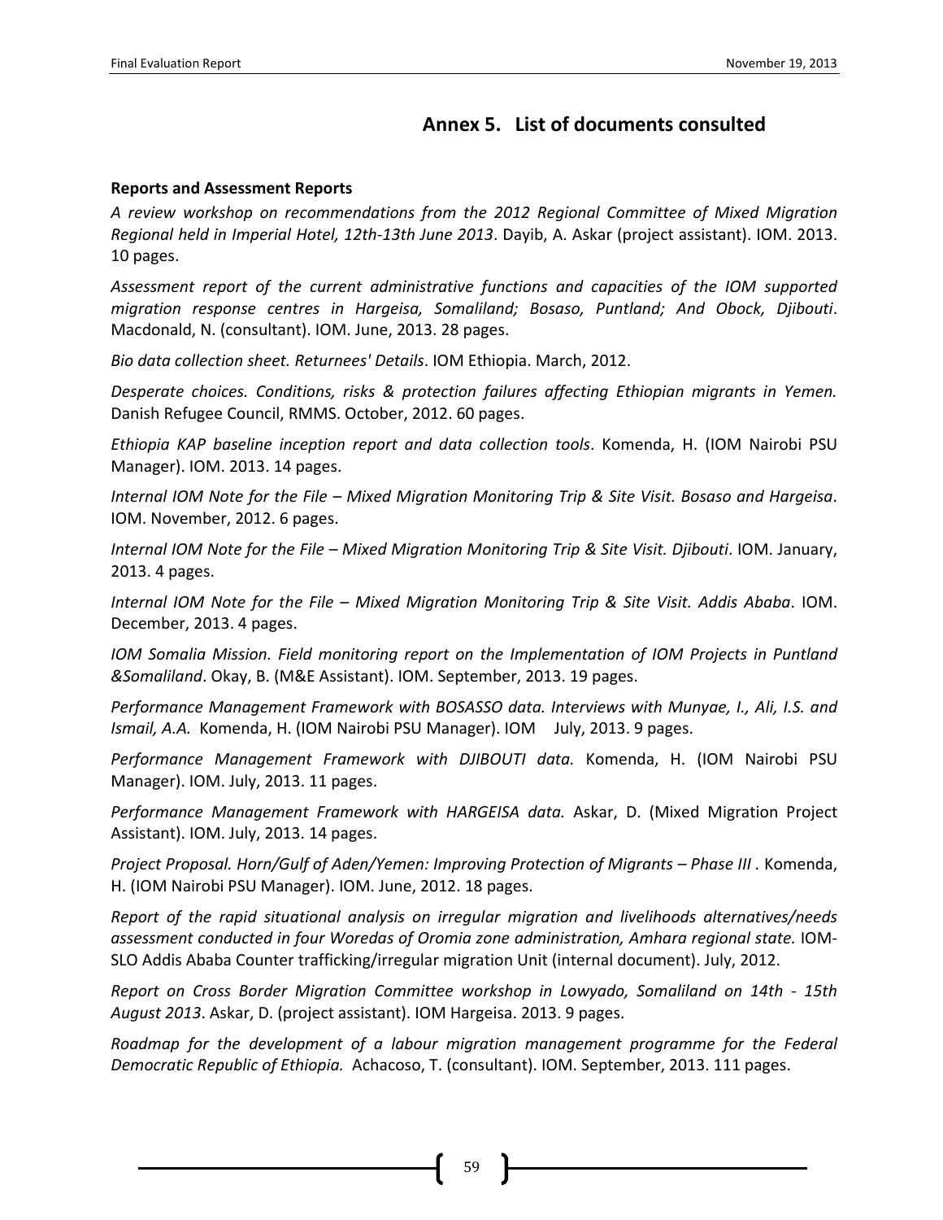# Annex 5. List of documents consulted

**Reports and Assessment Reports**

*A review workshop on recommendations from the 2012 Regional Committee of Mixed Migration Regional held in Imperial Hotel, 12th-13th June 2013*. Dayib, A. Askar (project assistant). IOM. 2013. 10 pages.

*Assessment report of the current administrative functions and capacities of the IOM supported migration response centres in Hargeisa, Somaliland; Bosaso, Puntland; And Obock, Djibouti*. Macdonald, N. (consultant). IOM. June, 2013. 28 pages.

*Bio data collection sheet. Returnees' Details*. IOM Ethiopia. March, 2012.

*Desperate choices. Conditions, risks & protection failures affecting Ethiopian migrants in Yemen.* Danish Refugee Council, RMMS. October, 2012. 60 pages.

*Ethiopia KAP baseline inception report and data collection tools*. Komenda, H. (IOM Nairobi PSU Manager). IOM. 2013. 14 pages.

*Internal IOM Note for the File – Mixed Migration Monitoring Trip & Site Visit. Bosaso and Hargeisa*. IOM. November, 2012. 6 pages.

*Internal IOM Note for the File – Mixed Migration Monitoring Trip & Site Visit. Djibouti*. IOM. January, 2013. 4 pages.

*Internal IOM Note for the File – Mixed Migration Monitoring Trip & Site Visit. Addis Ababa*. IOM. December, 2013. 4 pages.

*IOM Somalia Mission. Field monitoring report on the Implementation of IOM Projects in Puntland &Somaliland*. Okay, B. (M&E Assistant). IOM. September, 2013. 19 pages.

*Performance Management Framework with BOSASSO data. Interviews with Munyae, I., Ali, I.S. and Ismail, A.A.* Komenda, H. (IOM Nairobi PSU Manager). IOM July, 2013. 9 pages.

*Performance Management Framework with DJIBOUTI data.* Komenda, H. (IOM Nairobi PSU Manager). IOM. July, 2013. 11 pages.

*Performance Management Framework with HARGEISA data.* Askar, D. (Mixed Migration Project Assistant). IOM. July, 2013. 14 pages.

*Project Proposal. Horn/Gulf of Aden/Yemen: Improving Protection of Migrants – Phase III .* Komenda, H. (IOM Nairobi PSU Manager). IOM. June, 2012. 18 pages.

*Report of the rapid situational analysis on irregular migration and livelihoods alternatives/needs assessment conducted in four Woredas of Oromia zone administration, Amhara regional state.* IOM-SLO Addis Ababa Counter trafficking/irregular migration Unit (internal document). July, 2012.

*Report on Cross Border Migration Committee workshop in Lowyado, Somaliland on 14th - 15th August 2013*. Askar, D. (project assistant). IOM Hargeisa. 2013. 9 pages.

*Roadmap for the development of a labour migration management programme for the Federal Democratic Republic of Ethiopia.* Achacoso, T. (consultant). IOM. September, 2013. 111 pages.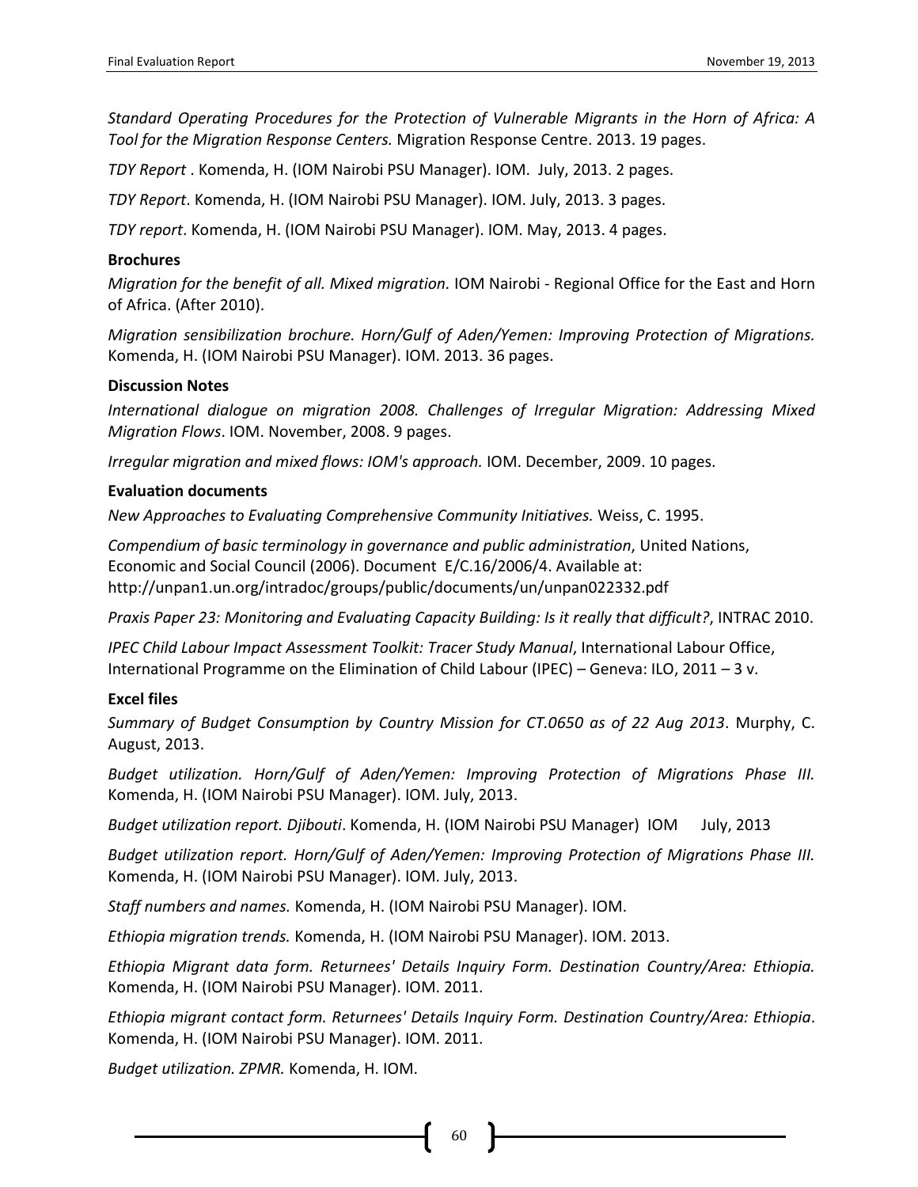*Standard Operating Procedures for the Protection of Vulnerable Migrants in the Horn of Africa: A Tool for the Migration Response Centers.* Migration Response Centre. 2013. 19 pages.

*TDY Report* . Komenda, H. (IOM Nairobi PSU Manager). IOM. July, 2013. 2 pages.

*TDY Report*. Komenda, H. (IOM Nairobi PSU Manager). IOM. July, 2013. 3 pages.

*TDY report*. Komenda, H. (IOM Nairobi PSU Manager). IOM. May, 2013. 4 pages.

**Brochures**

*Migration for the benefit of all. Mixed migration.* IOM Nairobi - Regional Office for the East and Horn of Africa. (After 2010).

*Migration sensibilization brochure. Horn/Gulf of Aden/Yemen: Improving Protection of Migrations.* Komenda, H. (IOM Nairobi PSU Manager). IOM. 2013. 36 pages.

**Discussion Notes**

*International dialogue on migration 2008. Challenges of Irregular Migration: Addressing Mixed Migration Flows*. IOM. November, 2008. 9 pages.

*Irregular migration and mixed flows: IOM's approach.* IOM. December, 2009. 10 pages.

**Evaluation documents**

*New Approaches to Evaluating Comprehensive Community Initiatives.* Weiss, C. 1995.

*Compendium of basic terminology in governance and public administration*, United Nations, Economic and Social Council (2006). Document E/C.16/2006/4. Available at: http://unpan1.un.org/intradoc/groups/public/documents/un/unpan022332.pdf

*Praxis Paper 23: Monitoring and Evaluating Capacity Building: Is it really that difficult?*, INTRAC 2010.

*IPEC Child Labour Impact Assessment Toolkit: Tracer Study Manual*, International Labour Office, International Programme on the Elimination of Child Labour (IPEC) – Geneva: ILO, 2011 – 3 v.

**Excel files**

*Summary of Budget Consumption by Country Mission for CT.0650 as of 22 Aug 2013*. Murphy, C. August, 2013.

*Budget utilization. Horn/Gulf of Aden/Yemen: Improving Protection of Migrations Phase III.* Komenda, H. (IOM Nairobi PSU Manager). IOM. July, 2013.

*Budget utilization report. Djibouti*. Komenda, H. (IOM Nairobi PSU Manager) IOM July, 2013

*Budget utilization report. Horn/Gulf of Aden/Yemen: Improving Protection of Migrations Phase III.* Komenda, H. (IOM Nairobi PSU Manager). IOM. July, 2013.

*Staff numbers and names.* Komenda, H. (IOM Nairobi PSU Manager). IOM.

*Ethiopia migration trends.* Komenda, H. (IOM Nairobi PSU Manager). IOM. 2013.

*Ethiopia Migrant data form. Returnees' Details Inquiry Form. Destination Country/Area: Ethiopia.* Komenda, H. (IOM Nairobi PSU Manager). IOM. 2011.

*Ethiopia migrant contact form. Returnees' Details Inquiry Form. Destination Country/Area: Ethiopia*. Komenda, H. (IOM Nairobi PSU Manager). IOM. 2011.

*Budget utilization. ZPMR.* Komenda, H. IOM.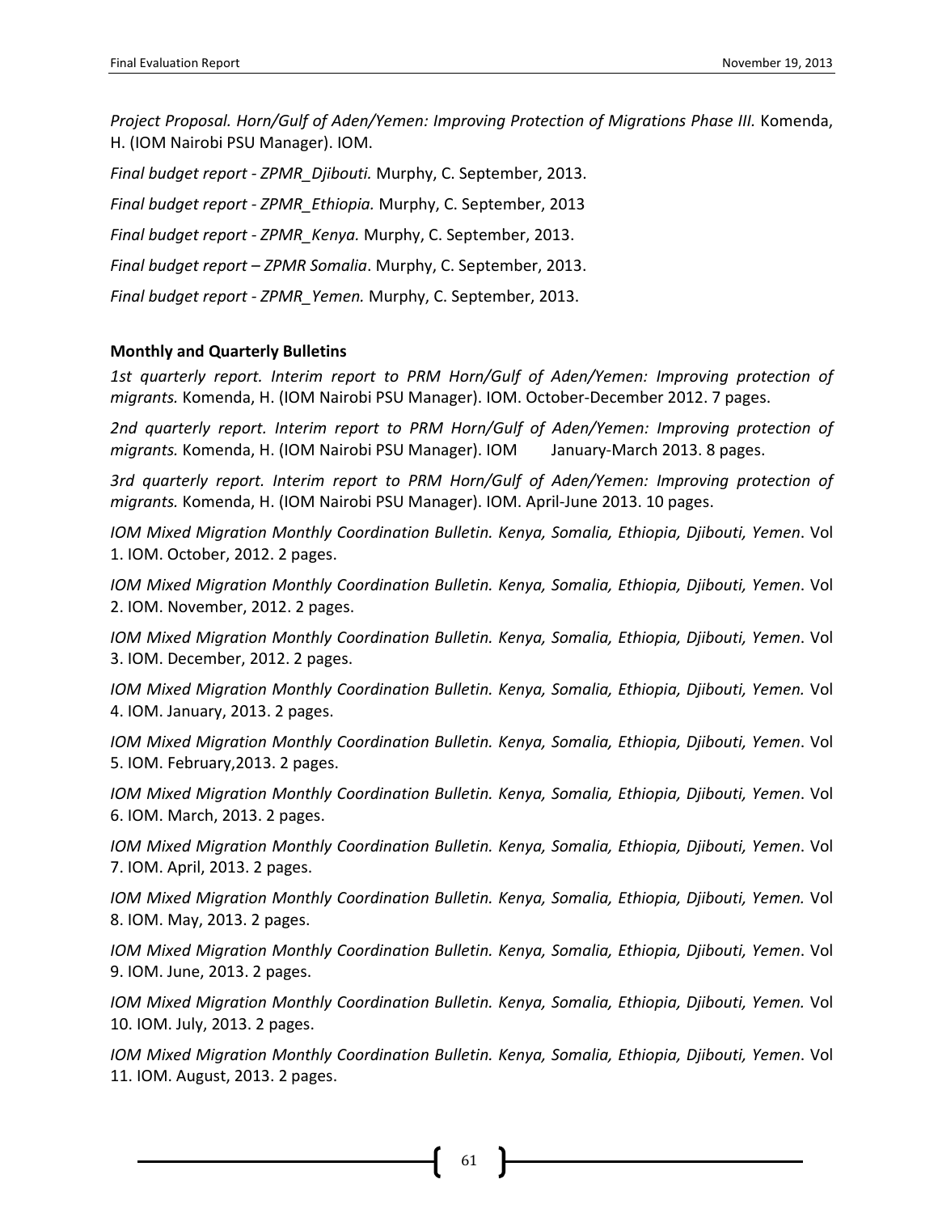*Project Proposal. Horn/Gulf of Aden/Yemen: Improving Protection of Migrations Phase III.* Komenda, H. (IOM Nairobi PSU Manager). IOM.

*Final budget report - ZPMR_Djibouti.* Murphy, C. September, 2013.

*Final budget report - ZPMR_Ethiopia.* Murphy, C. September, 2013

*Final budget report - ZPMR_Kenya.* Murphy, C. September, 2013.

*Final budget report – ZPMR Somalia*. Murphy, C. September, 2013.

*Final budget report - ZPMR_Yemen.* Murphy, C. September, 2013.

**Monthly and Quarterly Bulletins**

*1st quarterly report. Interim report to PRM Horn/Gulf of Aden/Yemen: Improving protection of migrants.* Komenda, H. (IOM Nairobi PSU Manager). IOM. October-December 2012. 7 pages.

*2nd quarterly report. Interim report to PRM Horn/Gulf of Aden/Yemen: Improving protection of migrants.* Komenda, H. (IOM Nairobi PSU Manager). IOM January-March 2013. 8 pages.

*3rd quarterly report. Interim report to PRM Horn/Gulf of Aden/Yemen: Improving protection of migrants.* Komenda, H. (IOM Nairobi PSU Manager). IOM. April-June 2013. 10 pages.

*IOM Mixed Migration Monthly Coordination Bulletin. Kenya, Somalia, Ethiopia, Djibouti, Yemen*. Vol 1. IOM. October, 2012. 2 pages.

*IOM Mixed Migration Monthly Coordination Bulletin. Kenya, Somalia, Ethiopia, Djibouti, Yemen*. Vol 2. IOM. November, 2012. 2 pages.

*IOM Mixed Migration Monthly Coordination Bulletin. Kenya, Somalia, Ethiopia, Djibouti, Yemen*. Vol 3. IOM. December, 2012. 2 pages.

*IOM Mixed Migration Monthly Coordination Bulletin. Kenya, Somalia, Ethiopia, Djibouti, Yemen.* Vol 4. IOM. January, 2013. 2 pages.

*IOM Mixed Migration Monthly Coordination Bulletin. Kenya, Somalia, Ethiopia, Djibouti, Yemen*. Vol 5. IOM. February,2013. 2 pages.

*IOM Mixed Migration Monthly Coordination Bulletin. Kenya, Somalia, Ethiopia, Djibouti, Yemen*. Vol 6. IOM. March, 2013. 2 pages.

*IOM Mixed Migration Monthly Coordination Bulletin. Kenya, Somalia, Ethiopia, Djibouti, Yemen*. Vol 7. IOM. April, 2013. 2 pages.

*IOM Mixed Migration Monthly Coordination Bulletin. Kenya, Somalia, Ethiopia, Djibouti, Yemen.* Vol 8. IOM. May, 2013. 2 pages.

*IOM Mixed Migration Monthly Coordination Bulletin. Kenya, Somalia, Ethiopia, Djibouti, Yemen*. Vol 9. IOM. June, 2013. 2 pages.

*IOM Mixed Migration Monthly Coordination Bulletin. Kenya, Somalia, Ethiopia, Djibouti, Yemen.* Vol 10. IOM. July, 2013. 2 pages.

*IOM Mixed Migration Monthly Coordination Bulletin. Kenya, Somalia, Ethiopia, Djibouti, Yemen*. Vol 11. IOM. August, 2013. 2 pages.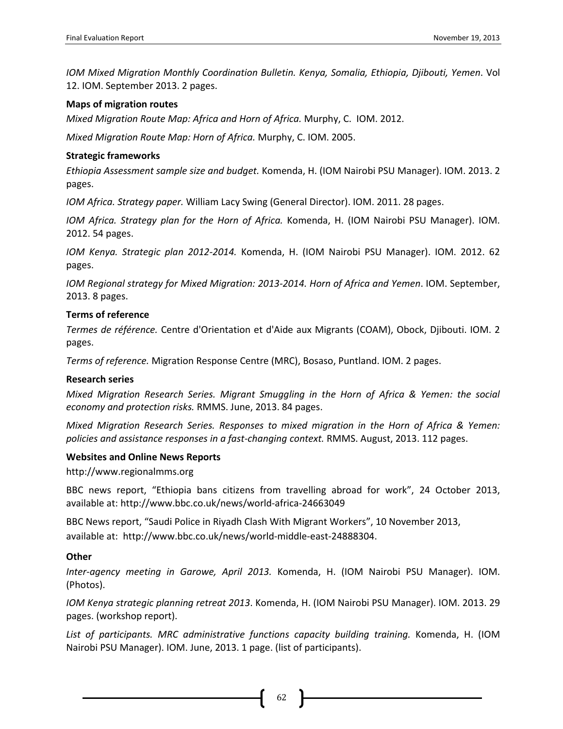*IOM Mixed Migration Monthly Coordination Bulletin. Kenya, Somalia, Ethiopia, Djibouti, Yemen*. Vol 12. IOM. September 2013. 2 pages.

**Maps of migration routes**

*Mixed Migration Route Map: Africa and Horn of Africa.* Murphy, C. IOM. 2012.

*Mixed Migration Route Map: Horn of Africa.* Murphy, C. IOM. 2005.

**Strategic frameworks**

*Ethiopia Assessment sample size and budget.* Komenda, H. (IOM Nairobi PSU Manager). IOM. 2013. 2 pages.

*IOM Africa. Strategy paper.* William Lacy Swing (General Director). IOM. 2011. 28 pages.

*IOM Africa. Strategy plan for the Horn of Africa.* Komenda, H. (IOM Nairobi PSU Manager). IOM. 2012. 54 pages.

*IOM Kenya. Strategic plan 2012-2014.* Komenda, H. (IOM Nairobi PSU Manager). IOM. 2012. 62 pages.

*IOM Regional strategy for Mixed Migration: 2013-2014. Horn of Africa and Yemen*. IOM. September, 2013. 8 pages.

**Terms of reference**

*Termes de référence.* Centre d'Orientation et d'Aide aux Migrants (COAM), Obock, Djibouti. IOM. 2 pages.

*Terms of reference.* Migration Response Centre (MRC), Bosaso, Puntland. IOM. 2 pages.

**Research series**

*Mixed Migration Research Series. Migrant Smuggling in the Horn of Africa & Yemen: the social economy and protection risks.* RMMS. June, 2013. 84 pages.

*Mixed Migration Research Series. Responses to mixed migration in the Horn of Africa & Yemen: policies and assistance responses in a fast-changing context.* RMMS. August, 2013. 112 pages.

**Websites and Online News Reports**

http://www.regionalmms.org

BBC news report, "Ethiopia bans citizens from travelling abroad for work", 24 October 2013, available at: http://www.bbc.co.uk/news/world-africa-24663049

BBC News report, "Saudi Police in Riyadh Clash With Migrant Workers", 10 November 2013, available at: http://www.bbc.co.uk/news/world-middle-east-24888304.

**Other**

*Inter-agency meeting in Garowe, April 2013.* Komenda, H. (IOM Nairobi PSU Manager). IOM. (Photos).

*IOM Kenya strategic planning retreat 2013*. Komenda, H. (IOM Nairobi PSU Manager). IOM. 2013. 29 pages. (workshop report).

*List of participants. MRC administrative functions capacity building training.* Komenda, H. (IOM Nairobi PSU Manager). IOM. June, 2013. 1 page. (list of participants).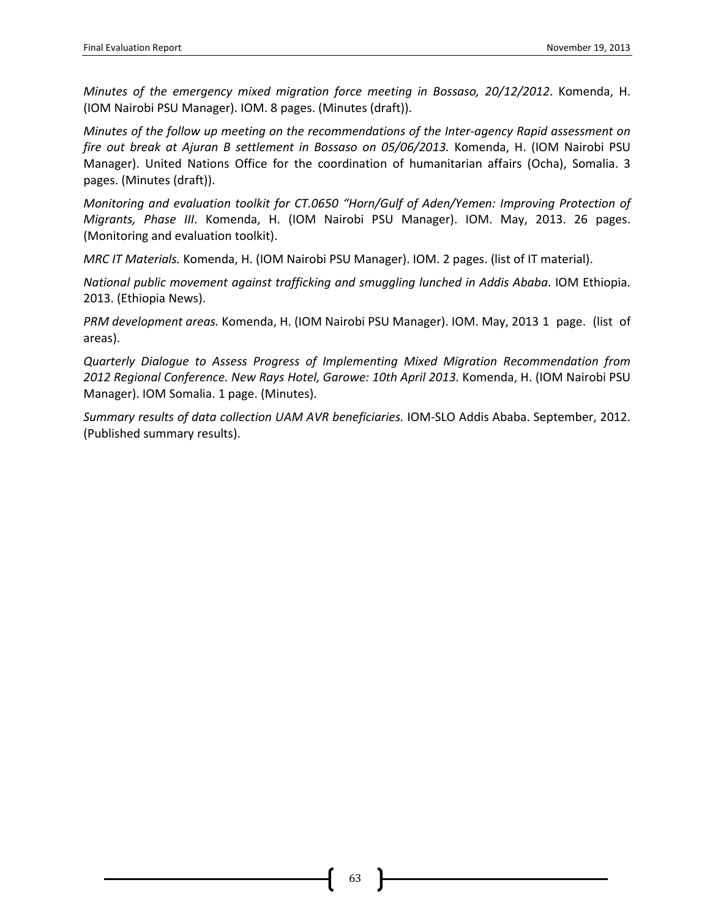*Minutes of the emergency mixed migration force meeting in Bossaso, 20/12/2012*. Komenda, H. (IOM Nairobi PSU Manager). IOM. 8 pages. (Minutes (draft)).

*Minutes of the follow up meeting on the recommendations of the Inter-agency Rapid assessment on fire out break at Ajuran B settlement in Bossaso on 05/06/2013.* Komenda, H. (IOM Nairobi PSU Manager). United Nations Office for the coordination of humanitarian affairs (Ocha), Somalia. 3 pages. (Minutes (draft)).

*Monitoring and evaluation toolkit for CT.0650 "Horn/Gulf of Aden/Yemen: Improving Protection of Migrants, Phase III*. Komenda, H. (IOM Nairobi PSU Manager). IOM. May, 2013. 26 pages. (Monitoring and evaluation toolkit).

*MRC IT Materials.* Komenda, H. (IOM Nairobi PSU Manager). IOM. 2 pages. (list of IT material).

*National public movement against trafficking and smuggling lunched in Addis Ababa*. IOM Ethiopia. 2013. (Ethiopia News).

*PRM development areas.* Komenda, H. (IOM Nairobi PSU Manager). IOM. May, 2013 1 page. (list of areas).

*Quarterly Dialogue to Assess Progress of Implementing Mixed Migration Recommendation from 2012 Regional Conference. New Rays Hotel, Garowe: 10th April 2013.* Komenda, H. (IOM Nairobi PSU Manager). IOM Somalia. 1 page. (Minutes).

*Summary results of data collection UAM AVR beneficiaries.* IOM-SLO Addis Ababa. September, 2012. (Published summary results).